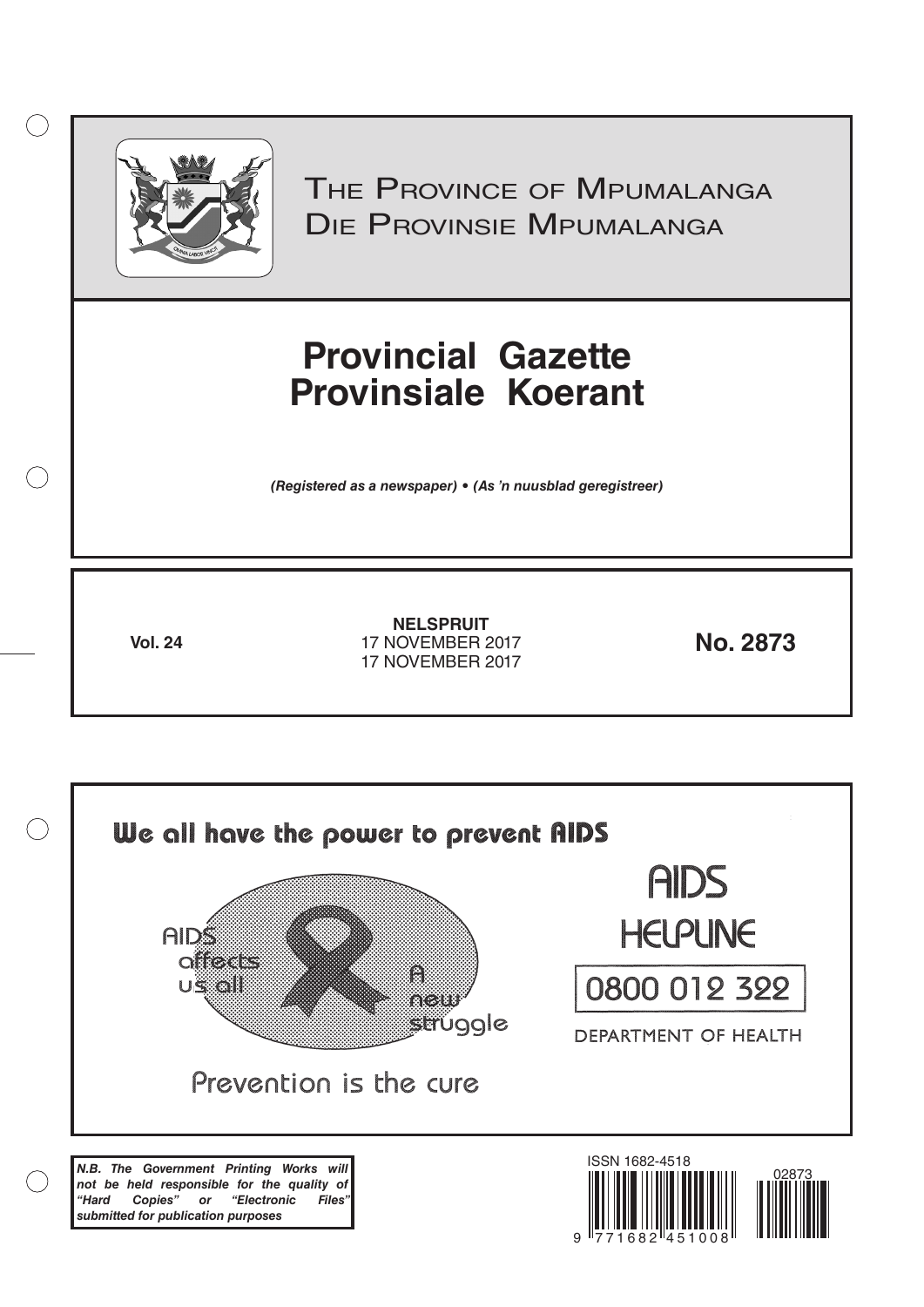# The Province of Mpumalanga
# Die Provinsie Mpumalanga

# Provincial Gazette
# Provinsiale Koerant

***(Registered as a newspaper) • (As 'n nuusblad geregistreer)***

**Vol. 24**

**NELSPRUIT**
17 NOVEMBER 2017
17 NOVEMBER 2017

**No. 2873**

We all have the power to prevent AIDS

AIDS affects us all

A new struggle

Prevention is the cure

AIDS HELPLINE

0800 012 322

DEPARTMENT OF HEALTH

***N.B. The Government Printing Works will not be held responsible for the quality of "Hard Copies" or "Electronic Files" submitted for publication purposes***

ISSN 1682-4518

9 771682 451008

02873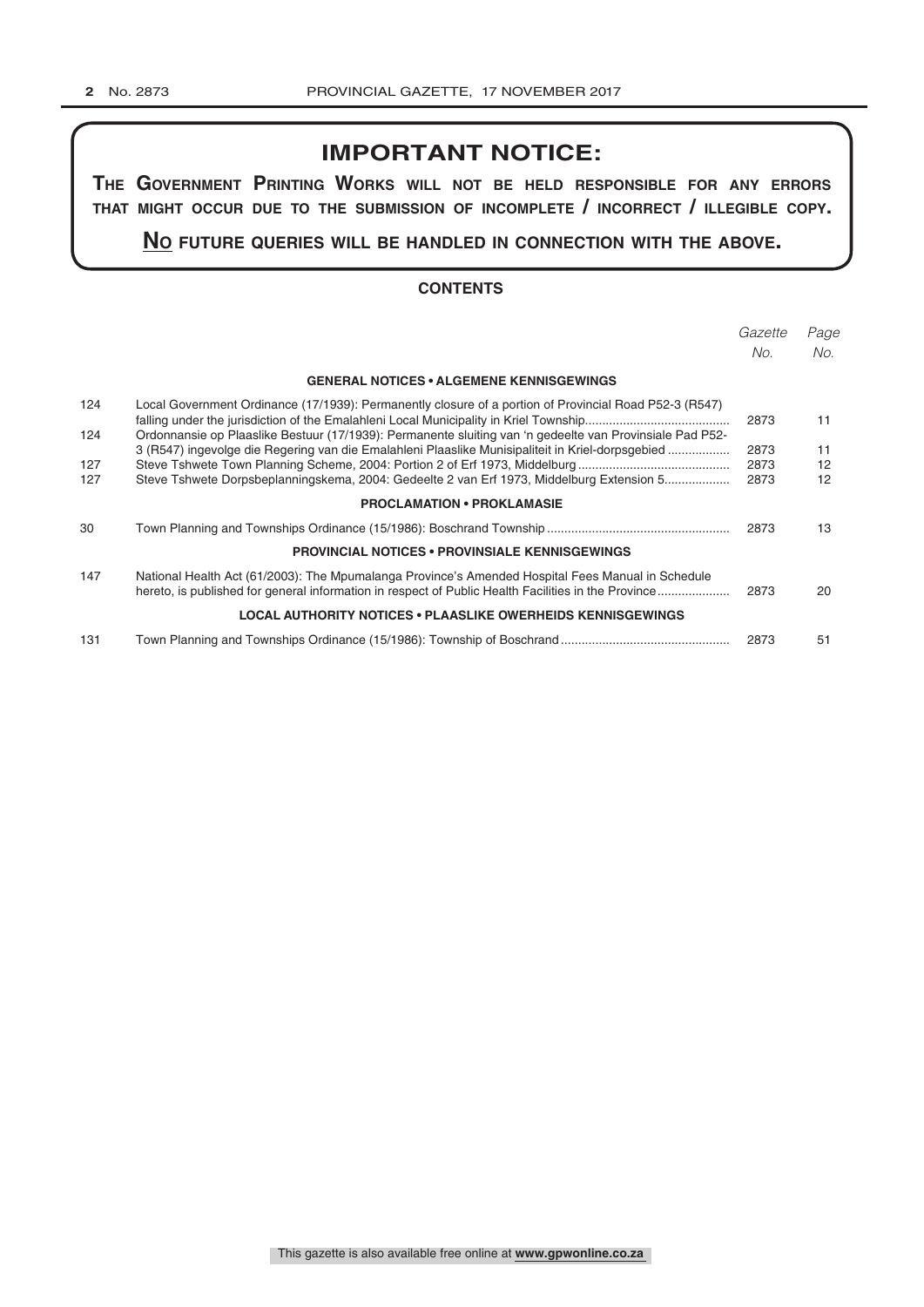# IMPORTANT NOTICE:

**THE GOVERNMENT PRINTING WORKS WILL NOT BE HELD RESPONSIBLE FOR ANY ERRORS THAT MIGHT OCCUR DUE TO THE SUBMISSION OF INCOMPLETE / INCORRECT / ILLEGIBLE COPY.**

**NO FUTURE QUERIES WILL BE HANDLED IN CONNECTION WITH THE ABOVE.**

## CONTENTS

| | | *Gazette No.* | *Page No.* |
|---|---|---|---|
| | **GENERAL NOTICES • ALGEMENE KENNISGEWINGS** | | |
| 124 | Local Government Ordinance (17/1939): Permanently closure of a portion of Provincial Road P52-3 (R547) falling under the jurisdiction of the Emalahleni Local Municipality in Kriel Township | 2873 | 11 |
| 124 | Ordonnansie op Plaaslike Bestuur (17/1939): Permanente sluiting van 'n gedeelte van Provinsiale Pad P52-3 (R547) ingevolge die Regering van die Emalahleni Plaaslike Munisipaliteit in Kriel-dorpsgebied | 2873 | 11 |
| 127 | Steve Tshwete Town Planning Scheme, 2004: Portion 2 of Erf 1973, Middelburg | 2873 | 12 |
| 127 | Steve Tshwete Dorpsbeplanningskema, 2004: Gedeelte 2 van Erf 1973, Middelburg Extension 5 | 2873 | 12 |
| | **PROCLAMATION • PROKLAMASIE** | | |
| 30 | Town Planning and Townships Ordinance (15/1986): Boschrand Township | 2873 | 13 |
| | **PROVINCIAL NOTICES • PROVINSIALE KENNISGEWINGS** | | |
| 147 | National Health Act (61/2003): The Mpumalanga Province's Amended Hospital Fees Manual in Schedule hereto, is published for general information in respect of Public Health Facilities in the Province | 2873 | 20 |
| | **LOCAL AUTHORITY NOTICES • PLAASLIKE OWERHEIDS KENNISGEWINGS** | | |
| 131 | Town Planning and Townships Ordinance (15/1986): Township of Boschrand | 2873 | 51 |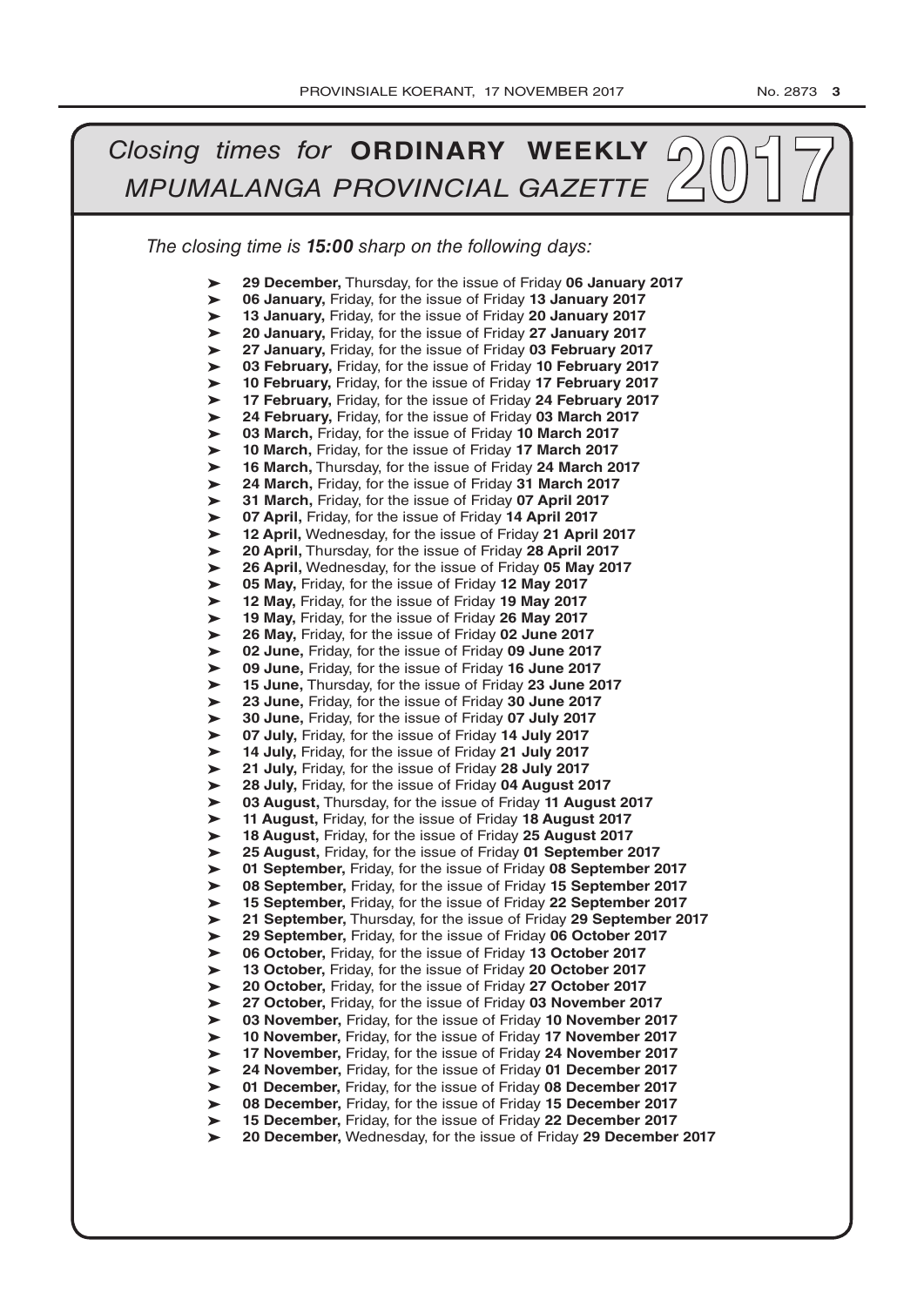# *Closing times for* **ORDINARY WEEKLY** *MPUMALANGA PROVINCIAL GAZETTE* 2017

*The closing time is **15:00** sharp on the following days:*

- **29 December,** Thursday, for the issue of Friday **06 January 2017**
- **06 January,** Friday, for the issue of Friday **13 January 2017**
- **13 January,** Friday, for the issue of Friday **20 January 2017**
- **20 January,** Friday, for the issue of Friday **27 January 2017**
- **27 January,** Friday, for the issue of Friday **03 February 2017**
- **03 February,** Friday, for the issue of Friday **10 February 2017**
- **10 February,** Friday, for the issue of Friday **17 February 2017**
- **17 February,** Friday, for the issue of Friday **24 February 2017**
- **24 February,** Friday, for the issue of Friday **03 March 2017**
- **03 March,** Friday, for the issue of Friday **10 March 2017**
- **10 March,** Friday, for the issue of Friday **17 March 2017**
- **16 March,** Thursday, for the issue of Friday **24 March 2017**
- **24 March,** Friday, for the issue of Friday **31 March 2017**
- **31 March,** Friday, for the issue of Friday **07 April 2017**
- **07 April,** Friday, for the issue of Friday **14 April 2017**
- **12 April,** Wednesday, for the issue of Friday **21 April 2017**
- **20 April,** Thursday, for the issue of Friday **28 April 2017**
- **26 April,** Wednesday, for the issue of Friday **05 May 2017**
- **05 May,** Friday, for the issue of Friday **12 May 2017**
- **12 May,** Friday, for the issue of Friday **19 May 2017**
- **19 May,** Friday, for the issue of Friday **26 May 2017**
- **26 May,** Friday, for the issue of Friday **02 June 2017**
- **02 June,** Friday, for the issue of Friday **09 June 2017**
- **09 June,** Friday, for the issue of Friday **16 June 2017**
- **15 June,** Thursday, for the issue of Friday **23 June 2017**
- **23 June,** Friday, for the issue of Friday **30 June 2017**
- **30 June,** Friday, for the issue of Friday **07 July 2017**
- **07 July,** Friday, for the issue of Friday **14 July 2017**
- **14 July,** Friday, for the issue of Friday **21 July 2017**
- **21 July,** Friday, for the issue of Friday **28 July 2017**
- **28 July,** Friday, for the issue of Friday **04 August 2017**
- **03 August,** Thursday, for the issue of Friday **11 August 2017**
- **11 August,** Friday, for the issue of Friday **18 August 2017**
- **18 August,** Friday, for the issue of Friday **25 August 2017**
- **25 August,** Friday, for the issue of Friday **01 September 2017**
- **01 September,** Friday, for the issue of Friday **08 September 2017**
- **08 September,** Friday, for the issue of Friday **15 September 2017**
- **15 September,** Friday, for the issue of Friday **22 September 2017**
- **21 September,** Thursday, for the issue of Friday **29 September 2017**
- **29 September,** Friday, for the issue of Friday **06 October 2017**
- **06 October,** Friday, for the issue of Friday **13 October 2017**
- **13 October,** Friday, for the issue of Friday **20 October 2017**
- **20 October,** Friday, for the issue of Friday **27 October 2017**
- **27 October,** Friday, for the issue of Friday **03 November 2017**
- **03 November,** Friday, for the issue of Friday **10 November 2017**
- **10 November,** Friday, for the issue of Friday **17 November 2017**
- **17 November,** Friday, for the issue of Friday **24 November 2017**
- **24 November,** Friday, for the issue of Friday **01 December 2017**
- **01 December,** Friday, for the issue of Friday **08 December 2017**
- **08 December,** Friday, for the issue of Friday **15 December 2017**
- **15 December,** Friday, for the issue of Friday **22 December 2017**
- **20 December,** Wednesday, for the issue of Friday **29 December 2017**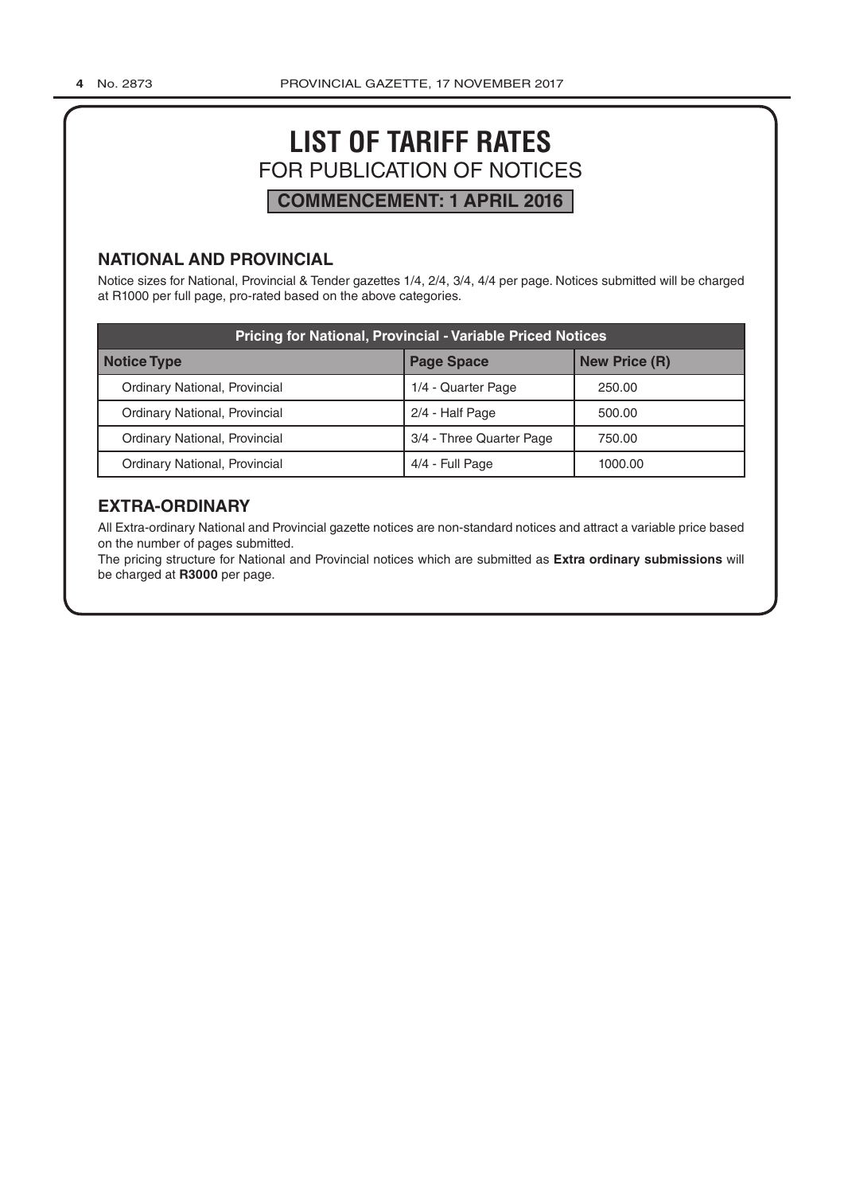# LIST OF TARIFF RATES

## FOR PUBLICATION OF NOTICES

**COMMENCEMENT: 1 APRIL 2016**

### NATIONAL AND PROVINCIAL

Notice sizes for National, Provincial & Tender gazettes 1/4, 2/4, 3/4, 4/4 per page. Notices submitted will be charged at R1000 per full page, pro-rated based on the above categories.

| Pricing for National, Provincial - Variable Priced Notices | | |
|---|---|---|
| **Notice Type** | **Page Space** | **New Price (R)** |
| Ordinary National, Provincial | 1/4 - Quarter Page | 250.00 |
| Ordinary National, Provincial | 2/4 - Half Page | 500.00 |
| Ordinary National, Provincial | 3/4 - Three Quarter Page | 750.00 |
| Ordinary National, Provincial | 4/4 - Full Page | 1000.00 |

### EXTRA-ORDINARY

All Extra-ordinary National and Provincial gazette notices are non-standard notices and attract a variable price based on the number of pages submitted.

The pricing structure for National and Provincial notices which are submitted as **Extra ordinary submissions** will be charged at **R3000** per page.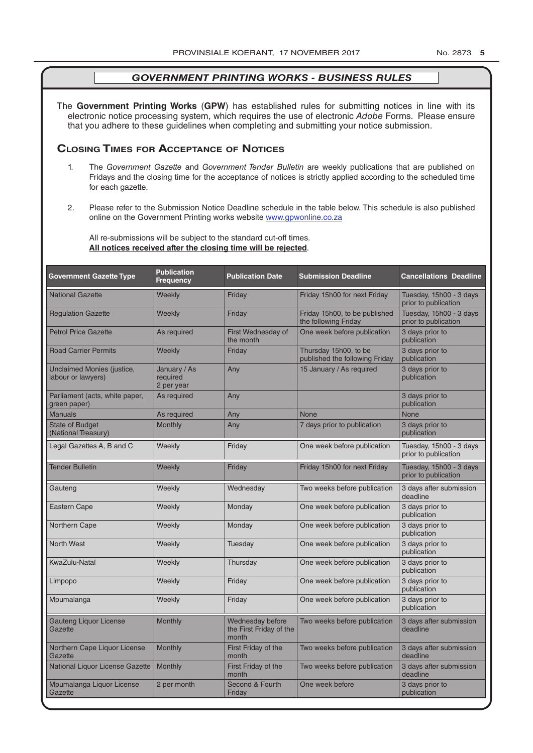## GOVERNMENT PRINTING WORKS - BUSINESS RULES

The **Government Printing Works** (**GPW**) has established rules for submitting notices in line with its electronic notice processing system, which requires the use of electronic *Adobe* Forms. Please ensure that you adhere to these guidelines when completing and submitting your notice submission.

### Closing Times for Acceptance of Notices

1. The *Government Gazette* and *Government Tender Bulletin* are weekly publications that are published on Fridays and the closing time for the acceptance of notices is strictly applied according to the scheduled time for each gazette.

2. Please refer to the Submission Notice Deadline schedule in the table below. This schedule is also published online on the Government Printing works website www.gpwonline.co.za

All re-submissions will be subject to the standard cut-off times.
**All notices received after the closing time will be rejected**.

| Government Gazette Type | Publication Frequency | Publication Date | Submission Deadline | Cancellations Deadline |
|---|---|---|---|---|
| National Gazette | Weekly | Friday | Friday 15h00 for next Friday | Tuesday, 15h00 - 3 days prior to publication |
| Regulation Gazette | Weekly | Friday | Friday 15h00, to be published the following Friday | Tuesday, 15h00 - 3 days prior to publication |
| Petrol Price Gazette | As required | First Wednesday of the month | One week before publication | 3 days prior to publication |
| Road Carrier Permits | Weekly | Friday | Thursday 15h00, to be published the following Friday | 3 days prior to publication |
| Unclaimed Monies (justice, labour or lawyers) | January / As required 2 per year | Any | 15 January / As required | 3 days prior to publication |
| Parliament (acts, white paper, green paper) | As required | Any | | 3 days prior to publication |
| Manuals | As required | Any | None | None |
| State of Budget (National Treasury) | Monthly | Any | 7 days prior to publication | 3 days prior to publication |
| Legal Gazettes A, B and C | Weekly | Friday | One week before publication | Tuesday, 15h00 - 3 days prior to publication |
| Tender Bulletin | Weekly | Friday | Friday 15h00 for next Friday | Tuesday, 15h00 - 3 days prior to publication |
| Gauteng | Weekly | Wednesday | Two weeks before publication | 3 days after submission deadline |
| Eastern Cape | Weekly | Monday | One week before publication | 3 days prior to publication |
| Northern Cape | Weekly | Monday | One week before publication | 3 days prior to publication |
| North West | Weekly | Tuesday | One week before publication | 3 days prior to publication |
| KwaZulu-Natal | Weekly | Thursday | One week before publication | 3 days prior to publication |
| Limpopo | Weekly | Friday | One week before publication | 3 days prior to publication |
| Mpumalanga | Weekly | Friday | One week before publication | 3 days prior to publication |
| Gauteng Liquor License Gazette | Monthly | Wednesday before the First Friday of the month | Two weeks before publication | 3 days after submission deadline |
| Northern Cape Liquor License Gazette | Monthly | First Friday of the month | Two weeks before publication | 3 days after submission deadline |
| National Liquor License Gazette | Monthly | First Friday of the month | Two weeks before publication | 3 days after submission deadline |
| Mpumalanga Liquor License Gazette | 2 per month | Second & Fourth Friday | One week before | 3 days prior to publication |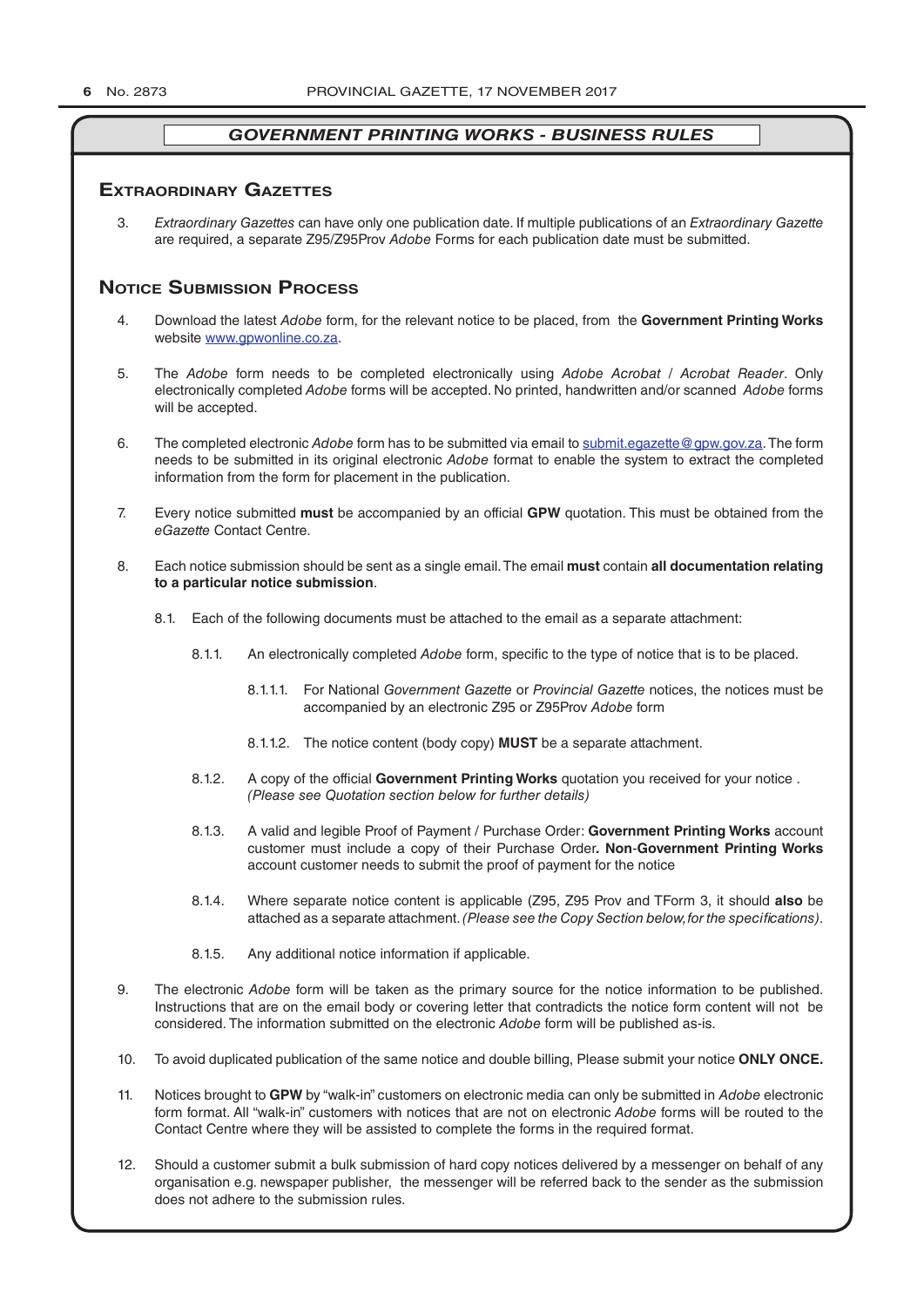## GOVERNMENT PRINTING WORKS - BUSINESS RULES

## Extraordinary Gazettes

3. *Extraordinary Gazettes* can have only one publication date. If multiple publications of an *Extraordinary Gazette* are required, a separate Z95/Z95Prov *Adobe* Forms for each publication date must be submitted.

## Notice Submission Process

4. Download the latest *Adobe* form, for the relevant notice to be placed, from the **Government Printing Works** website www.gpwonline.co.za.

5. The *Adobe* form needs to be completed electronically using *Adobe Acrobat* / *Acrobat Reader*. Only electronically completed *Adobe* forms will be accepted. No printed, handwritten and/or scanned *Adobe* forms will be accepted.

6. The completed electronic *Adobe* form has to be submitted via email to submit.egazette@gpw.gov.za. The form needs to be submitted in its original electronic *Adobe* format to enable the system to extract the completed information from the form for placement in the publication.

7. Every notice submitted **must** be accompanied by an official **GPW** quotation. This must be obtained from the *eGazette* Contact Centre.

8. Each notice submission should be sent as a single email. The email **must** contain **all documentation relating to a particular notice submission**.

   8.1. Each of the following documents must be attached to the email as a separate attachment:

   8.1.1. An electronically completed *Adobe* form, specific to the type of notice that is to be placed.

   8.1.1.1. For National *Government Gazette* or *Provincial Gazette* notices, the notices must be accompanied by an electronic Z95 or Z95Prov *Adobe* form

   8.1.1.2. The notice content (body copy) **MUST** be a separate attachment.

   8.1.2. A copy of the official **Government Printing Works** quotation you received for your notice . *(Please see Quotation section below for further details)*

   8.1.3. A valid and legible Proof of Payment / Purchase Order: **Government Printing Works** account customer must include a copy of their Purchase Order**. Non**-**Government Printing Works** account customer needs to submit the proof of payment for the notice

   8.1.4. Where separate notice content is applicable (Z95, Z95 Prov and TForm 3, it should **also** be attached as a separate attachment. *(Please see the Copy Section below, for the specifications)*.

   8.1.5. Any additional notice information if applicable.

9. The electronic *Adobe* form will be taken as the primary source for the notice information to be published. Instructions that are on the email body or covering letter that contradicts the notice form content will not be considered. The information submitted on the electronic *Adobe* form will be published as-is.

10. To avoid duplicated publication of the same notice and double billing, Please submit your notice **ONLY ONCE.**

11. Notices brought to **GPW** by "walk-in" customers on electronic media can only be submitted in *Adobe* electronic form format. All "walk-in" customers with notices that are not on electronic *Adobe* forms will be routed to the Contact Centre where they will be assisted to complete the forms in the required format.

12. Should a customer submit a bulk submission of hard copy notices delivered by a messenger on behalf of any organisation e.g. newspaper publisher, the messenger will be referred back to the sender as the submission does not adhere to the submission rules.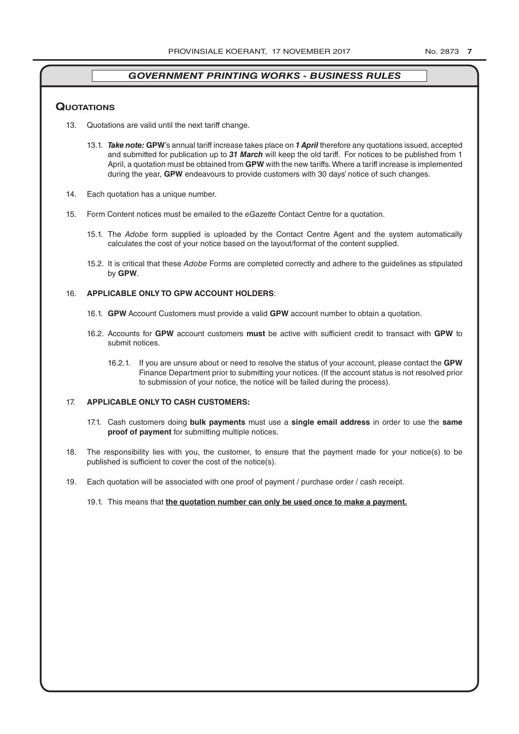## *GOVERNMENT PRINTING WORKS - BUSINESS RULES*

### Quotations

13. Quotations are valid until the next tariff change.

    13.1. ***Take note:*** **GPW**'s annual tariff increase takes place on ***1 April*** therefore any quotations issued, accepted and submitted for publication up to ***31 March*** will keep the old tariff. For notices to be published from 1 April, a quotation must be obtained from **GPW** with the new tariffs. Where a tariff increase is implemented during the year, **GPW** endeavours to provide customers with 30 days' notice of such changes.

14. Each quotation has a unique number.

15. Form Content notices must be emailed to the *eGazette* Contact Centre for a quotation.

    15.1. The *Adobe* form supplied is uploaded by the Contact Centre Agent and the system automatically calculates the cost of your notice based on the layout/format of the content supplied.

    15.2. It is critical that these *Adobe* Forms are completed correctly and adhere to the guidelines as stipulated by **GPW**.

16. **APPLICABLE ONLY TO GPW ACCOUNT HOLDERS**:

    16.1. **GPW** Account Customers must provide a valid **GPW** account number to obtain a quotation.

    16.2. Accounts for **GPW** account customers **must** be active with sufficient credit to transact with **GPW** to submit notices.

        16.2.1. If you are unsure about or need to resolve the status of your account, please contact the **GPW** Finance Department prior to submitting your notices. (If the account status is not resolved prior to submission of your notice, the notice will be failed during the process).

17. **APPLICABLE ONLY TO CASH CUSTOMERS:**

    17.1. Cash customers doing **bulk payments** must use a **single email address** in order to use the **same proof of payment** for submitting multiple notices.

18. The responsibility lies with you, the customer, to ensure that the payment made for your notice(s) to be published is sufficient to cover the cost of the notice(s).

19. Each quotation will be associated with one proof of payment / purchase order / cash receipt.

    19.1. This means that **the quotation number can only be used once to make a payment.**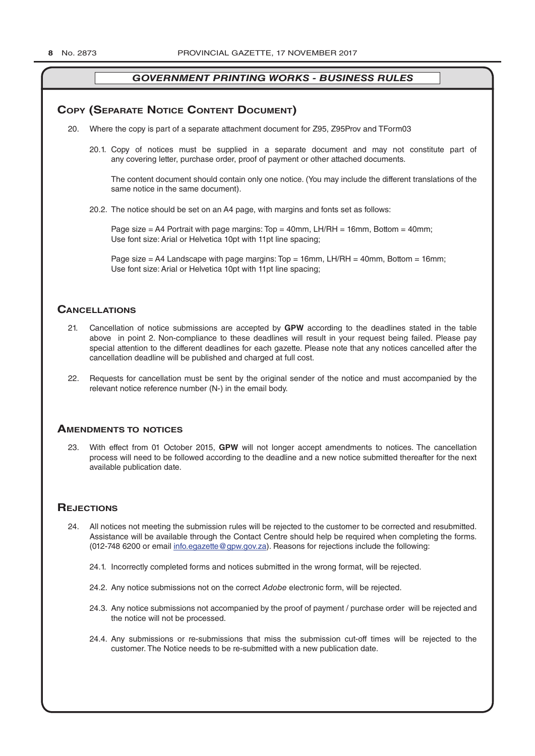## Government Printing Works - Business Rules

### Copy (Separate Notice Content Document)

20. Where the copy is part of a separate attachment document for Z95, Z95Prov and TForm03

    20.1. Copy of notices must be supplied in a separate document and may not constitute part of any covering letter, purchase order, proof of payment or other attached documents.

    The content document should contain only one notice. (You may include the different translations of the same notice in the same document).

    20.2. The notice should be set on an A4 page, with margins and fonts set as follows:

    Page size = A4 Portrait with page margins: Top = 40mm, LH/RH = 16mm, Bottom = 40mm;
    Use font size: Arial or Helvetica 10pt with 11pt line spacing;

    Page size = A4 Landscape with page margins: Top = 16mm, LH/RH = 40mm, Bottom = 16mm;
    Use font size: Arial or Helvetica 10pt with 11pt line spacing;

### Cancellations

21. Cancellation of notice submissions are accepted by **GPW** according to the deadlines stated in the table above in point 2. Non-compliance to these deadlines will result in your request being failed. Please pay special attention to the different deadlines for each gazette. Please note that any notices cancelled after the cancellation deadline will be published and charged at full cost.

22. Requests for cancellation must be sent by the original sender of the notice and must accompanied by the relevant notice reference number (N-) in the email body.

### Amendments to notices

23. With effect from 01 October 2015, **GPW** will not longer accept amendments to notices. The cancellation process will need to be followed according to the deadline and a new notice submitted thereafter for the next available publication date.

### Rejections

24. All notices not meeting the submission rules will be rejected to the customer to be corrected and resubmitted. Assistance will be available through the Contact Centre should help be required when completing the forms. (012-748 6200 or email info.egazette@gpw.gov.za). Reasons for rejections include the following:

    24.1. Incorrectly completed forms and notices submitted in the wrong format, will be rejected.

    24.2. Any notice submissions not on the correct *Adobe* electronic form, will be rejected.

    24.3. Any notice submissions not accompanied by the proof of payment / purchase order will be rejected and the notice will not be processed.

    24.4. Any submissions or re-submissions that miss the submission cut-off times will be rejected to the customer. The Notice needs to be re-submitted with a new publication date.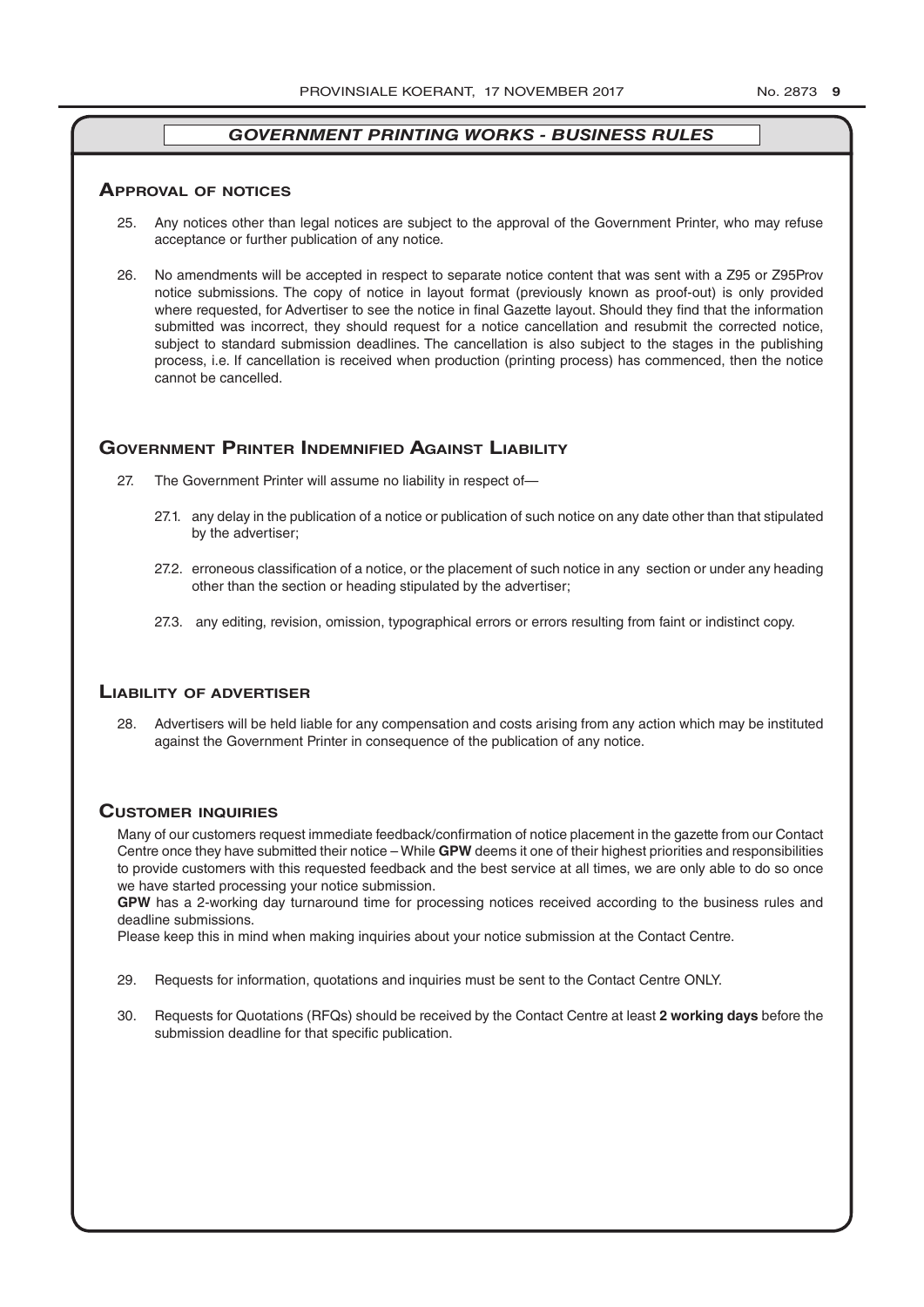## *GOVERNMENT PRINTING WORKS - BUSINESS RULES*

### Approval of notices

25. Any notices other than legal notices are subject to the approval of the Government Printer, who may refuse acceptance or further publication of any notice.

26. No amendments will be accepted in respect to separate notice content that was sent with a Z95 or Z95Prov notice submissions. The copy of notice in layout format (previously known as proof-out) is only provided where requested, for Advertiser to see the notice in final Gazette layout. Should they find that the information submitted was incorrect, they should request for a notice cancellation and resubmit the corrected notice, subject to standard submission deadlines. The cancellation is also subject to the stages in the publishing process, i.e. If cancellation is received when production (printing process) has commenced, then the notice cannot be cancelled.

### Government Printer Indemnified Against Liability

27. The Government Printer will assume no liability in respect of—

    27.1. any delay in the publication of a notice or publication of such notice on any date other than that stipulated by the advertiser;

    27.2. erroneous classification of a notice, or the placement of such notice in any section or under any heading other than the section or heading stipulated by the advertiser;

    27.3. any editing, revision, omission, typographical errors or errors resulting from faint or indistinct copy.

### Liability of advertiser

28. Advertisers will be held liable for any compensation and costs arising from any action which may be instituted against the Government Printer in consequence of the publication of any notice.

### Customer inquiries

Many of our customers request immediate feedback/confirmation of notice placement in the gazette from our Contact Centre once they have submitted their notice – While **GPW** deems it one of their highest priorities and responsibilities to provide customers with this requested feedback and the best service at all times, we are only able to do so once we have started processing your notice submission.

**GPW** has a 2-working day turnaround time for processing notices received according to the business rules and deadline submissions.

Please keep this in mind when making inquiries about your notice submission at the Contact Centre.

29. Requests for information, quotations and inquiries must be sent to the Contact Centre ONLY.

30. Requests for Quotations (RFQs) should be received by the Contact Centre at least **2 working days** before the submission deadline for that specific publication.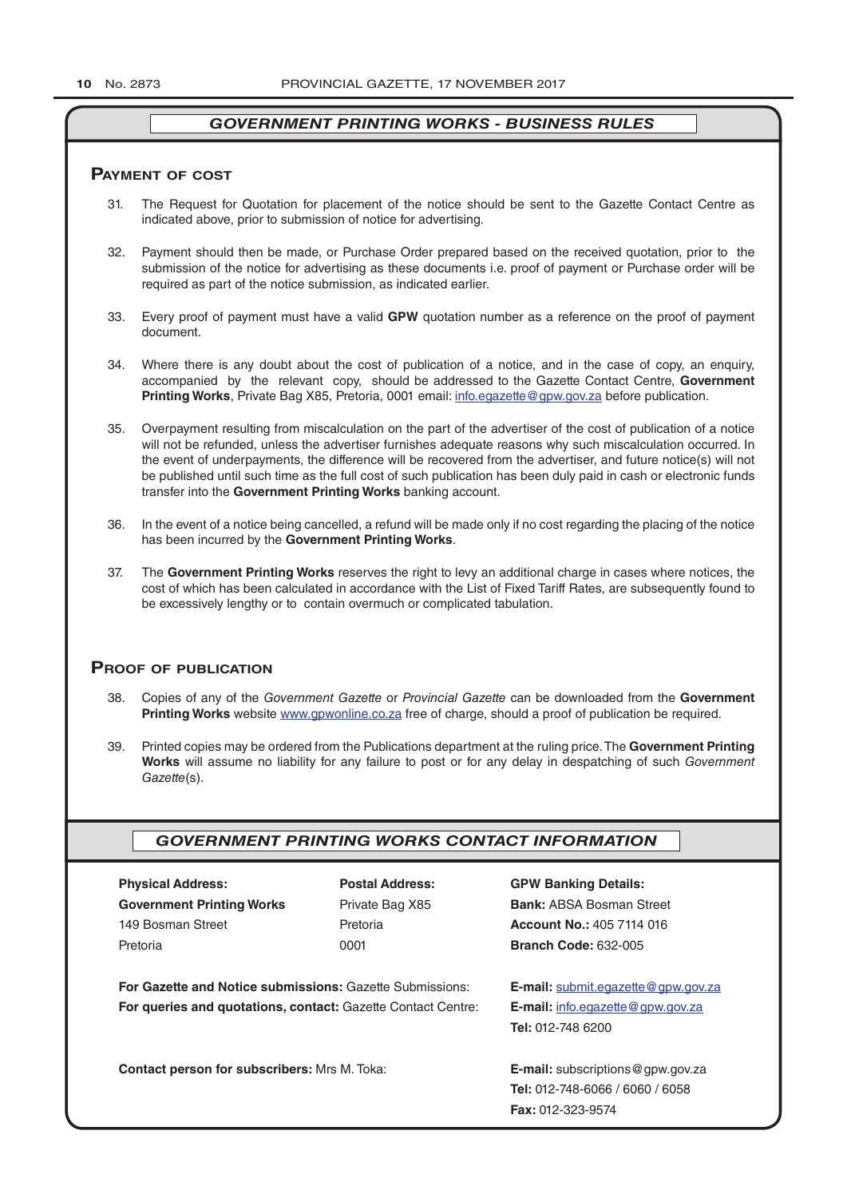## GOVERNMENT PRINTING WORKS - BUSINESS RULES

### Payment of cost

31. The Request for Quotation for placement of the notice should be sent to the Gazette Contact Centre as indicated above, prior to submission of notice for advertising.

32. Payment should then be made, or Purchase Order prepared based on the received quotation, prior to the submission of the notice for advertising as these documents i.e. proof of payment or Purchase order will be required as part of the notice submission, as indicated earlier.

33. Every proof of payment must have a valid **GPW** quotation number as a reference on the proof of payment document.

34. Where there is any doubt about the cost of publication of a notice, and in the case of copy, an enquiry, accompanied by the relevant copy, should be addressed to the Gazette Contact Centre, **Government Printing Works**, Private Bag X85, Pretoria, 0001 email: info.egazette@gpw.gov.za before publication.

35. Overpayment resulting from miscalculation on the part of the advertiser of the cost of publication of a notice will not be refunded, unless the advertiser furnishes adequate reasons why such miscalculation occurred. In the event of underpayments, the difference will be recovered from the advertiser, and future notice(s) will not be published until such time as the full cost of such publication has been duly paid in cash or electronic funds transfer into the **Government Printing Works** banking account.

36. In the event of a notice being cancelled, a refund will be made only if no cost regarding the placing of the notice has been incurred by the **Government Printing Works**.

37. The **Government Printing Works** reserves the right to levy an additional charge in cases where notices, the cost of which has been calculated in accordance with the List of Fixed Tariff Rates, are subsequently found to be excessively lengthy or to contain overmuch or complicated tabulation.

### Proof of publication

38. Copies of any of the *Government Gazette* or *Provincial Gazette* can be downloaded from the **Government Printing Works** website www.gpwonline.co.za free of charge, should a proof of publication be required.

39. Printed copies may be ordered from the Publications department at the ruling price. The **Government Printing Works** will assume no liability for any failure to post or for any delay in despatching of such *Government Gazette*(s).

## GOVERNMENT PRINTING WORKS CONTACT INFORMATION

**Physical Address:**
**Government Printing Works**
149 Bosman Street
Pretoria

**Postal Address:**
Private Bag X85
Pretoria
0001

**GPW Banking Details:**
**Bank:** ABSA Bosman Street
**Account No.:** 405 7114 016
**Branch Code:** 632-005

**For Gazette and Notice submissions:** Gazette Submissions: **E-mail:** submit.egazette@gpw.gov.za

**For queries and quotations, contact:** Gazette Contact Centre: **E-mail:** info.egazette@gpw.gov.za
**Tel:** 012-748 6200

**Contact person for subscribers:** Mrs M. Toka: **E-mail:** subscriptions@gpw.gov.za
**Tel:** 012-748-6066 / 6060 / 6058
**Fax:** 012-323-9574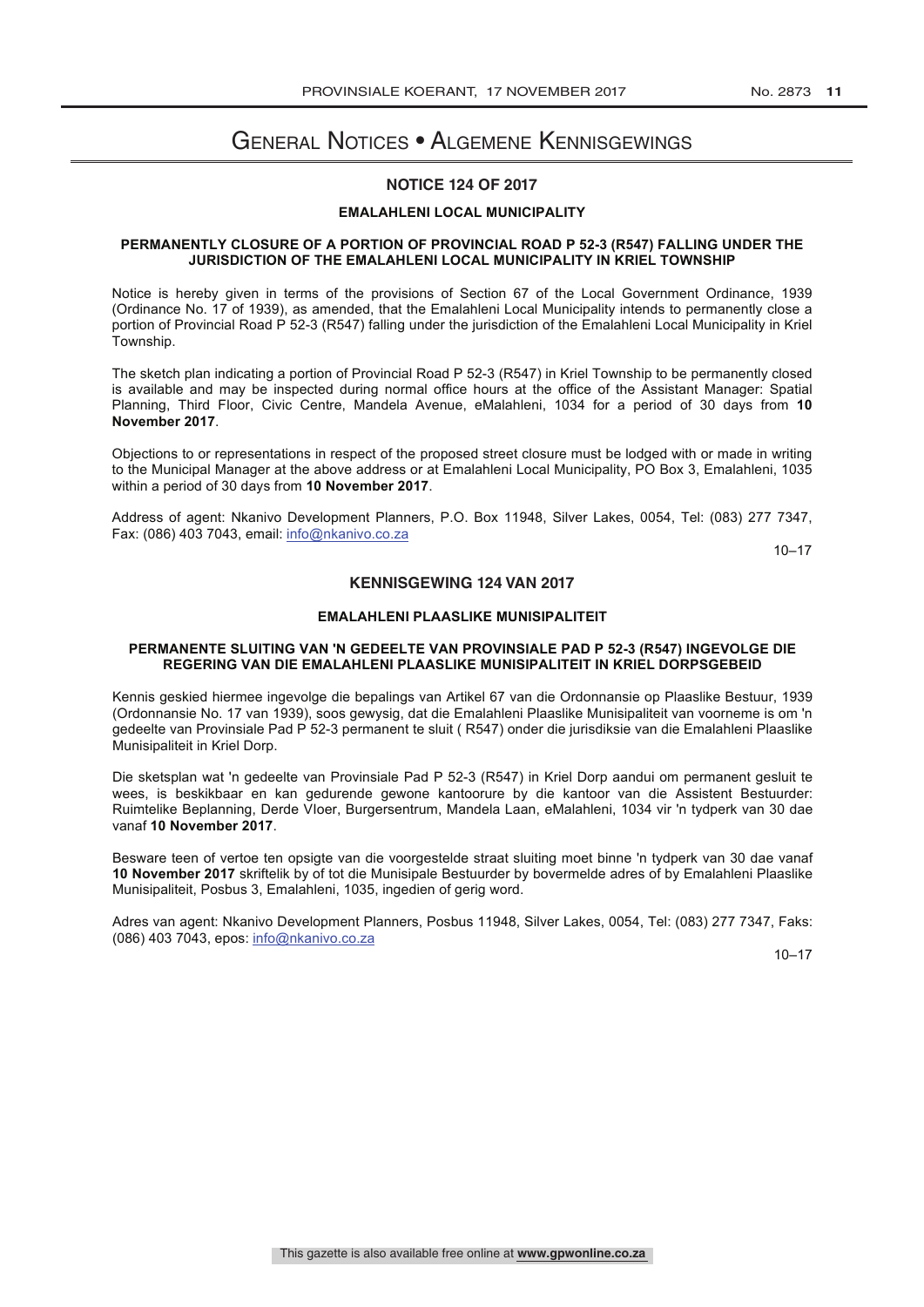# General Notices • Algemene Kennisgewings

## NOTICE 124 OF 2017

### EMALAHLENI LOCAL MUNICIPALITY

### PERMANENTLY CLOSURE OF A PORTION OF PROVINCIAL ROAD P 52-3 (R547) FALLING UNDER THE JURISDICTION OF THE EMALAHLENI LOCAL MUNICIPALITY IN KRIEL TOWNSHIP

Notice is hereby given in terms of the provisions of Section 67 of the Local Government Ordinance, 1939 (Ordinance No. 17 of 1939), as amended, that the Emalahleni Local Municipality intends to permanently close a portion of Provincial Road P 52-3 (R547) falling under the jurisdiction of the Emalahleni Local Municipality in Kriel Township.

The sketch plan indicating a portion of Provincial Road P 52-3 (R547) in Kriel Township to be permanently closed is available and may be inspected during normal office hours at the office of the Assistant Manager: Spatial Planning, Third Floor, Civic Centre, Mandela Avenue, eMalahleni, 1034 for a period of 30 days from **10 November 2017**.

Objections to or representations in respect of the proposed street closure must be lodged with or made in writing to the Municipal Manager at the above address or at Emalahleni Local Municipality, PO Box 3, Emalahleni, 1035 within a period of 30 days from **10 November 2017**.

Address of agent: Nkanivo Development Planners, P.O. Box 11948, Silver Lakes, 0054, Tel: (083) 277 7347, Fax: (086) 403 7043, email: info@nkanivo.co.za

10–17

## KENNISGEWING 124 VAN 2017

### EMALAHLENI PLAASLIKE MUNISIPALITEIT

### PERMANENTE SLUITING VAN 'N GEDEELTE VAN PROVINSIALE PAD P 52-3 (R547) INGEVOLGE DIE REGERING VAN DIE EMALAHLENI PLAASLIKE MUNISIPALITEIT IN KRIEL DORPSGEBEID

Kennis geskied hiermee ingevolge die bepalings van Artikel 67 van die Ordonnansie op Plaaslike Bestuur, 1939 (Ordonnansie No. 17 van 1939), soos gewysig, dat die Emalahleni Plaaslike Munisipaliteit van voorneme is om 'n gedeelte van Provinsiale Pad P 52-3 permanent te sluit ( R547) onder die jurisdiksie van die Emalahleni Plaaslike Munisipaliteit in Kriel Dorp.

Die sketsplan wat 'n gedeelte van Provinsiale Pad P 52-3 (R547) in Kriel Dorp aandui om permanent gesluit te wees, is beskikbaar en kan gedurende gewone kantoorure by die kantoor van die Assistent Bestuurder: Ruimtelike Beplanning, Derde Vloer, Burgersentrum, Mandela Laan, eMalahleni, 1034 vir 'n tydperk van 30 dae vanaf **10 November 2017**.

Besware teen of vertoe ten opsigte van die voorgestelde straat sluiting moet binne 'n tydperk van 30 dae vanaf **10 November 2017** skriftelik by of tot die Munisipale Bestuurder by bovermelde adres of by Emalahleni Plaaslike Munisipaliteit, Posbus 3, Emalahleni, 1035, ingedien of gerig word.

Adres van agent: Nkanivo Development Planners, Posbus 11948, Silver Lakes, 0054, Tel: (083) 277 7347, Faks: (086) 403 7043, epos: info@nkanivo.co.za

10–17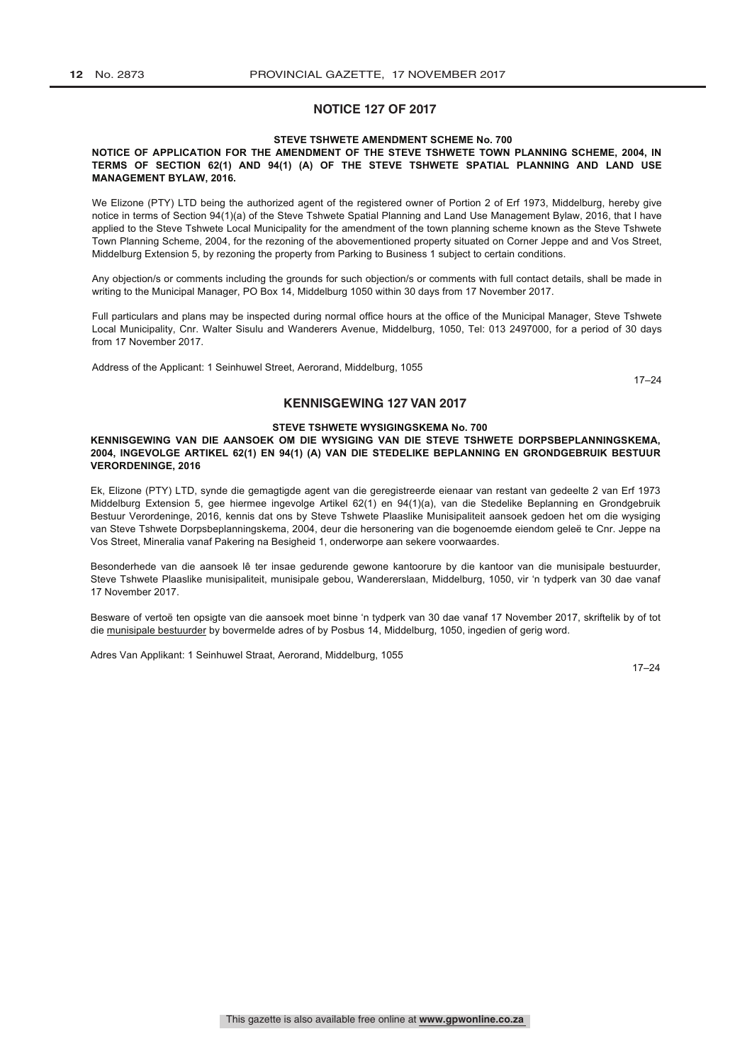## NOTICE 127 OF 2017

**STEVE TSHWETE AMENDMENT SCHEME No. 700**

**NOTICE OF APPLICATION FOR THE AMENDMENT OF THE STEVE TSHWETE TOWN PLANNING SCHEME, 2004, IN TERMS OF SECTION 62(1) AND 94(1) (A) OF THE STEVE TSHWETE SPATIAL PLANNING AND LAND USE MANAGEMENT BYLAW, 2016.**

We Elizone (PTY) LTD being the authorized agent of the registered owner of Portion 2 of Erf 1973, Middelburg, hereby give notice in terms of Section 94(1)(a) of the Steve Tshwete Spatial Planning and Land Use Management Bylaw, 2016, that I have applied to the Steve Tshwete Local Municipality for the amendment of the town planning scheme known as the Steve Tshwete Town Planning Scheme, 2004, for the rezoning of the abovementioned property situated on Corner Jeppe and and Vos Street, Middelburg Extension 5, by rezoning the property from Parking to Business 1 subject to certain conditions.

Any objection/s or comments including the grounds for such objection/s or comments with full contact details, shall be made in writing to the Municipal Manager, PO Box 14, Middelburg 1050 within 30 days from 17 November 2017.

Full particulars and plans may be inspected during normal office hours at the office of the Municipal Manager, Steve Tshwete Local Municipality, Cnr. Walter Sisulu and Wanderers Avenue, Middelburg, 1050, Tel: 013 2497000, for a period of 30 days from 17 November 2017.

Address of the Applicant: 1 Seinhuwel Street, Aerorand, Middelburg, 1055

17–24

## KENNISGEWING 127 VAN 2017

**STEVE TSHWETE WYSIGINGSKEMA No. 700**

**KENNISGEWING VAN DIE AANSOEK OM DIE WYSIGING VAN DIE STEVE TSHWETE DORPSBEPLANNINGSKEMA, 2004, INGEVOLGE ARTIKEL 62(1) EN 94(1) (A) VAN DIE STEDELIKE BEPLANNING EN GRONDGEBRUIK BESTUUR VERORDENINGE, 2016**

Ek, Elizone (PTY) LTD, synde die gemagtigde agent van die geregistreerde eienaar van restant van gedeelte 2 van Erf 1973 Middelburg Extension 5, gee hiermee ingevolge Artikel 62(1) en 94(1)(a), van die Stedelike Beplanning en Grondgebruik Bestuur Verordeninge, 2016, kennis dat ons by Steve Tshwete Plaaslike Munisipaliteit aansoek gedoen het om die wysiging van Steve Tshwete Dorpsbeplanningskema, 2004, deur die hersonering van die bogenoemde eiendom geleë te Cnr. Jeppe na Vos Street, Mineralia vanaf Pakering na Besigheid 1, onderworpe aan sekere voorwaardes.

Besonderhede van die aansoek lê ter insae gedurende gewone kantoorure by die kantoor van die munisipale bestuurder, Steve Tshwete Plaaslike munisipaliteit, munisipale gebou, Wandererslaan, Middelburg, 1050, vir 'n tydperk van 30 dae vanaf 17 November 2017.

Besware of vertoë ten opsigte van die aansoek moet binne 'n tydperk van 30 dae vanaf 17 November 2017, skriftelik by of tot die munisipale bestuurder by bovermelde adres of by Posbus 14, Middelburg, 1050, ingedien of gerig word.

Adres Van Applikant: 1 Seinhuwel Straat, Aerorand, Middelburg, 1055

17–24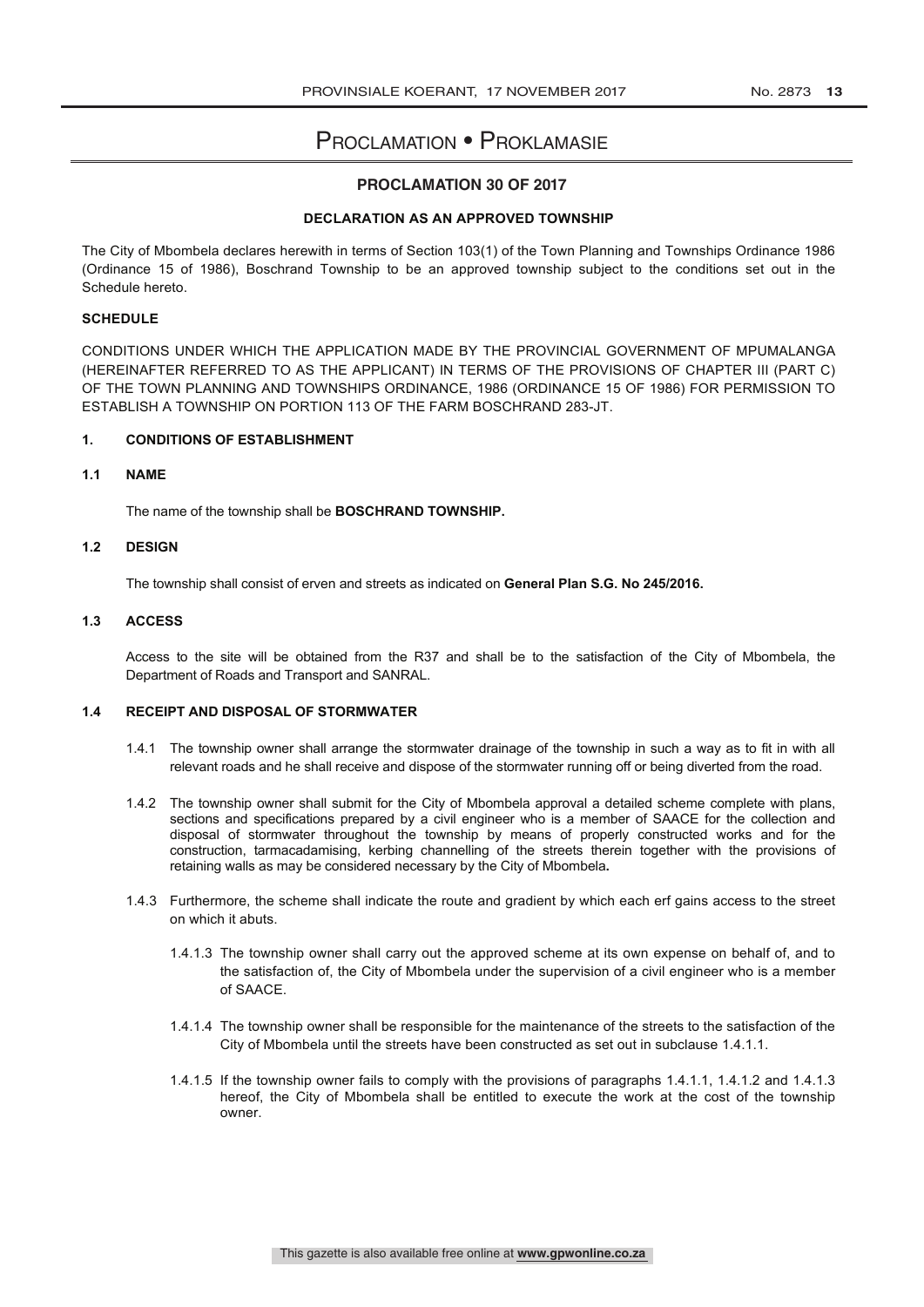# Proclamation • Proklamasie

## PROCLAMATION 30 OF 2017

### DECLARATION AS AN APPROVED TOWNSHIP

The City of Mbombela declares herewith in terms of Section 103(1) of the Town Planning and Townships Ordinance 1986 (Ordinance 15 of 1986), Boschrand Township to be an approved township subject to the conditions set out in the Schedule hereto.

**SCHEDULE**

CONDITIONS UNDER WHICH THE APPLICATION MADE BY THE PROVINCIAL GOVERNMENT OF MPUMALANGA (HEREINAFTER REFERRED TO AS THE APPLICANT) IN TERMS OF THE PROVISIONS OF CHAPTER III (PART C) OF THE TOWN PLANNING AND TOWNSHIPS ORDINANCE, 1986 (ORDINANCE 15 OF 1986) FOR PERMISSION TO ESTABLISH A TOWNSHIP ON PORTION 113 OF THE FARM BOSCHRAND 283-JT.

**1. CONDITIONS OF ESTABLISHMENT**

**1.1 NAME**

The name of the township shall be **BOSCHRAND TOWNSHIP.**

**1.2 DESIGN**

The township shall consist of erven and streets as indicated on **General Plan S.G. No 245/2016.**

**1.3 ACCESS**

Access to the site will be obtained from the R37 and shall be to the satisfaction of the City of Mbombela, the Department of Roads and Transport and SANRAL.

**1.4 RECEIPT AND DISPOSAL OF STORMWATER**

1.4.1 The township owner shall arrange the stormwater drainage of the township in such a way as to fit in with all relevant roads and he shall receive and dispose of the stormwater running off or being diverted from the road.

1.4.2 The township owner shall submit for the City of Mbombela approval a detailed scheme complete with plans, sections and specifications prepared by a civil engineer who is a member of SAACE for the collection and disposal of stormwater throughout the township by means of properly constructed works and for the construction, tarmacadamising, kerbing channelling of the streets therein together with the provisions of retaining walls as may be considered necessary by the City of Mbombela**.**

1.4.3 Furthermore, the scheme shall indicate the route and gradient by which each erf gains access to the street on which it abuts.

1.4.1.3 The township owner shall carry out the approved scheme at its own expense on behalf of, and to the satisfaction of, the City of Mbombela under the supervision of a civil engineer who is a member of SAACE.

1.4.1.4 The township owner shall be responsible for the maintenance of the streets to the satisfaction of the City of Mbombela until the streets have been constructed as set out in subclause 1.4.1.1.

1.4.1.5 If the township owner fails to comply with the provisions of paragraphs 1.4.1.1, 1.4.1.2 and 1.4.1.3 hereof, the City of Mbombela shall be entitled to execute the work at the cost of the township owner.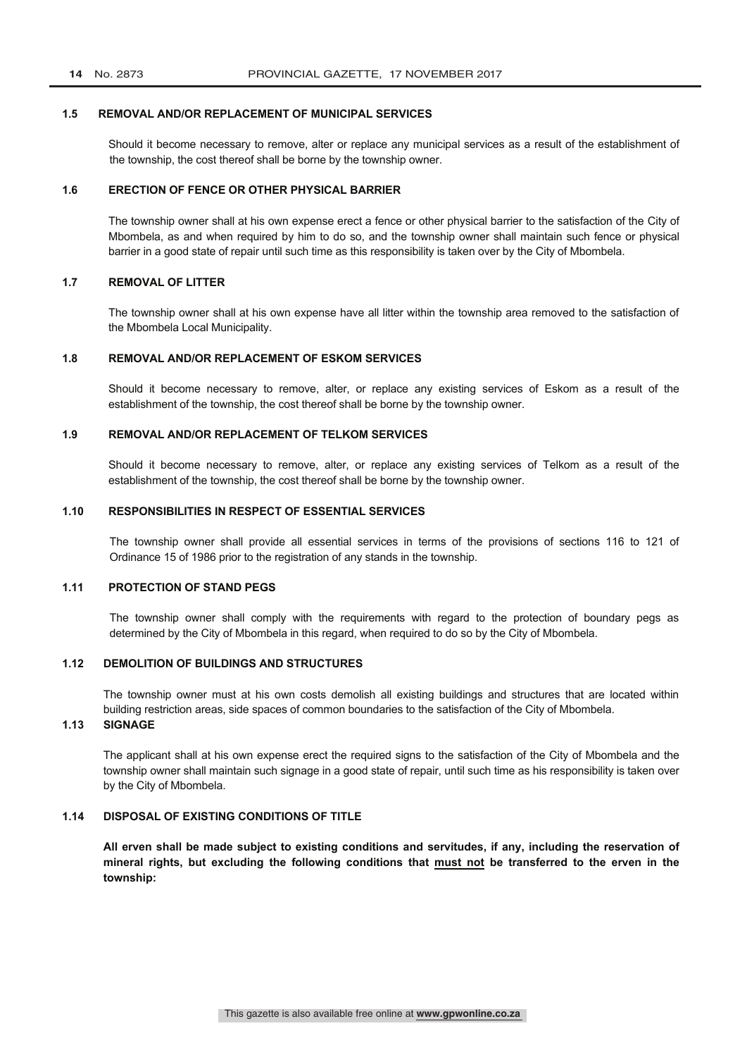#### 1.5 REMOVAL AND/OR REPLACEMENT OF MUNICIPAL SERVICES

Should it become necessary to remove, alter or replace any municipal services as a result of the establishment of the township, the cost thereof shall be borne by the township owner.

#### 1.6 ERECTION OF FENCE OR OTHER PHYSICAL BARRIER

The township owner shall at his own expense erect a fence or other physical barrier to the satisfaction of the City of Mbombela, as and when required by him to do so, and the township owner shall maintain such fence or physical barrier in a good state of repair until such time as this responsibility is taken over by the City of Mbombela.

#### 1.7 REMOVAL OF LITTER

The township owner shall at his own expense have all litter within the township area removed to the satisfaction of the Mbombela Local Municipality.

#### 1.8 REMOVAL AND/OR REPLACEMENT OF ESKOM SERVICES

Should it become necessary to remove, alter, or replace any existing services of Eskom as a result of the establishment of the township, the cost thereof shall be borne by the township owner.

#### 1.9 REMOVAL AND/OR REPLACEMENT OF TELKOM SERVICES

Should it become necessary to remove, alter, or replace any existing services of Telkom as a result of the establishment of the township, the cost thereof shall be borne by the township owner.

#### 1.10 RESPONSIBILITIES IN RESPECT OF ESSENTIAL SERVICES

The township owner shall provide all essential services in terms of the provisions of sections 116 to 121 of Ordinance 15 of 1986 prior to the registration of any stands in the township.

#### 1.11 PROTECTION OF STAND PEGS

The township owner shall comply with the requirements with regard to the protection of boundary pegs as determined by the City of Mbombela in this regard, when required to do so by the City of Mbombela.

#### 1.12 DEMOLITION OF BUILDINGS AND STRUCTURES

The township owner must at his own costs demolish all existing buildings and structures that are located within building restriction areas, side spaces of common boundaries to the satisfaction of the City of Mbombela.

#### 1.13 SIGNAGE

The applicant shall at his own expense erect the required signs to the satisfaction of the City of Mbombela and the township owner shall maintain such signage in a good state of repair, until such time as his responsibility is taken over by the City of Mbombela.

#### 1.14 DISPOSAL OF EXISTING CONDITIONS OF TITLE

**All erven shall be made subject to existing conditions and servitudes, if any, including the reservation of mineral rights, but excluding the following conditions that <u>must not</u> be transferred to the erven in the township:**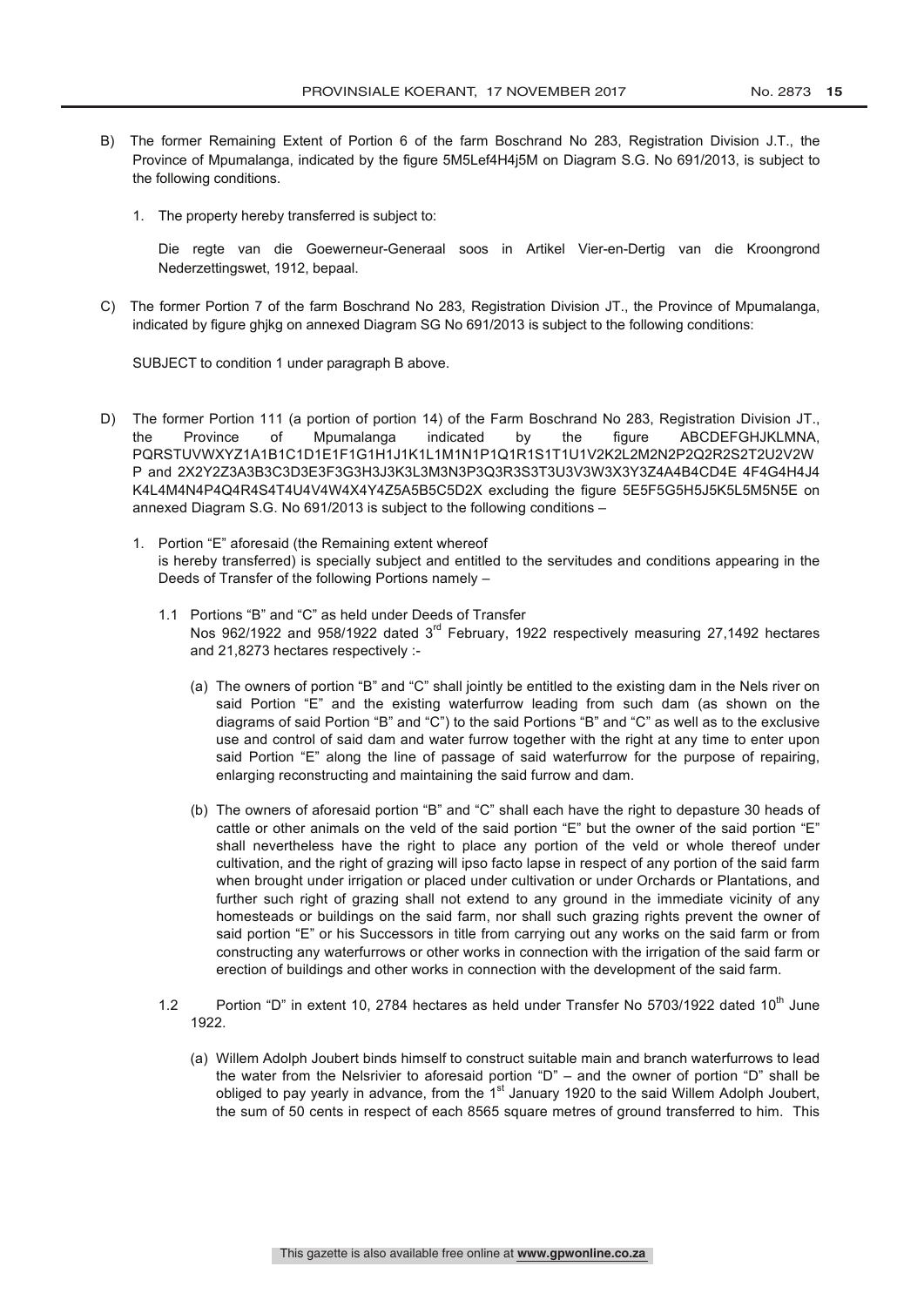B) The former Remaining Extent of Portion 6 of the farm Boschrand No 283, Registration Division J.T., the Province of Mpumalanga, indicated by the figure 5M5Lef4H4j5M on Diagram S.G. No 691/2013, is subject to the following conditions.

1. The property hereby transferred is subject to:

   Die regte van die Goewerneur-Generaal soos in Artikel Vier-en-Dertig van die Kroongrond Nederzettingswet, 1912, bepaal.

C) The former Portion 7 of the farm Boschrand No 283, Registration Division JT., the Province of Mpumalanga, indicated by figure ghjkg on annexed Diagram SG No 691/2013 is subject to the following conditions:

SUBJECT to condition 1 under paragraph B above.

D) The former Portion 111 (a portion of portion 14) of the Farm Boschrand No 283, Registration Division JT., the Province of Mpumalanga indicated by the figure ABCDEFGHJKLMNA, PQRSTUVWXYZ1A1B1C1D1E1F1G1H1J1K1L1M1N1P1Q1R1S1T1U1V2K2L2M2N2P2Q2R2S2T2U2V2W P and 2X2Y2Z3A3B3C3D3E3F3G3H3J3K3L3M3N3P3Q3R3S3T3U3V3W3X3Y3Z4A4B4CD4E 4F4G4H4J4 K4L4M4N4P4Q4R4S4T4U4V4W4X4Y4Z5A5B5C5D2X excluding the figure 5E5F5G5H5J5K5L5M5N5E on annexed Diagram S.G. No 691/2013 is subject to the following conditions –

1. Portion "E" aforesaid (the Remaining extent whereof is hereby transferred) is specially subject and entitled to the servitudes and conditions appearing in the Deeds of Transfer of the following Portions namely –

   1.1 Portions "B" and "C" as held under Deeds of Transfer Nos 962/1922 and 958/1922 dated 3rd February, 1922 respectively measuring 27,1492 hectares and 21,8273 hectares respectively :-

      (a) The owners of portion "B" and "C" shall jointly be entitled to the existing dam in the Nels river on said Portion "E" and the existing waterfurrow leading from such dam (as shown on the diagrams of said Portion "B" and "C") to the said Portions "B" and "C" as well as to the exclusive use and control of said dam and water furrow together with the right at any time to enter upon said Portion "E" along the line of passage of said waterfurrow for the purpose of repairing, enlarging reconstructing and maintaining the said furrow and dam.

      (b) The owners of aforesaid portion "B" and "C" shall each have the right to depasture 30 heads of cattle or other animals on the veld of the said portion "E" but the owner of the said portion "E" shall nevertheless have the right to place any portion of the veld or whole thereof under cultivation, and the right of grazing will ipso facto lapse in respect of any portion of the said farm when brought under irrigation or placed under cultivation or under Orchards or Plantations, and further such right of grazing shall not extend to any ground in the immediate vicinity of any homesteads or buildings on the said farm, nor shall such grazing rights prevent the owner of said portion "E" or his Successors in title from carrying out any works on the said farm or from constructing any waterfurrows or other works in connection with the irrigation of the said farm or erection of buildings and other works in connection with the development of the said farm.

   1.2 Portion "D" in extent 10, 2784 hectares as held under Transfer No 5703/1922 dated 10th June 1922.

      (a) Willem Adolph Joubert binds himself to construct suitable main and branch waterfurrows to lead the water from the Nelsrivier to aforesaid portion "D" – and the owner of portion "D" shall be obliged to pay yearly in advance, from the 1st January 1920 to the said Willem Adolph Joubert, the sum of 50 cents in respect of each 8565 square metres of ground transferred to him. This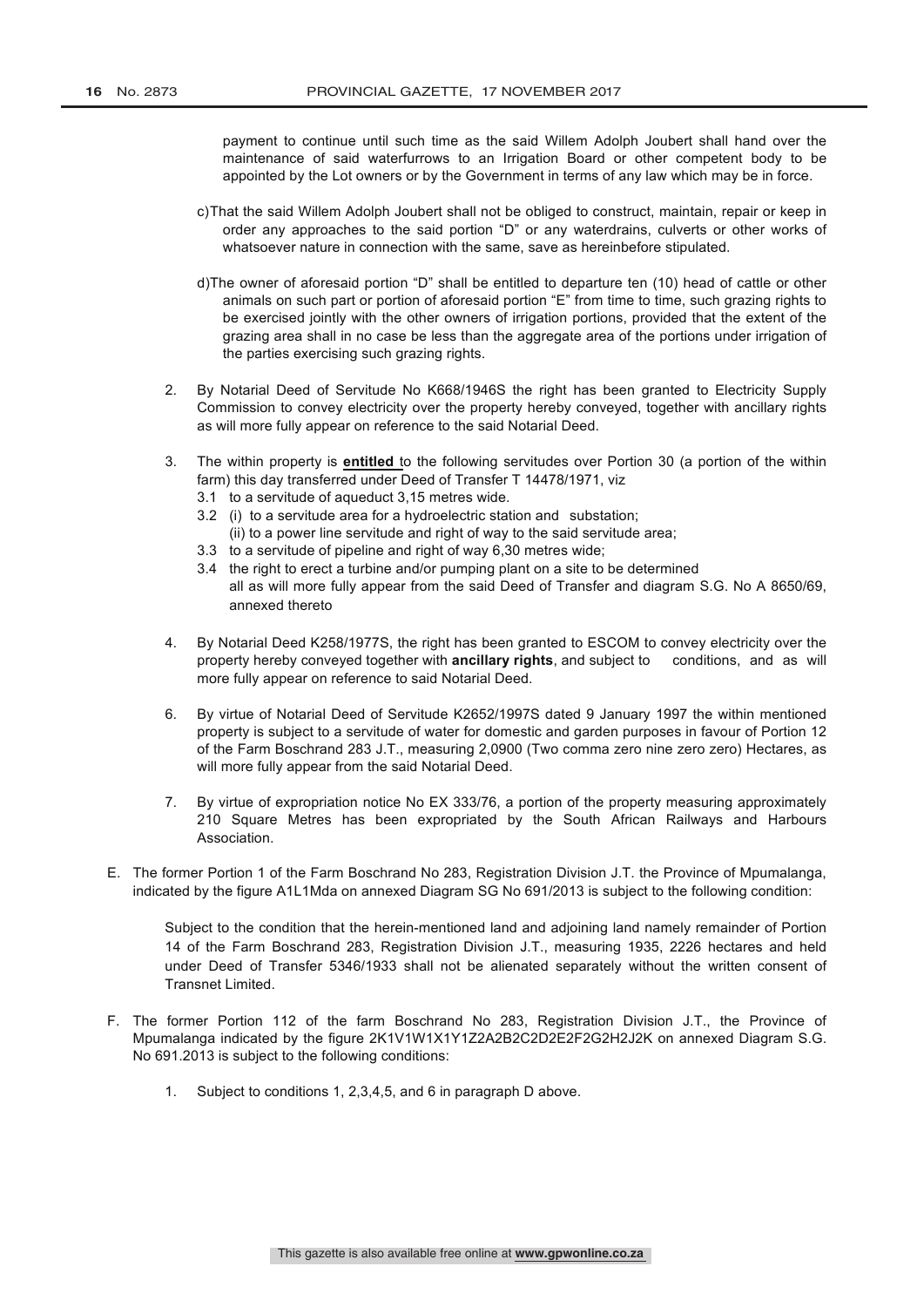payment to continue until such time as the said Willem Adolph Joubert shall hand over the maintenance of said waterfurrows to an Irrigation Board or other competent body to be appointed by the Lot owners or by the Government in terms of any law which may be in force.

c) That the said Willem Adolph Joubert shall not be obliged to construct, maintain, repair or keep in order any approaches to the said portion "D" or any waterdrains, culverts or other works of whatsoever nature in connection with the same, save as hereinbefore stipulated.

d) The owner of aforesaid portion "D" shall be entitled to departure ten (10) head of cattle or other animals on such part or portion of aforesaid portion "E" from time to time, such grazing rights to be exercised jointly with the other owners of irrigation portions, provided that the extent of the grazing area shall in no case be less than the aggregate area of the portions under irrigation of the parties exercising such grazing rights.

2. By Notarial Deed of Servitude No K668/1946S the right has been granted to Electricity Supply Commission to convey electricity over the property hereby conveyed, together with ancillary rights as will more fully appear on reference to the said Notarial Deed.

3. The within property is **entitled** to the following servitudes over Portion 30 (a portion of the within farm) this day transferred under Deed of Transfer T 14478/1971, viz
   - 3.1 to a servitude of aqueduct 3,15 metres wide.
   - 3.2 (i) to a servitude area for a hydroelectric station and substation;
     (ii) to a power line servitude and right of way to the said servitude area;
   - 3.3 to a servitude of pipeline and right of way 6,30 metres wide;
   - 3.4 the right to erect a turbine and/or pumping plant on a site to be determined
     all as will more fully appear from the said Deed of Transfer and diagram S.G. No A 8650/69, annexed thereto

4. By Notarial Deed K258/1977S, the right has been granted to ESCOM to convey electricity over the property hereby conveyed together with **ancillary rights**, and subject to conditions, and as will more fully appear on reference to said Notarial Deed.

6. By virtue of Notarial Deed of Servitude K2652/1997S dated 9 January 1997 the within mentioned property is subject to a servitude of water for domestic and garden purposes in favour of Portion 12 of the Farm Boschrand 283 J.T., measuring 2,0900 (Two comma zero nine zero zero) Hectares, as will more fully appear from the said Notarial Deed.

7. By virtue of expropriation notice No EX 333/76, a portion of the property measuring approximately 210 Square Metres has been expropriated by the South African Railways and Harbours Association.

E. The former Portion 1 of the Farm Boschrand No 283, Registration Division J.T. the Province of Mpumalanga, indicated by the figure A1L1Mda on annexed Diagram SG No 691/2013 is subject to the following condition:

   Subject to the condition that the herein-mentioned land and adjoining land namely remainder of Portion 14 of the Farm Boschrand 283, Registration Division J.T., measuring 1935, 2226 hectares and held under Deed of Transfer 5346/1933 shall not be alienated separately without the written consent of Transnet Limited.

F. The former Portion 112 of the farm Boschrand No 283, Registration Division J.T., the Province of Mpumalanga indicated by the figure 2K1V1W1X1Y1Z2A2B2C2D2E2F2G2H2J2K on annexed Diagram S.G. No 691.2013 is subject to the following conditions:

   1. Subject to conditions 1, 2,3,4,5, and 6 in paragraph D above.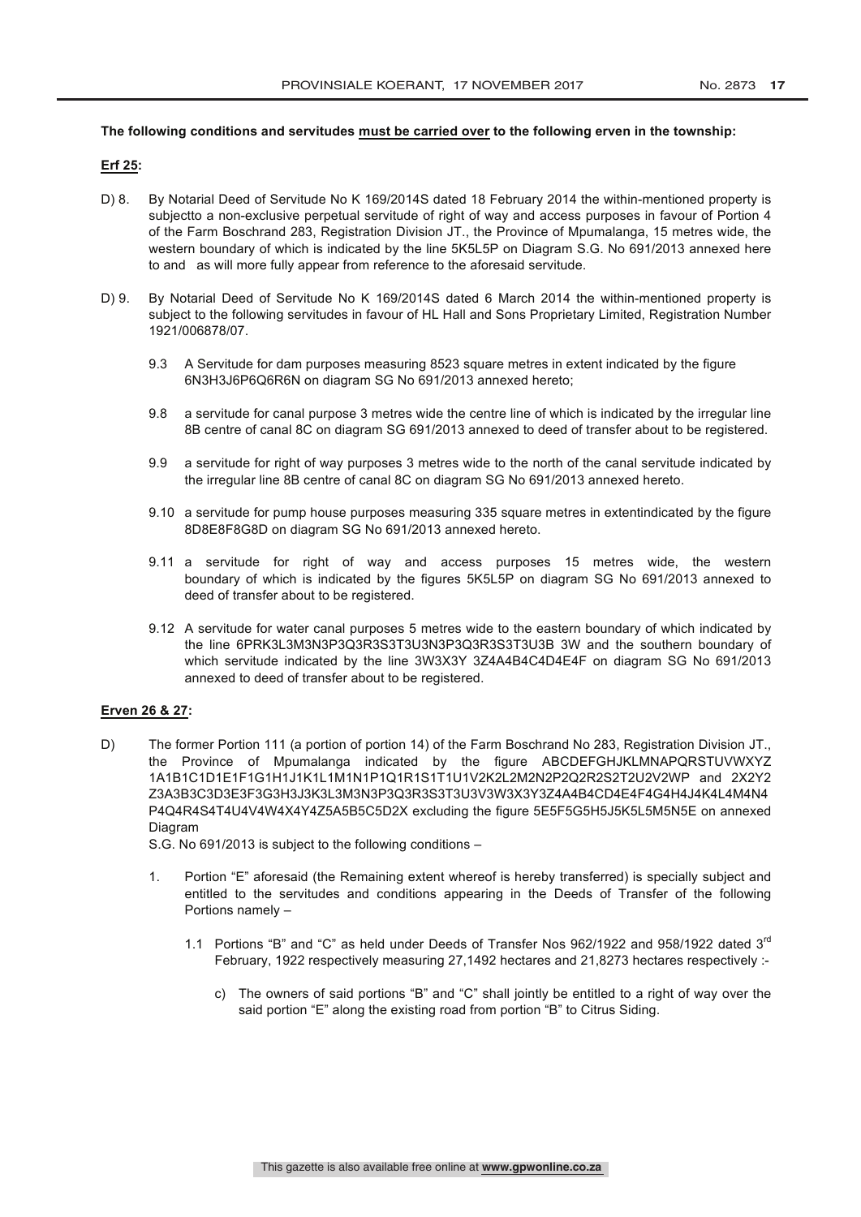**The following conditions and servitudes must be carried over to the following erven in the township:**

**Erf 25:**

D) 8. By Notarial Deed of Servitude No K 169/2014S dated 18 February 2014 the within-mentioned property is subjectto a non-exclusive perpetual servitude of right of way and access purposes in favour of Portion 4 of the Farm Boschrand 283, Registration Division JT., the Province of Mpumalanga, 15 metres wide, the western boundary of which is indicated by the line 5K5L5P on Diagram S.G. No 691/2013 annexed here to and as will more fully appear from reference to the aforesaid servitude.

D) 9. By Notarial Deed of Servitude No K 169/2014S dated 6 March 2014 the within-mentioned property is subject to the following servitudes in favour of HL Hall and Sons Proprietary Limited, Registration Number 1921/006878/07.

9.3 A Servitude for dam purposes measuring 8523 square metres in extent indicated by the figure 6N3H3J6P6Q6R6N on diagram SG No 691/2013 annexed hereto;

9.8 a servitude for canal purpose 3 metres wide the centre line of which is indicated by the irregular line 8B centre of canal 8C on diagram SG 691/2013 annexed to deed of transfer about to be registered.

9.9 a servitude for right of way purposes 3 metres wide to the north of the canal servitude indicated by the irregular line 8B centre of canal 8C on diagram SG No 691/2013 annexed hereto.

9.10 a servitude for pump house purposes measuring 335 square metres in extentindicated by the figure 8D8E8F8G8D on diagram SG No 691/2013 annexed hereto.

9.11 a servitude for right of way and access purposes 15 metres wide, the western boundary of which is indicated by the figures 5K5L5P on diagram SG No 691/2013 annexed to deed of transfer about to be registered.

9.12 A servitude for water canal purposes 5 metres wide to the eastern boundary of which indicated by the line 6PRK3L3M3N3P3Q3R3S3T3U3N3P3Q3R3S3T3U3B 3W and the southern boundary of which servitude indicated by the line 3W3X3Y 3Z4A4B4C4D4E4F on diagram SG No 691/2013 annexed to deed of transfer about to be registered.

**Erven 26 & 27:**

D) The former Portion 111 (a portion of portion 14) of the Farm Boschrand No 283, Registration Division JT., the Province of Mpumalanga indicated by the figure ABCDEFGHJKLMNAPQRSTUVWXYZ 1A1B1C1D1E1F1G1H1J1K1L1M1N1P1Q1R1S1T1U1V2K2L2M2N2P2Q2R2S2T2U2V2WP and 2X2Y2 Z3A3B3C3D3E3F3G3H3J3K3L3M3N3P3Q3R3S3T3U3V3W3X3Y3Z4A4B4CD4E4F4G4H4J4K4L4M4N4 P4Q4R4S4T4U4V4W4X4Y4Z5A5B5C5D2X excluding the figure 5E5F5G5H5J5K5L5M5N5E on annexed Diagram

S.G. No 691/2013 is subject to the following conditions –

1. Portion "E" aforesaid (the Remaining extent whereof is hereby transferred) is specially subject and entitled to the servitudes and conditions appearing in the Deeds of Transfer of the following Portions namely –

   1.1 Portions "B" and "C" as held under Deeds of Transfer Nos 962/1922 and 958/1922 dated 3rd February, 1922 respectively measuring 27,1492 hectares and 21,8273 hectares respectively :-

      c) The owners of said portions "B" and "C" shall jointly be entitled to a right of way over the said portion "E" along the existing road from portion "B" to Citrus Siding.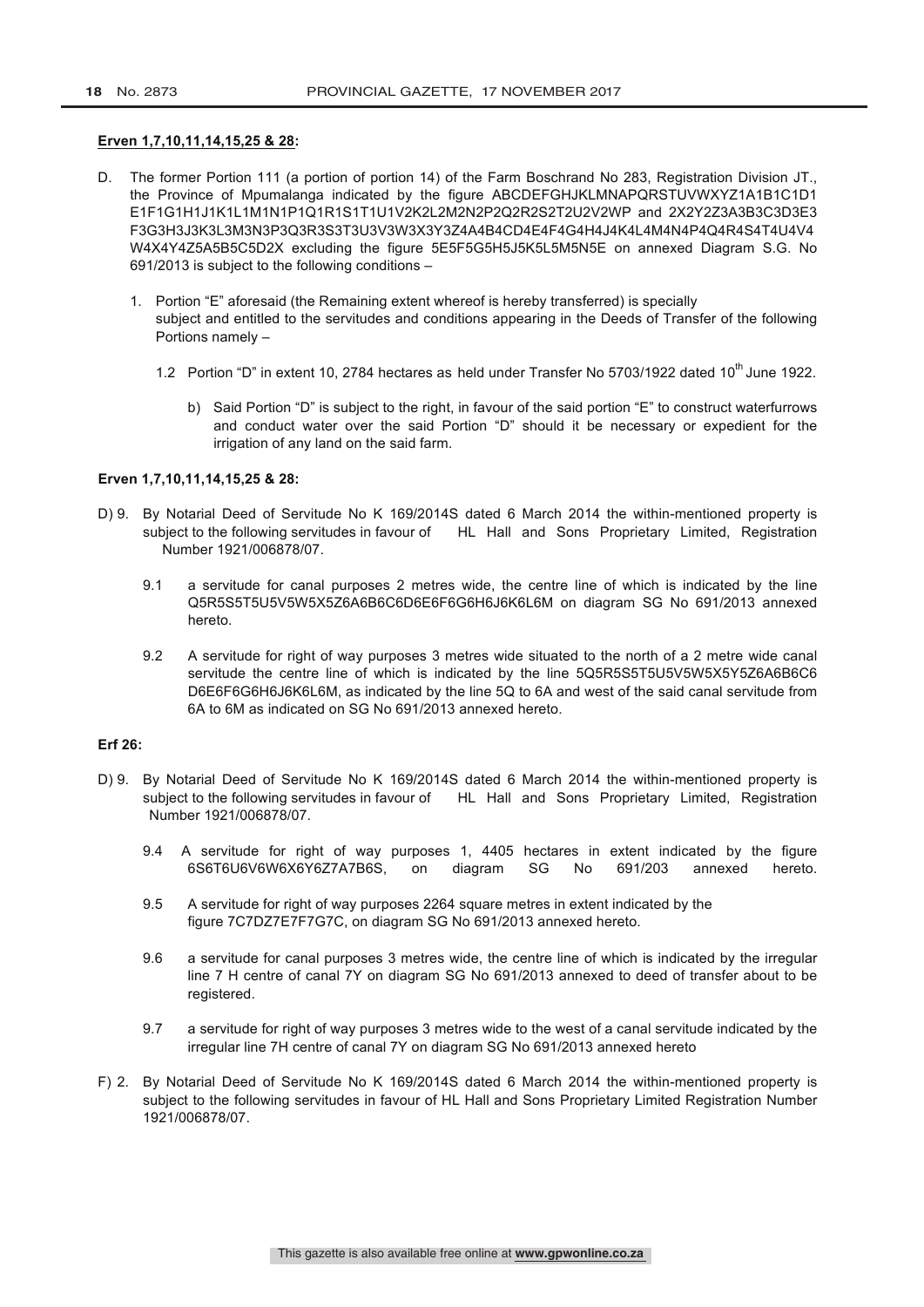**Erven 1,7,10,11,14,15,25 & 28:**

D. The former Portion 111 (a portion of portion 14) of the Farm Boschrand No 283, Registration Division JT., the Province of Mpumalanga indicated by the figure ABCDEFGHJKLMNAPQRSTUVWXYZ1A1B1C1D1 E1F1G1H1J1K1L1M1N1P1Q1R1S1T1U1V2K2L2M2N2P2Q2R2S2T2U2V2WP and 2X2Y2Z3A3B3C3D3E3 F3G3H3J3K3L3M3N3P3Q3R3S3T3U3V3W3X3Y3Z4A4B4CD4E4F4G4H4J4K4L4M4N4P4Q4R4S4T4U4V4 W4X4Y4Z5A5B5C5D2X excluding the figure 5E5F5G5H5J5K5L5M5N5E on annexed Diagram S.G. No 691/2013 is subject to the following conditions –

1. Portion "E" aforesaid (the Remaining extent whereof is hereby transferred) is specially subject and entitled to the servitudes and conditions appearing in the Deeds of Transfer of the following Portions namely –

   1.2 Portion "D" in extent 10, 2784 hectares as held under Transfer No 5703/1922 dated 10th June 1922.

      b) Said Portion "D" is subject to the right, in favour of the said portion "E" to construct waterfurrows and conduct water over the said Portion "D" should it be necessary or expedient for the irrigation of any land on the said farm.

**Erven 1,7,10,11,14,15,25 & 28:**

D) 9. By Notarial Deed of Servitude No K 169/2014S dated 6 March 2014 the within-mentioned property is subject to the following servitudes in favour of HL Hall and Sons Proprietary Limited, Registration Number 1921/006878/07.

9.1 a servitude for canal purposes 2 metres wide, the centre line of which is indicated by the line Q5R5S5T5U5V5W5X5Z6A6B6C6D6E6F6G6H6J6K6L6M on diagram SG No 691/2013 annexed hereto.

9.2 A servitude for right of way purposes 3 metres wide situated to the north of a 2 metre wide canal servitude the centre line of which is indicated by the line 5Q5R5S5T5U5V5W5X5Y5Z6A6B6C6 D6E6F6G6H6J6K6L6M, as indicated by the line 5Q to 6A and west of the said canal servitude from 6A to 6M as indicated on SG No 691/2013 annexed hereto.

**Erf 26:**

D) 9. By Notarial Deed of Servitude No K 169/2014S dated 6 March 2014 the within-mentioned property is subject to the following servitudes in favour of HL Hall and Sons Proprietary Limited, Registration Number 1921/006878/07.

9.4 A servitude for right of way purposes 1, 4405 hectares in extent indicated by the figure 6S6T6U6V6W6X6Y6Z7A7B6S, on diagram SG No 691/203 annexed hereto.

9.5 A servitude for right of way purposes 2264 square metres in extent indicated by the figure 7C7DZ7E7F7G7C, on diagram SG No 691/2013 annexed hereto.

9.6 a servitude for canal purposes 3 metres wide, the centre line of which is indicated by the irregular line 7 H centre of canal 7Y on diagram SG No 691/2013 annexed to deed of transfer about to be registered.

9.7 a servitude for right of way purposes 3 metres wide to the west of a canal servitude indicated by the irregular line 7H centre of canal 7Y on diagram SG No 691/2013 annexed hereto

F) 2. By Notarial Deed of Servitude No K 169/2014S dated 6 March 2014 the within-mentioned property is subject to the following servitudes in favour of HL Hall and Sons Proprietary Limited Registration Number 1921/006878/07.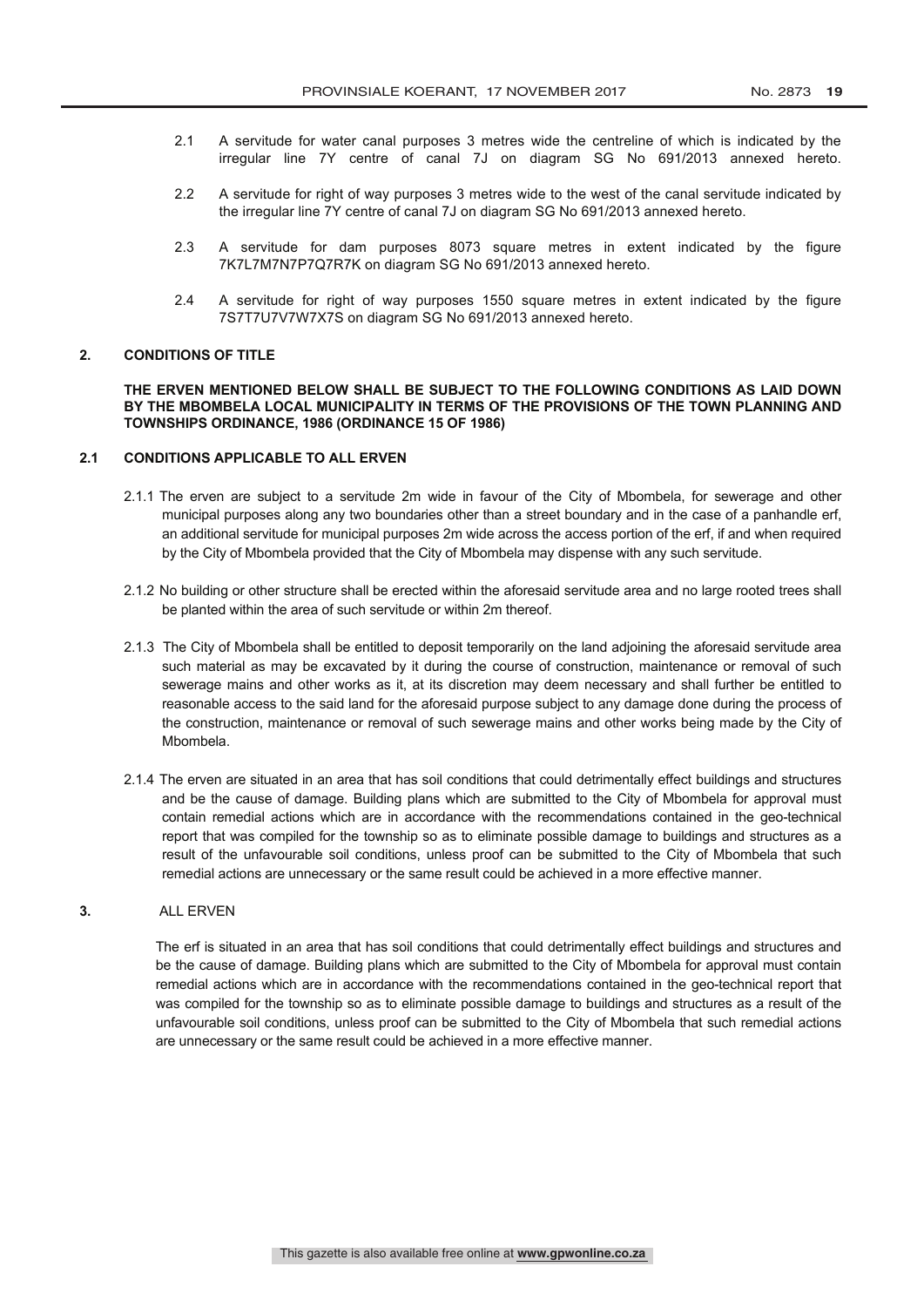2.1 A servitude for water canal purposes 3 metres wide the centreline of which is indicated by the irregular line 7Y centre of canal 7J on diagram SG No 691/2013 annexed hereto.

2.2 A servitude for right of way purposes 3 metres wide to the west of the canal servitude indicated by the irregular line 7Y centre of canal 7J on diagram SG No 691/2013 annexed hereto.

2.3 A servitude for dam purposes 8073 square metres in extent indicated by the figure 7K7L7M7N7P7Q7R7K on diagram SG No 691/2013 annexed hereto.

2.4 A servitude for right of way purposes 1550 square metres in extent indicated by the figure 7S7T7U7V7W7X7S on diagram SG No 691/2013 annexed hereto.

## 2. CONDITIONS OF TITLE

**THE ERVEN MENTIONED BELOW SHALL BE SUBJECT TO THE FOLLOWING CONDITIONS AS LAID DOWN BY THE MBOMBELA LOCAL MUNICIPALITY IN TERMS OF THE PROVISIONS OF THE TOWN PLANNING AND TOWNSHIPS ORDINANCE, 1986 (ORDINANCE 15 OF 1986)**

### 2.1 CONDITIONS APPLICABLE TO ALL ERVEN

2.1.1 The erven are subject to a servitude 2m wide in favour of the City of Mbombela, for sewerage and other municipal purposes along any two boundaries other than a street boundary and in the case of a panhandle erf, an additional servitude for municipal purposes 2m wide across the access portion of the erf, if and when required by the City of Mbombela provided that the City of Mbombela may dispense with any such servitude.

2.1.2 No building or other structure shall be erected within the aforesaid servitude area and no large rooted trees shall be planted within the area of such servitude or within 2m thereof.

2.1.3 The City of Mbombela shall be entitled to deposit temporarily on the land adjoining the aforesaid servitude area such material as may be excavated by it during the course of construction, maintenance or removal of such sewerage mains and other works as it, at its discretion may deem necessary and shall further be entitled to reasonable access to the said land for the aforesaid purpose subject to any damage done during the process of the construction, maintenance or removal of such sewerage mains and other works being made by the City of Mbombela.

2.1.4 The erven are situated in an area that has soil conditions that could detrimentally effect buildings and structures and be the cause of damage. Building plans which are submitted to the City of Mbombela for approval must contain remedial actions which are in accordance with the recommendations contained in the geo-technical report that was compiled for the township so as to eliminate possible damage to buildings and structures as a result of the unfavourable soil conditions, unless proof can be submitted to the City of Mbombela that such remedial actions are unnecessary or the same result could be achieved in a more effective manner.

## 3. ALL ERVEN

The erf is situated in an area that has soil conditions that could detrimentally effect buildings and structures and be the cause of damage. Building plans which are submitted to the City of Mbombela for approval must contain remedial actions which are in accordance with the recommendations contained in the geo-technical report that was compiled for the township so as to eliminate possible damage to buildings and structures as a result of the unfavourable soil conditions, unless proof can be submitted to the City of Mbombela that such remedial actions are unnecessary or the same result could be achieved in a more effective manner.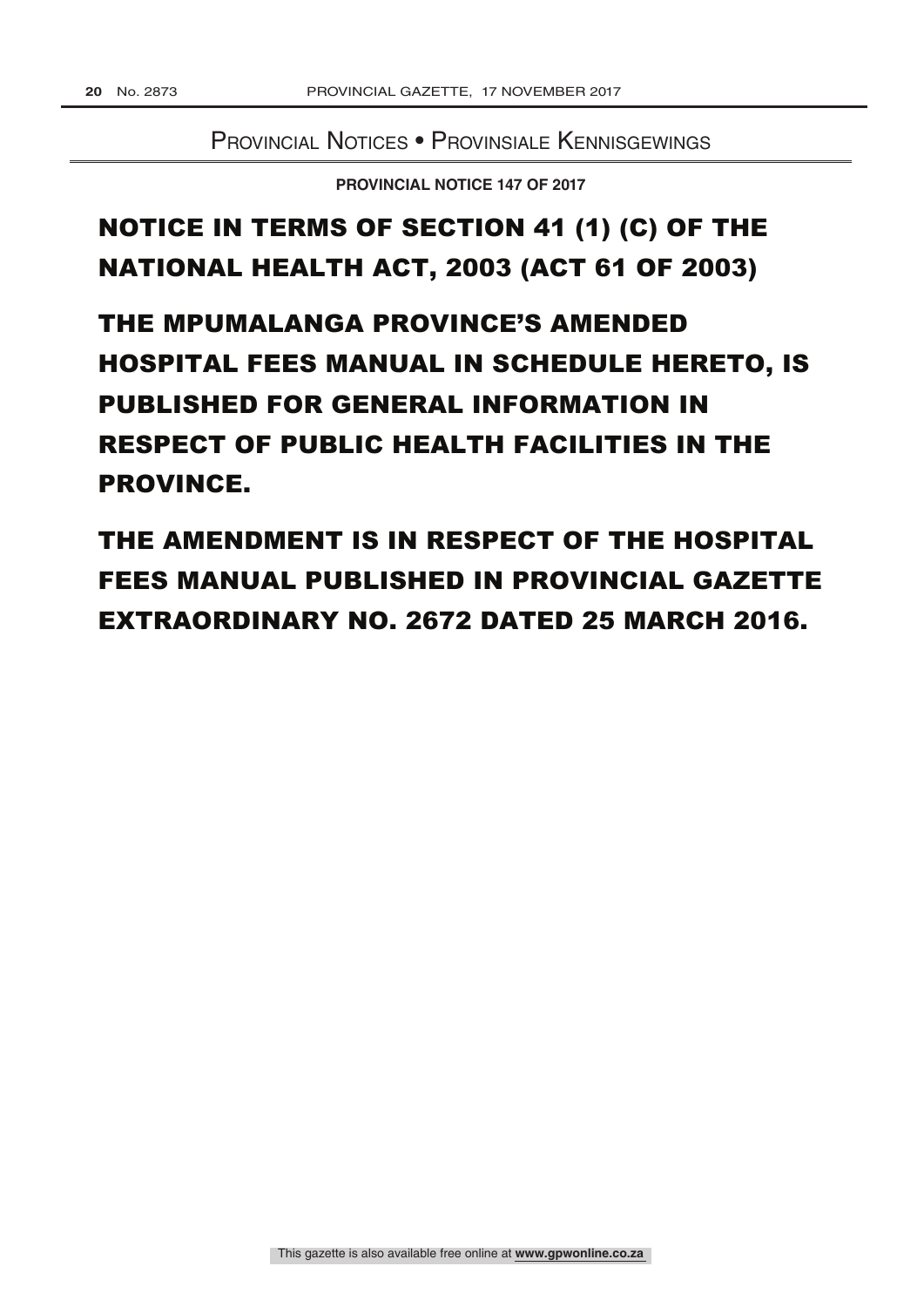## Provincial Notices • Provinsiale Kennisgewings

**PROVINCIAL NOTICE 147 OF 2017**

# NOTICE IN TERMS OF SECTION 41 (1) (C) OF THE NATIONAL HEALTH ACT, 2003 (ACT 61 OF 2003)

# THE MPUMALANGA PROVINCE'S AMENDED HOSPITAL FEES MANUAL IN SCHEDULE HERETO, IS PUBLISHED FOR GENERAL INFORMATION IN RESPECT OF PUBLIC HEALTH FACILITIES IN THE PROVINCE.

# THE AMENDMENT IS IN RESPECT OF THE HOSPITAL FEES MANUAL PUBLISHED IN PROVINCIAL GAZETTE EXTRAORDINARY NO. 2672 DATED 25 MARCH 2016.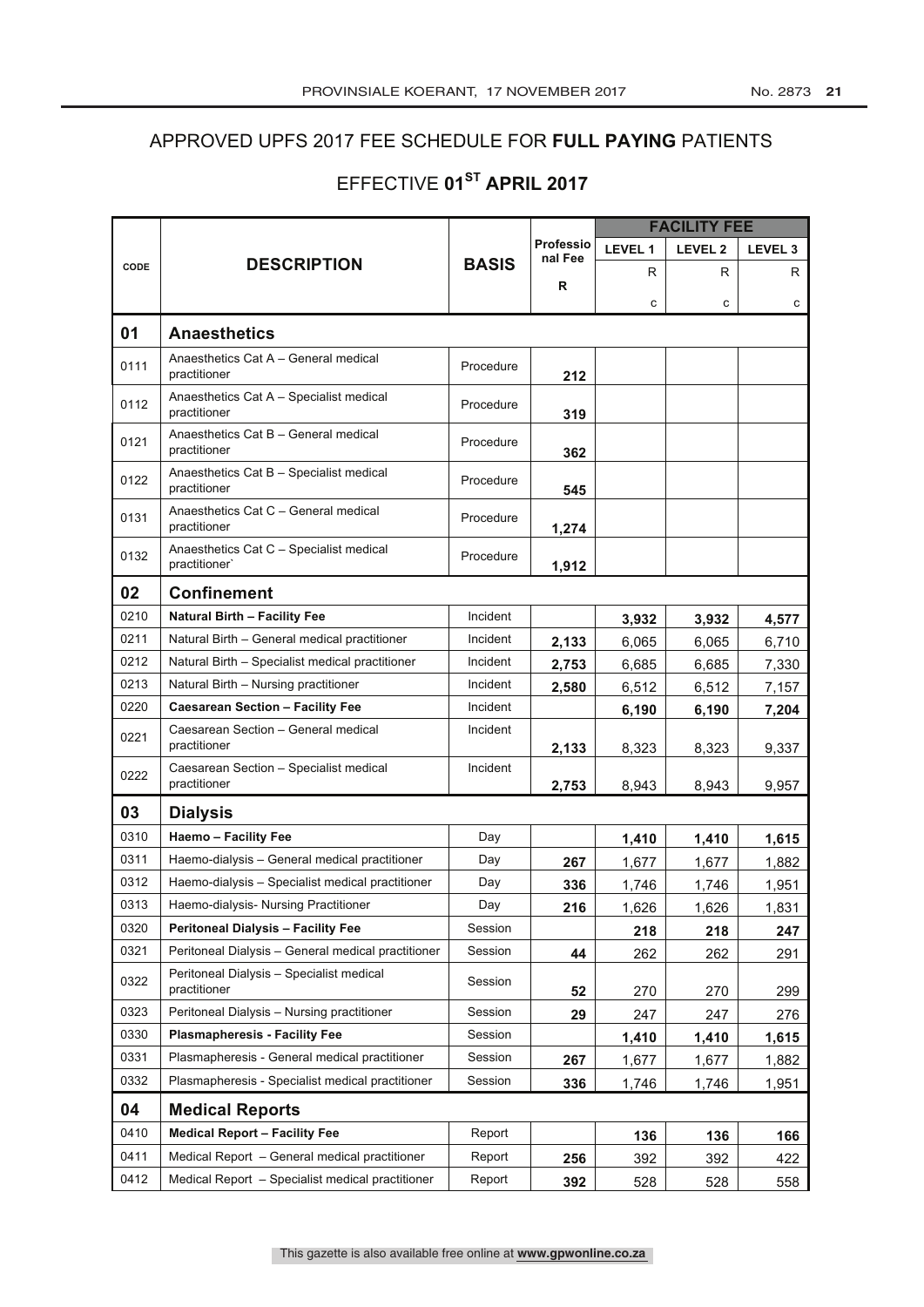APPROVED UPFS 2017 FEE SCHEDULE FOR **FULL PAYING** PATIENTS

EFFECTIVE **01ST APRIL 2017**

| CODE | DESCRIPTION | BASIS | Professional Fee | FACILITY FEE | | |
|---|---|---|---|---|---|---|
| | | | | LEVEL 1 | LEVEL 2 | LEVEL 3 |
| | | | R | R c | R c | R c |
| **01** | **Anaesthetics** | | | | | |
| 0111 | Anaesthetics Cat A – General medical practitioner | Procedure | **212** | | | |
| 0112 | Anaesthetics Cat A – Specialist medical practitioner | Procedure | **319** | | | |
| 0121 | Anaesthetics Cat B – General medical practitioner | Procedure | **362** | | | |
| 0122 | Anaesthetics Cat B – Specialist medical practitioner | Procedure | **545** | | | |
| 0131 | Anaesthetics Cat C – General medical practitioner | Procedure | **1,274** | | | |
| 0132 | Anaesthetics Cat C – Specialist medical practitioner` | Procedure | **1,912** | | | |
| **02** | **Confinement** | | | | | |
| 0210 | **Natural Birth – Facility Fee** | Incident | | **3,932** | **3,932** | **4,577** |
| 0211 | Natural Birth – General medical practitioner | Incident | **2,133** | 6,065 | 6,065 | 6,710 |
| 0212 | Natural Birth – Specialist medical practitioner | Incident | **2,753** | 6,685 | 6,685 | 7,330 |
| 0213 | Natural Birth – Nursing practitioner | Incident | **2,580** | 6,512 | 6,512 | 7,157 |
| 0220 | **Caesarean Section – Facility Fee** | Incident | | **6,190** | **6,190** | **7,204** |
| 0221 | Caesarean Section – General medical practitioner | Incident | **2,133** | 8,323 | 8,323 | 9,337 |
| 0222 | Caesarean Section – Specialist medical practitioner | Incident | **2,753** | 8,943 | 8,943 | 9,957 |
| **03** | **Dialysis** | | | | | |
| 0310 | **Haemo – Facility Fee** | Day | | **1,410** | **1,410** | **1,615** |
| 0311 | Haemo-dialysis – General medical practitioner | Day | **267** | 1,677 | 1,677 | 1,882 |
| 0312 | Haemo-dialysis – Specialist medical practitioner | Day | **336** | 1,746 | 1,746 | 1,951 |
| 0313 | Haemo-dialysis- Nursing Practitioner | Day | **216** | 1,626 | 1,626 | 1,831 |
| 0320 | **Peritoneal Dialysis – Facility Fee** | Session | | **218** | **218** | **247** |
| 0321 | Peritoneal Dialysis – General medical practitioner | Session | **44** | 262 | 262 | 291 |
| 0322 | Peritoneal Dialysis – Specialist medical practitioner | Session | **52** | 270 | 270 | 299 |
| 0323 | Peritoneal Dialysis – Nursing practitioner | Session | **29** | 247 | 247 | 276 |
| 0330 | **Plasmapheresis - Facility Fee** | Session | | **1,410** | **1,410** | **1,615** |
| 0331 | Plasmapheresis - General medical practitioner | Session | **267** | 1,677 | 1,677 | 1,882 |
| 0332 | Plasmapheresis - Specialist medical practitioner | Session | **336** | 1,746 | 1,746 | 1,951 |
| **04** | **Medical Reports** | | | | | |
| 0410 | **Medical Report – Facility Fee** | Report | | **136** | **136** | **166** |
| 0411 | Medical Report – General medical practitioner | Report | **256** | 392 | 392 | 422 |
| 0412 | Medical Report – Specialist medical practitioner | Report | **392** | 528 | 528 | 558 |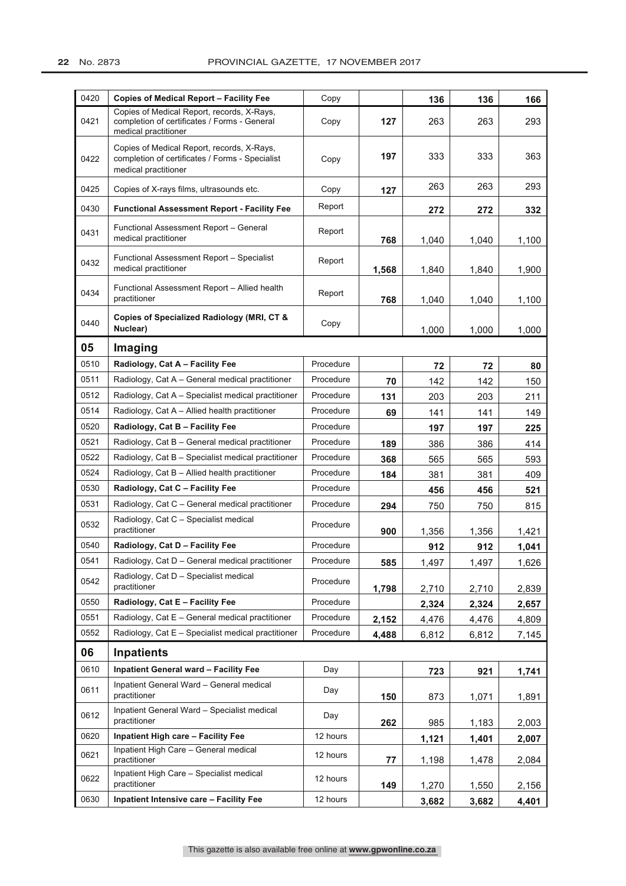| | | | | | | |
|---|---|---|---|---|---|---|
| 0420 | **Copies of Medical Report – Facility Fee** | Copy | | **136** | **136** | **166** |
| 0421 | Copies of Medical Report, records, X-Rays, completion of certificates / Forms - General medical practitioner | Copy | **127** | 263 | 263 | 293 |
| 0422 | Copies of Medical Report, records, X-Rays, completion of certificates / Forms - Specialist medical practitioner | Copy | **197** | 333 | 333 | 363 |
| 0425 | Copies of X-rays films, ultrasounds etc. | Copy | **127** | 263 | 263 | 293 |
| 0430 | **Functional Assessment Report - Facility Fee** | Report | | **272** | **272** | **332** |
| 0431 | Functional Assessment Report – General medical practitioner | Report | **768** | 1,040 | 1,040 | 1,100 |
| 0432 | Functional Assessment Report – Specialist medical practitioner | Report | **1,568** | 1,840 | 1,840 | 1,900 |
| 0434 | Functional Assessment Report – Allied health practitioner | Report | **768** | 1,040 | 1,040 | 1,100 |
| 0440 | **Copies of Specialized Radiology (MRI, CT & Nuclear)** | Copy | | 1,000 | 1,000 | 1,000 |
| **05** | **Imaging** | | | | | |
| 0510 | **Radiology, Cat A – Facility Fee** | Procedure | | **72** | **72** | **80** |
| 0511 | Radiology, Cat A – General medical practitioner | Procedure | **70** | 142 | 142 | 150 |
| 0512 | Radiology, Cat A – Specialist medical practitioner | Procedure | **131** | 203 | 203 | 211 |
| 0514 | Radiology, Cat A – Allied health practitioner | Procedure | **69** | 141 | 141 | 149 |
| 0520 | **Radiology, Cat B – Facility Fee** | Procedure | | **197** | **197** | **225** |
| 0521 | Radiology, Cat B – General medical practitioner | Procedure | **189** | 386 | 386 | 414 |
| 0522 | Radiology, Cat B – Specialist medical practitioner | Procedure | **368** | 565 | 565 | 593 |
| 0524 | Radiology, Cat B – Allied health practitioner | Procedure | **184** | 381 | 381 | 409 |
| 0530 | **Radiology, Cat C – Facility Fee** | Procedure | | **456** | **456** | **521** |
| 0531 | Radiology, Cat C – General medical practitioner | Procedure | **294** | 750 | 750 | 815 |
| 0532 | Radiology, Cat C – Specialist medical practitioner | Procedure | **900** | 1,356 | 1,356 | 1,421 |
| 0540 | **Radiology, Cat D – Facility Fee** | Procedure | | **912** | **912** | **1,041** |
| 0541 | Radiology, Cat D – General medical practitioner | Procedure | **585** | 1,497 | 1,497 | 1,626 |
| 0542 | Radiology, Cat D – Specialist medical practitioner | Procedure | **1,798** | 2,710 | 2,710 | 2,839 |
| 0550 | **Radiology, Cat E – Facility Fee** | Procedure | | **2,324** | **2,324** | **2,657** |
| 0551 | Radiology, Cat E – General medical practitioner | Procedure | **2,152** | 4,476 | 4,476 | 4,809 |
| 0552 | Radiology, Cat E – Specialist medical practitioner | Procedure | **4,488** | 6,812 | 6,812 | 7,145 |
| **06** | **Inpatients** | | | | | |
| 0610 | **Inpatient General ward – Facility Fee** | Day | | **723** | **921** | **1,741** |
| 0611 | Inpatient General Ward – General medical practitioner | Day | **150** | 873 | 1,071 | 1,891 |
| 0612 | Inpatient General Ward – Specialist medical practitioner | Day | **262** | 985 | 1,183 | 2,003 |
| 0620 | **Inpatient High care – Facility Fee** | 12 hours | | **1,121** | **1,401** | **2,007** |
| 0621 | Inpatient High Care – General medical practitioner | 12 hours | **77** | 1,198 | 1,478 | 2,084 |
| 0622 | Inpatient High Care – Specialist medical practitioner | 12 hours | **149** | 1,270 | 1,550 | 2,156 |
| 0630 | **Inpatient Intensive care – Facility Fee** | 12 hours | | **3,682** | **3,682** | **4,401** |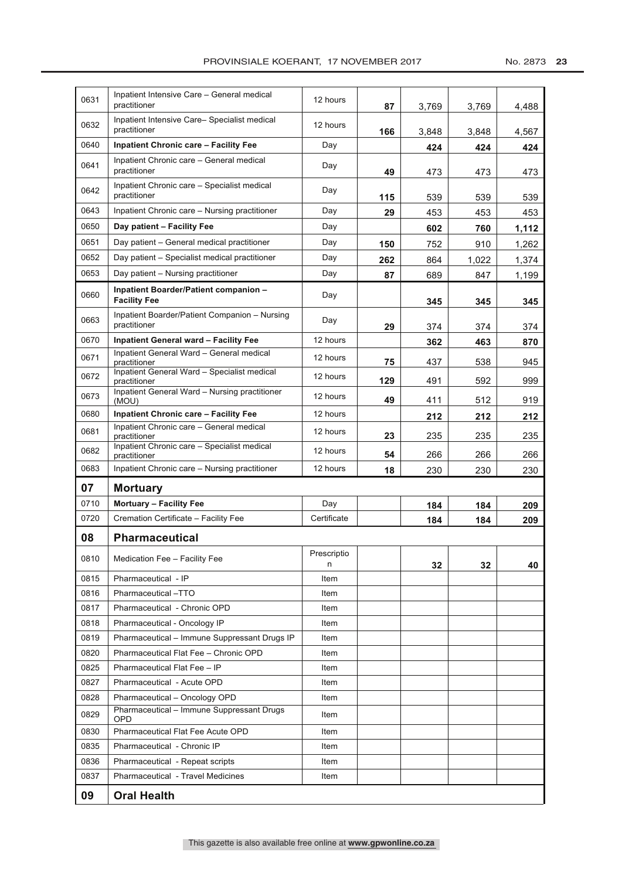| | | | | | | |
|---|---|---|---|---|---|---|
| 0631 | Inpatient Intensive Care – General medical practitioner | 12 hours | **87** | 3,769 | 3,769 | 4,488 |
| 0632 | Inpatient Intensive Care– Specialist medical practitioner | 12 hours | **166** | 3,848 | 3,848 | 4,567 |
| 0640 | **Inpatient Chronic care – Facility Fee** | Day | | **424** | **424** | **424** |
| 0641 | Inpatient Chronic care – General medical practitioner | Day | **49** | 473 | 473 | 473 |
| 0642 | Inpatient Chronic care – Specialist medical practitioner | Day | **115** | 539 | 539 | 539 |
| 0643 | Inpatient Chronic care – Nursing practitioner | Day | **29** | 453 | 453 | 453 |
| 0650 | **Day patient – Facility Fee** | Day | | **602** | **760** | **1,112** |
| 0651 | Day patient – General medical practitioner | Day | **150** | 752 | 910 | 1,262 |
| 0652 | Day patient – Specialist medical practitioner | Day | **262** | 864 | 1,022 | 1,374 |
| 0653 | Day patient – Nursing practitioner | Day | **87** | 689 | 847 | 1,199 |
| 0660 | **Inpatient Boarder/Patient companion – Facility Fee** | Day | | **345** | **345** | **345** |
| 0663 | Inpatient Boarder/Patient Companion – Nursing practitioner | Day | **29** | 374 | 374 | 374 |
| 0670 | **Inpatient General ward – Facility Fee** | 12 hours | | **362** | **463** | **870** |
| 0671 | Inpatient General Ward – General medical practitioner | 12 hours | **75** | 437 | 538 | 945 |
| 0672 | Inpatient General Ward – Specialist medical practitioner | 12 hours | **129** | 491 | 592 | 999 |
| 0673 | Inpatient General Ward – Nursing practitioner (MOU) | 12 hours | **49** | 411 | 512 | 919 |
| 0680 | **Inpatient Chronic care – Facility Fee** | 12 hours | | **212** | **212** | **212** |
| 0681 | Inpatient Chronic care – General medical practitioner | 12 hours | **23** | 235 | 235 | 235 |
| 0682 | Inpatient Chronic care – Specialist medical practitioner | 12 hours | **54** | 266 | 266 | 266 |
| 0683 | Inpatient Chronic care – Nursing practitioner | 12 hours | **18** | 230 | 230 | 230 |
| **07** | **Mortuary** | | | | | |
| 0710 | **Mortuary – Facility Fee** | Day | | **184** | **184** | **209** |
| 0720 | Cremation Certificate – Facility Fee | Certificate | | **184** | **184** | **209** |
| **08** | **Pharmaceutical** | | | | | |
| 0810 | Medication Fee – Facility Fee | Prescription | | **32** | **32** | **40** |
| 0815 | Pharmaceutical - IP | Item | | | | |
| 0816 | Pharmaceutical –TTO | Item | | | | |
| 0817 | Pharmaceutical - Chronic OPD | Item | | | | |
| 0818 | Pharmaceutical - Oncology IP | Item | | | | |
| 0819 | Pharmaceutical – Immune Suppressant Drugs IP | Item | | | | |
| 0820 | Pharmaceutical Flat Fee – Chronic OPD | Item | | | | |
| 0825 | Pharmaceutical Flat Fee – IP | Item | | | | |
| 0827 | Pharmaceutical - Acute OPD | Item | | | | |
| 0828 | Pharmaceutical – Oncology OPD | Item | | | | |
| 0829 | Pharmaceutical – Immune Suppressant Drugs OPD | Item | | | | |
| 0830 | Pharmaceutical Flat Fee Acute OPD | Item | | | | |
| 0835 | Pharmaceutical - Chronic IP | Item | | | | |
| 0836 | Pharmaceutical - Repeat scripts | Item | | | | |
| 0837 | Pharmaceutical - Travel Medicines | Item | | | | |
| **09** | **Oral Health** | | | | | |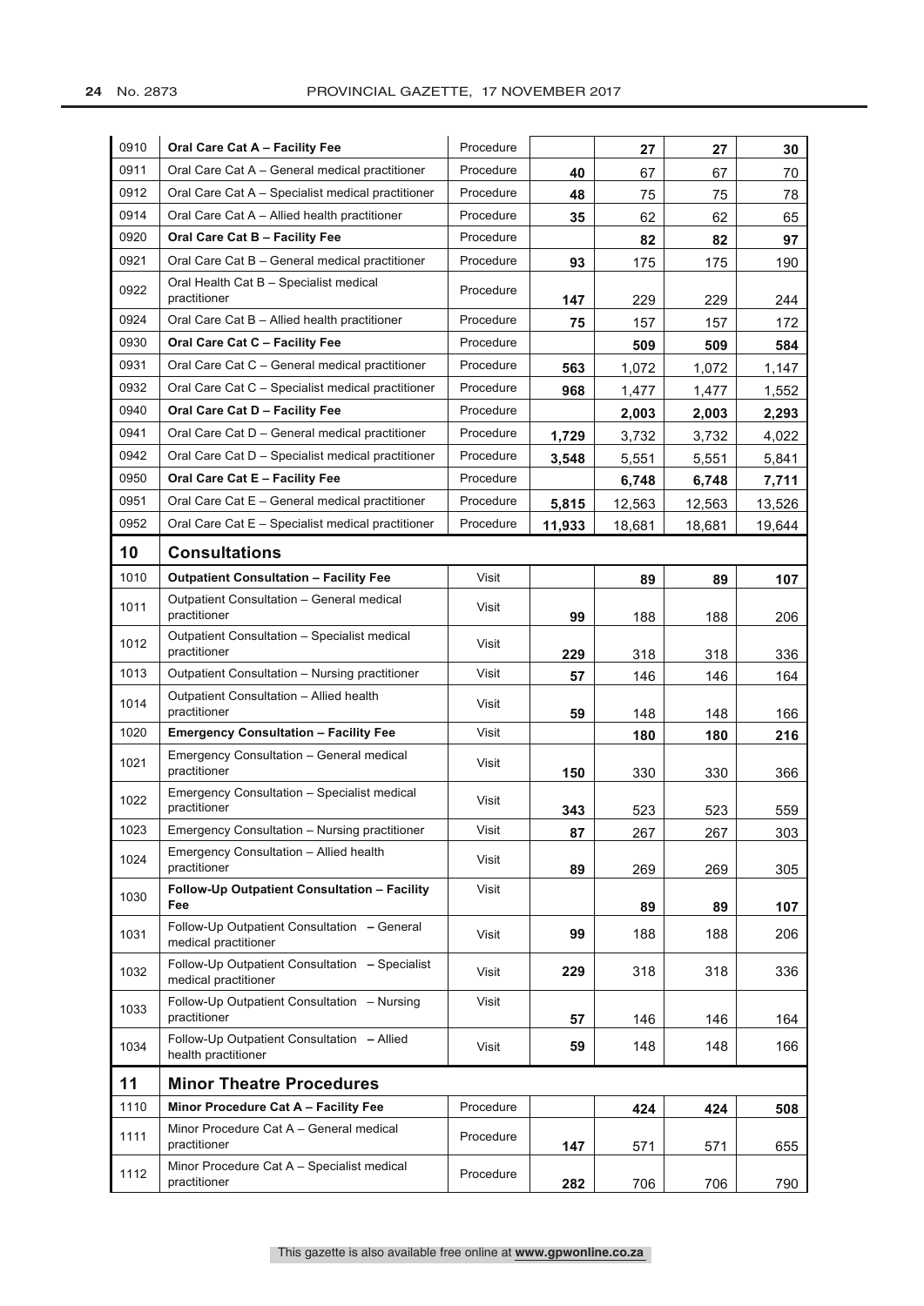| | | | | | | |
|---|---|---|---|---|---|---|
| 0910 | **Oral Care Cat A – Facility Fee** | Procedure | | **27** | **27** | **30** |
| 0911 | Oral Care Cat A – General medical practitioner | Procedure | **40** | 67 | 67 | 70 |
| 0912 | Oral Care Cat A – Specialist medical practitioner | Procedure | **48** | 75 | 75 | 78 |
| 0914 | Oral Care Cat A – Allied health practitioner | Procedure | **35** | 62 | 62 | 65 |
| 0920 | **Oral Care Cat B – Facility Fee** | Procedure | | **82** | **82** | **97** |
| 0921 | Oral Care Cat B – General medical practitioner | Procedure | **93** | 175 | 175 | 190 |
| 0922 | Oral Health Cat B – Specialist medical practitioner | Procedure | **147** | 229 | 229 | 244 |
| 0924 | Oral Care Cat B – Allied health practitioner | Procedure | **75** | 157 | 157 | 172 |
| 0930 | **Oral Care Cat C – Facility Fee** | Procedure | | **509** | **509** | **584** |
| 0931 | Oral Care Cat C – General medical practitioner | Procedure | **563** | 1,072 | 1,072 | 1,147 |
| 0932 | Oral Care Cat C – Specialist medical practitioner | Procedure | **968** | 1,477 | 1,477 | 1,552 |
| 0940 | **Oral Care Cat D – Facility Fee** | Procedure | | **2,003** | **2,003** | **2,293** |
| 0941 | Oral Care Cat D – General medical practitioner | Procedure | **1,729** | 3,732 | 3,732 | 4,022 |
| 0942 | Oral Care Cat D – Specialist medical practitioner | Procedure | **3,548** | 5,551 | 5,551 | 5,841 |
| 0950 | **Oral Care Cat E – Facility Fee** | Procedure | | **6,748** | **6,748** | **7,711** |
| 0951 | Oral Care Cat E – General medical practitioner | Procedure | **5,815** | 12,563 | 12,563 | 13,526 |
| 0952 | Oral Care Cat E – Specialist medical practitioner | Procedure | **11,933** | 18,681 | 18,681 | 19,644 |
| **10** | **Consultations** | | | | | |
| 1010 | **Outpatient Consultation – Facility Fee** | Visit | | **89** | **89** | **107** |
| 1011 | Outpatient Consultation – General medical practitioner | Visit | **99** | 188 | 188 | 206 |
| 1012 | Outpatient Consultation – Specialist medical practitioner | Visit | **229** | 318 | 318 | 336 |
| 1013 | Outpatient Consultation – Nursing practitioner | Visit | **57** | 146 | 146 | 164 |
| 1014 | Outpatient Consultation – Allied health practitioner | Visit | **59** | 148 | 148 | 166 |
| 1020 | **Emergency Consultation – Facility Fee** | Visit | | **180** | **180** | **216** |
| 1021 | Emergency Consultation – General medical practitioner | Visit | **150** | 330 | 330 | 366 |
| 1022 | Emergency Consultation – Specialist medical practitioner | Visit | **343** | 523 | 523 | 559 |
| 1023 | Emergency Consultation – Nursing practitioner | Visit | **87** | 267 | 267 | 303 |
| 1024 | Emergency Consultation – Allied health practitioner | Visit | **89** | 269 | 269 | 305 |
| 1030 | **Follow-Up Outpatient Consultation – Facility Fee** | Visit | | **89** | **89** | **107** |
| 1031 | Follow-Up Outpatient Consultation **– General** medical practitioner | Visit | **99** | 188 | 188 | 206 |
| 1032 | Follow-Up Outpatient Consultation **– Specialist** medical practitioner | Visit | **229** | 318 | 318 | 336 |
| 1033 | Follow-Up Outpatient Consultation – Nursing practitioner | Visit | **57** | 146 | 146 | 164 |
| 1034 | Follow-Up Outpatient Consultation **– Allied** health practitioner | Visit | **59** | 148 | 148 | 166 |
| **11** | **Minor Theatre Procedures** | | | | | |
| 1110 | **Minor Procedure Cat A – Facility Fee** | Procedure | | **424** | **424** | **508** |
| 1111 | Minor Procedure Cat A – General medical practitioner | Procedure | **147** | 571 | 571 | 655 |
| 1112 | Minor Procedure Cat A – Specialist medical practitioner | Procedure | **282** | 706 | 706 | 790 |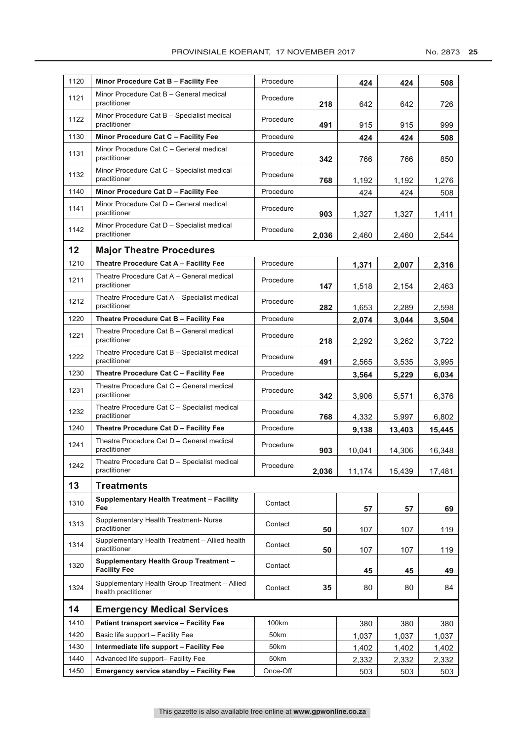| | | | | | | |
|---|---|---|---|---|---|---|
| 1120 | **Minor Procedure Cat B – Facility Fee** | Procedure | | **424** | **424** | **508** |
| 1121 | Minor Procedure Cat B – General medical practitioner | Procedure | **218** | 642 | 642 | 726 |
| 1122 | Minor Procedure Cat B – Specialist medical practitioner | Procedure | **491** | 915 | 915 | 999 |
| 1130 | **Minor Procedure Cat C – Facility Fee** | Procedure | | **424** | **424** | **508** |
| 1131 | Minor Procedure Cat C – General medical practitioner | Procedure | **342** | 766 | 766 | 850 |
| 1132 | Minor Procedure Cat C – Specialist medical practitioner | Procedure | **768** | 1,192 | 1,192 | 1,276 |
| 1140 | **Minor Procedure Cat D – Facility Fee** | Procedure | | 424 | 424 | 508 |
| 1141 | Minor Procedure Cat D – General medical practitioner | Procedure | **903** | 1,327 | 1,327 | 1,411 |
| 1142 | Minor Procedure Cat D – Specialist medical practitioner | Procedure | **2,036** | 2,460 | 2,460 | 2,544 |
| **12** | **Major Theatre Procedures** | | | | | |
| 1210 | **Theatre Procedure Cat A – Facility Fee** | Procedure | | **1,371** | **2,007** | **2,316** |
| 1211 | Theatre Procedure Cat A – General medical practitioner | Procedure | **147** | 1,518 | 2,154 | 2,463 |
| 1212 | Theatre Procedure Cat A – Specialist medical practitioner | Procedure | **282** | 1,653 | 2,289 | 2,598 |
| 1220 | **Theatre Procedure Cat B – Facility Fee** | Procedure | | **2,074** | **3,044** | **3,504** |
| 1221 | Theatre Procedure Cat B – General medical practitioner | Procedure | **218** | 2,292 | 3,262 | 3,722 |
| 1222 | Theatre Procedure Cat B – Specialist medical practitioner | Procedure | **491** | 2,565 | 3,535 | 3,995 |
| 1230 | **Theatre Procedure Cat C – Facility Fee** | Procedure | | **3,564** | **5,229** | **6,034** |
| 1231 | Theatre Procedure Cat C – General medical practitioner | Procedure | **342** | 3,906 | 5,571 | 6,376 |
| 1232 | Theatre Procedure Cat C – Specialist medical practitioner | Procedure | **768** | 4,332 | 5,997 | 6,802 |
| 1240 | **Theatre Procedure Cat D – Facility Fee** | Procedure | | **9,138** | **13,403** | **15,445** |
| 1241 | Theatre Procedure Cat D – General medical practitioner | Procedure | **903** | 10,041 | 14,306 | 16,348 |
| 1242 | Theatre Procedure Cat D – Specialist medical practitioner | Procedure | **2,036** | 11,174 | 15,439 | 17,481 |
| **13** | **Treatments** | | | | | |
| 1310 | **Supplementary Health Treatment – Facility Fee** | Contact | | **57** | **57** | **69** |
| 1313 | Supplementary Health Treatment- Nurse practitioner | Contact | **50** | 107 | 107 | 119 |
| 1314 | Supplementary Health Treatment – Allied health practitioner | Contact | **50** | 107 | 107 | 119 |
| 1320 | **Supplementary Health Group Treatment – Facility Fee** | Contact | | **45** | **45** | **49** |
| 1324 | Supplementary Health Group Treatment – Allied health practitioner | Contact | **35** | 80 | 80 | 84 |
| **14** | **Emergency Medical Services** | | | | | |
| 1410 | **Patient transport service – Facility Fee** | 100km | | 380 | 380 | 380 |
| 1420 | Basic life support – Facility Fee | 50km | | 1,037 | 1,037 | 1,037 |
| 1430 | **Intermediate life support – Facility Fee** | 50km | | 1,402 | 1,402 | 1,402 |
| 1440 | Advanced life support– Facility Fee | 50km | | 2,332 | 2,332 | 2,332 |
| 1450 | **Emergency service standby – Facility Fee** | Once-Off | | 503 | 503 | 503 |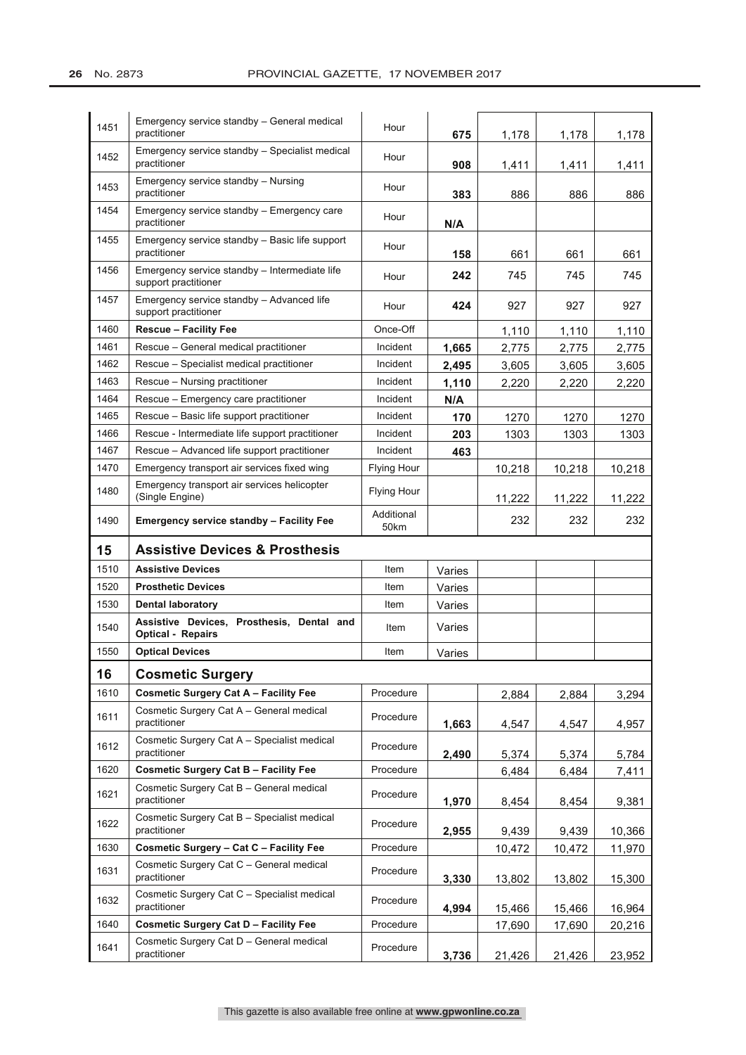| | | | | | | |
|---|---|---|---|---|---|---|
| 1451 | Emergency service standby – General medical practitioner | Hour | **675** | 1,178 | 1,178 | 1,178 |
| 1452 | Emergency service standby – Specialist medical practitioner | Hour | **908** | 1,411 | 1,411 | 1,411 |
| 1453 | Emergency service standby – Nursing practitioner | Hour | **383** | 886 | 886 | 886 |
| 1454 | Emergency service standby – Emergency care practitioner | Hour | **N/A** | | | |
| 1455 | Emergency service standby – Basic life support practitioner | Hour | **158** | 661 | 661 | 661 |
| 1456 | Emergency service standby – Intermediate life support practitioner | Hour | **242** | 745 | 745 | 745 |
| 1457 | Emergency service standby – Advanced life support practitioner | Hour | **424** | 927 | 927 | 927 |
| 1460 | **Rescue – Facility Fee** | Once-Off | | 1,110 | 1,110 | 1,110 |
| 1461 | Rescue – General medical practitioner | Incident | **1,665** | 2,775 | 2,775 | 2,775 |
| 1462 | Rescue – Specialist medical practitioner | Incident | **2,495** | 3,605 | 3,605 | 3,605 |
| 1463 | Rescue – Nursing practitioner | Incident | **1,110** | 2,220 | 2,220 | 2,220 |
| 1464 | Rescue – Emergency care practitioner | Incident | **N/A** | | | |
| 1465 | Rescue – Basic life support practitioner | Incident | **170** | 1270 | 1270 | 1270 |
| 1466 | Rescue - Intermediate life support practitioner | Incident | **203** | 1303 | 1303 | 1303 |
| 1467 | Rescue – Advanced life support practitioner | Incident | **463** | | | |
| 1470 | Emergency transport air services fixed wing | Flying Hour | | 10,218 | 10,218 | 10,218 |
| 1480 | Emergency transport air services helicopter (Single Engine) | Flying Hour | | 11,222 | 11,222 | 11,222 |
| 1490 | **Emergency service standby – Facility Fee** | Additional 50km | | 232 | 232 | 232 |
| **15** | **Assistive Devices & Prosthesis** | | | | | |
| 1510 | **Assistive Devices** | Item | Varies | | | |
| 1520 | **Prosthetic Devices** | Item | Varies | | | |
| 1530 | **Dental laboratory** | Item | Varies | | | |
| 1540 | **Assistive Devices, Prosthesis, Dental and Optical - Repairs** | Item | Varies | | | |
| 1550 | **Optical Devices** | Item | Varies | | | |
| **16** | **Cosmetic Surgery** | | | | | |
| 1610 | **Cosmetic Surgery Cat A – Facility Fee** | Procedure | | 2,884 | 2,884 | 3,294 |
| 1611 | Cosmetic Surgery Cat A – General medical practitioner | Procedure | **1,663** | 4,547 | 4,547 | 4,957 |
| 1612 | Cosmetic Surgery Cat A – Specialist medical practitioner | Procedure | **2,490** | 5,374 | 5,374 | 5,784 |
| 1620 | **Cosmetic Surgery Cat B – Facility Fee** | Procedure | | 6,484 | 6,484 | 7,411 |
| 1621 | Cosmetic Surgery Cat B – General medical practitioner | Procedure | **1,970** | 8,454 | 8,454 | 9,381 |
| 1622 | Cosmetic Surgery Cat B – Specialist medical practitioner | Procedure | **2,955** | 9,439 | 9,439 | 10,366 |
| 1630 | **Cosmetic Surgery – Cat C – Facility Fee** | Procedure | | 10,472 | 10,472 | 11,970 |
| 1631 | Cosmetic Surgery Cat C – General medical practitioner | Procedure | **3,330** | 13,802 | 13,802 | 15,300 |
| 1632 | Cosmetic Surgery Cat C – Specialist medical practitioner | Procedure | **4,994** | 15,466 | 15,466 | 16,964 |
| 1640 | **Cosmetic Surgery Cat D – Facility Fee** | Procedure | | 17,690 | 17,690 | 20,216 |
| 1641 | Cosmetic Surgery Cat D – General medical practitioner | Procedure | **3,736** | 21,426 | 21,426 | 23,952 |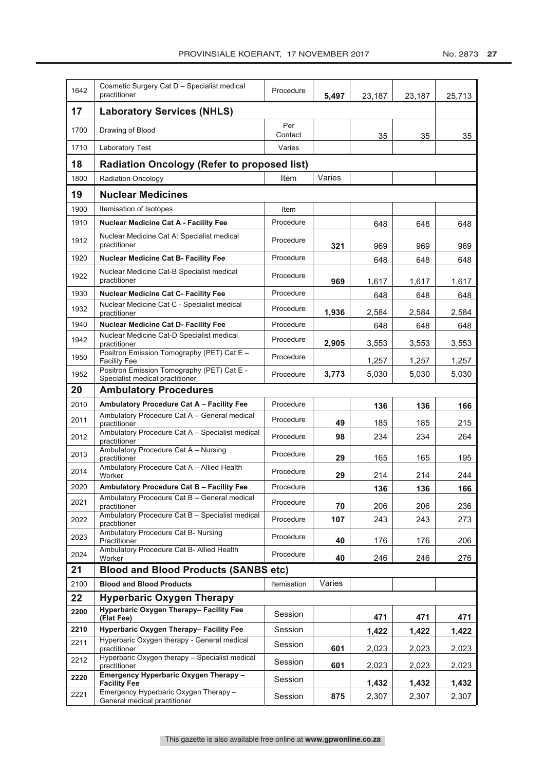| | | | | | | |
|---|---|---|---|---|---|---|
| 1642 | Cosmetic Surgery Cat D – Specialist medical practitioner | Procedure | **5,497** | 23,187 | 23,187 | 25,713 |
| **17** | **Laboratory Services (NHLS)** | | | | | |
| 1700 | Drawing of Blood | Per Contact | | 35 | 35 | 35 |
| 1710 | Laboratory Test | Varies | | | | |
| **18** | **Radiation Oncology (Refer to proposed list)** | | | | | |
| 1800 | Radiation Oncology | Item | Varies | | | |
| **19** | **Nuclear Medicines** | | | | | |
| 1900 | Itemisation of Isotopes | Item | | | | |
| 1910 | **Nuclear Medicine Cat A - Facility Fee** | Procedure | | 648 | 648 | 648 |
| 1912 | Nuclear Medicine Cat A: Specialist medical practitioner | Procedure | **321** | 969 | 969 | 969 |
| 1920 | **Nuclear Medicine Cat B- Facility Fee** | Procedure | | 648 | 648 | 648 |
| 1922 | Nuclear Medicine Cat-B Specialist medical practitioner | Procedure | **969** | 1,617 | 1,617 | 1,617 |
| 1930 | **Nuclear Medicine Cat C- Facility Fee** | Procedure | | 648 | 648 | 648 |
| 1932 | Nuclear Medicine Cat C - Specialist medical practitioner | Procedure | **1,936** | 2,584 | 2,584 | 2,584 |
| 1940 | **Nuclear Medicine Cat D- Facility Fee** | Procedure | | 648 | 648 | 648 |
| 1942 | Nuclear Medicine Cat-D Specialist medical practitioner | Procedure | **2,905** | 3,553 | 3,553 | 3,553 |
| 1950 | Positron Emission Tomography (PET) Cat E – Facility Fee | Procedure | | 1,257 | 1,257 | 1,257 |
| 1952 | Positron Emission Tomography (PET) Cat E - Specialist medical practitioner | Procedure | **3,773** | 5,030 | 5,030 | 5,030 |
| **20** | **Ambulatory Procedures** | | | | | |
| 2010 | **Ambulatory Procedure Cat A – Facility Fee** | Procedure | | **136** | **136** | **166** |
| 2011 | Ambulatory Procedure Cat A – General medical practitioner | Procedure | **49** | 185 | 185 | 215 |
| 2012 | Ambulatory Procedure Cat A – Specialist medical practitioner | Procedure | **98** | 234 | 234 | 264 |
| 2013 | Ambulatory Procedure Cat A – Nursing practitioner | Procedure | **29** | 165 | 165 | 195 |
| 2014 | Ambulatory Procedure Cat A – Allied Health Worker | Procedure | **29** | 214 | 214 | 244 |
| 2020 | **Ambulatory Procedure Cat B – Facility Fee** | Procedure | | **136** | **136** | **166** |
| 2021 | Ambulatory Procedure Cat B – General medical practitioner | Procedure | **70** | 206 | 206 | 236 |
| 2022 | Ambulatory Procedure Cat B – Specialist medical practitioner | Procedure | **107** | 243 | 243 | 273 |
| 2023 | Ambulatory Procedure Cat B- Nursing Practitioner | Procedure | **40** | 176 | 176 | 206 |
| 2024 | Ambulatory Procedure Cat B- Allied Health Worker | Procedure | **40** | 246 | 246 | 276 |
| **21** | **Blood and Blood Products (SANBS etc)** | | | | | |
| 2100 | **Blood and Blood Products** | Itemisation | Varies | | | |
| **22** | **Hyperbaric Oxygen Therapy** | | | | | |
| **2200** | **Hyperbaric Oxygen Therapy– Facility Fee (Flat Fee)** | Session | | **471** | **471** | **471** |
| **2210** | **Hyperbaric Oxygen Therapy– Facility Fee** | Session | | **1,422** | **1,422** | **1,422** |
| 2211 | Hyperbaric Oxygen therapy - General medical practitioner | Session | **601** | 2,023 | 2,023 | 2,023 |
| 2212 | Hyperbaric Oxygen therapy – Specialist medical practitioner | Session | **601** | 2,023 | 2,023 | 2,023 |
| **2220** | **Emergency Hyperbaric Oxygen Therapy – Facility Fee** | Session | | **1,432** | **1,432** | **1,432** |
| 2221 | Emergency Hyperbaric Oxygen Therapy – General medical practitioner | Session | **875** | 2,307 | 2,307 | 2,307 |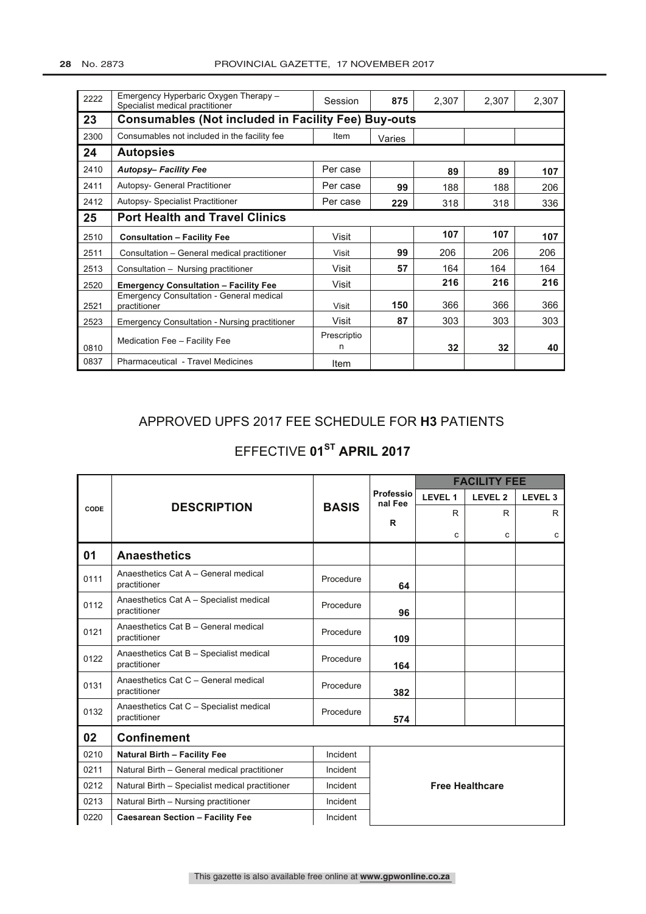| | | | | | | |
|---|---|---|---|---|---|---|
| 2222 | Emergency Hyperbaric Oxygen Therapy – Specialist medical practitioner | Session | **875** | 2,307 | 2,307 | 2,307 |
| **23** | **Consumables (Not included in Facility Fee) Buy-outs** | | | | | |
| 2300 | Consumables not included in the facility fee | Item | Varies | | | |
| **24** | **Autopsies** | | | | | |
| 2410 | ***Autopsy– Facility Fee*** | Per case | | **89** | **89** | **107** |
| 2411 | Autopsy- General Practitioner | Per case | **99** | 188 | 188 | 206 |
| 2412 | Autopsy- Specialist Practitioner | Per case | **229** | 318 | 318 | 336 |
| **25** | **Port Health and Travel Clinics** | | | | | |
| 2510 | **Consultation – Facility Fee** | Visit | | **107** | **107** | **107** |
| 2511 | Consultation – General medical practitioner | Visit | **99** | 206 | 206 | 206 |
| 2513 | Consultation – Nursing practitioner | Visit | **57** | 164 | 164 | 164 |
| 2520 | **Emergency Consultation – Facility Fee** | Visit | | **216** | **216** | **216** |
| 2521 | Emergency Consultation - General medical practitioner | Visit | **150** | 366 | 366 | 366 |
| 2523 | Emergency Consultation - Nursing practitioner | Visit | **87** | 303 | 303 | 303 |
| 0810 | Medication Fee – Facility Fee | Prescription | | **32** | **32** | **40** |
| 0837 | Pharmaceutical - Travel Medicines | Item | | | | |

## APPROVED UPFS 2017 FEE SCHEDULE FOR **H3** PATIENTS

## EFFECTIVE **01[ST] APRIL 2017**

| CODE | DESCRIPTION | BASIS | Professional Fee | FACILITY FEE | | |
|---|---|---|---|---|---|---|
| | | | | LEVEL 1 | LEVEL 2 | LEVEL 3 |
| | | | R | R c | R c | R c |
| **01** | **Anaesthetics** | | | | | |
| 0111 | Anaesthetics Cat A – General medical practitioner | Procedure | **64** | | | |
| 0112 | Anaesthetics Cat A – Specialist medical practitioner | Procedure | **96** | | | |
| 0121 | Anaesthetics Cat B – General medical practitioner | Procedure | **109** | | | |
| 0122 | Anaesthetics Cat B – Specialist medical practitioner | Procedure | **164** | | | |
| 0131 | Anaesthetics Cat C – General medical practitioner | Procedure | **382** | | | |
| 0132 | Anaesthetics Cat C – Specialist medical practitioner | Procedure | **574** | | | |
| **02** | **Confinement** | | | | | |
| 0210 | **Natural Birth – Facility Fee** | Incident | **Free Healthcare** | | | |
| 0211 | Natural Birth – General medical practitioner | Incident | | | | |
| 0212 | Natural Birth – Specialist medical practitioner | Incident | | | | |
| 0213 | Natural Birth – Nursing practitioner | Incident | | | | |
| 0220 | **Caesarean Section – Facility Fee** | Incident | | | | |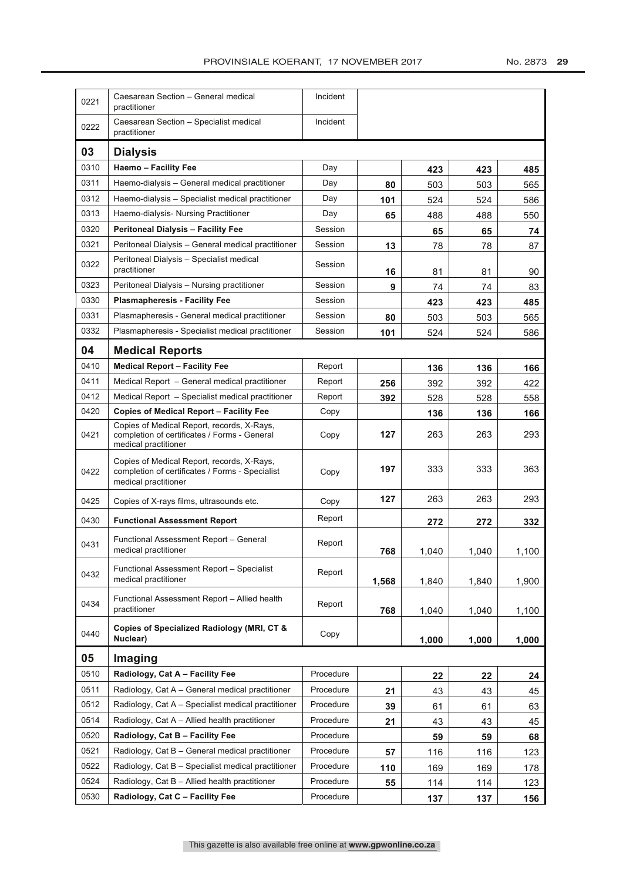| | | | | | | |
|---|---|---|---|---|---|---|
| 0221 | Caesarean Section – General medical practitioner | Incident | | | | |
| 0222 | Caesarean Section – Specialist medical practitioner | Incident | | | | |
| **03** | **Dialysis** | | | | | |
| 0310 | **Haemo – Facility Fee** | Day | | **423** | **423** | **485** |
| 0311 | Haemo-dialysis – General medical practitioner | Day | **80** | 503 | 503 | 565 |
| 0312 | Haemo-dialysis – Specialist medical practitioner | Day | **101** | 524 | 524 | 586 |
| 0313 | Haemo-dialysis- Nursing Practitioner | Day | **65** | 488 | 488 | 550 |
| 0320 | **Peritoneal Dialysis – Facility Fee** | Session | | **65** | **65** | **74** |
| 0321 | Peritoneal Dialysis – General medical practitioner | Session | **13** | 78 | 78 | 87 |
| 0322 | Peritoneal Dialysis – Specialist medical practitioner | Session | **16** | 81 | 81 | 90 |
| 0323 | Peritoneal Dialysis – Nursing practitioner | Session | **9** | 74 | 74 | 83 |
| 0330 | **Plasmapheresis - Facility Fee** | Session | | **423** | **423** | **485** |
| 0331 | Plasmapheresis - General medical practitioner | Session | **80** | 503 | 503 | 565 |
| 0332 | Plasmapheresis - Specialist medical practitioner | Session | **101** | 524 | 524 | 586 |
| **04** | **Medical Reports** | | | | | |
| 0410 | **Medical Report – Facility Fee** | Report | | **136** | **136** | **166** |
| 0411 | Medical Report – General medical practitioner | Report | **256** | 392 | 392 | 422 |
| 0412 | Medical Report – Specialist medical practitioner | Report | **392** | 528 | 528 | 558 |
| 0420 | **Copies of Medical Report – Facility Fee** | Copy | | **136** | **136** | **166** |
| 0421 | Copies of Medical Report, records, X-Rays, completion of certificates / Forms - General medical practitioner | Copy | **127** | 263 | 263 | 293 |
| 0422 | Copies of Medical Report, records, X-Rays, completion of certificates / Forms - Specialist medical practitioner | Copy | **197** | 333 | 333 | 363 |
| 0425 | Copies of X-rays films, ultrasounds etc. | Copy | **127** | 263 | 263 | 293 |
| 0430 | **Functional Assessment Report** | Report | | **272** | **272** | **332** |
| 0431 | Functional Assessment Report – General medical practitioner | Report | **768** | 1,040 | 1,040 | 1,100 |
| 0432 | Functional Assessment Report – Specialist medical practitioner | Report | **1,568** | 1,840 | 1,840 | 1,900 |
| 0434 | Functional Assessment Report – Allied health practitioner | Report | **768** | 1,040 | 1,040 | 1,100 |
| 0440 | **Copies of Specialized Radiology (MRI, CT & Nuclear)** | Copy | | **1,000** | **1,000** | **1,000** |
| **05** | **Imaging** | | | | | |
| 0510 | **Radiology, Cat A – Facility Fee** | Procedure | | **22** | **22** | **24** |
| 0511 | Radiology, Cat A – General medical practitioner | Procedure | **21** | 43 | 43 | 45 |
| 0512 | Radiology, Cat A – Specialist medical practitioner | Procedure | **39** | 61 | 61 | 63 |
| 0514 | Radiology, Cat A – Allied health practitioner | Procedure | **21** | 43 | 43 | 45 |
| 0520 | **Radiology, Cat B – Facility Fee** | Procedure | | **59** | **59** | **68** |
| 0521 | Radiology, Cat B – General medical practitioner | Procedure | **57** | 116 | 116 | 123 |
| 0522 | Radiology, Cat B – Specialist medical practitioner | Procedure | **110** | 169 | 169 | 178 |
| 0524 | Radiology, Cat B – Allied health practitioner | Procedure | **55** | 114 | 114 | 123 |
| 0530 | **Radiology, Cat C – Facility Fee** | Procedure | | **137** | **137** | **156** |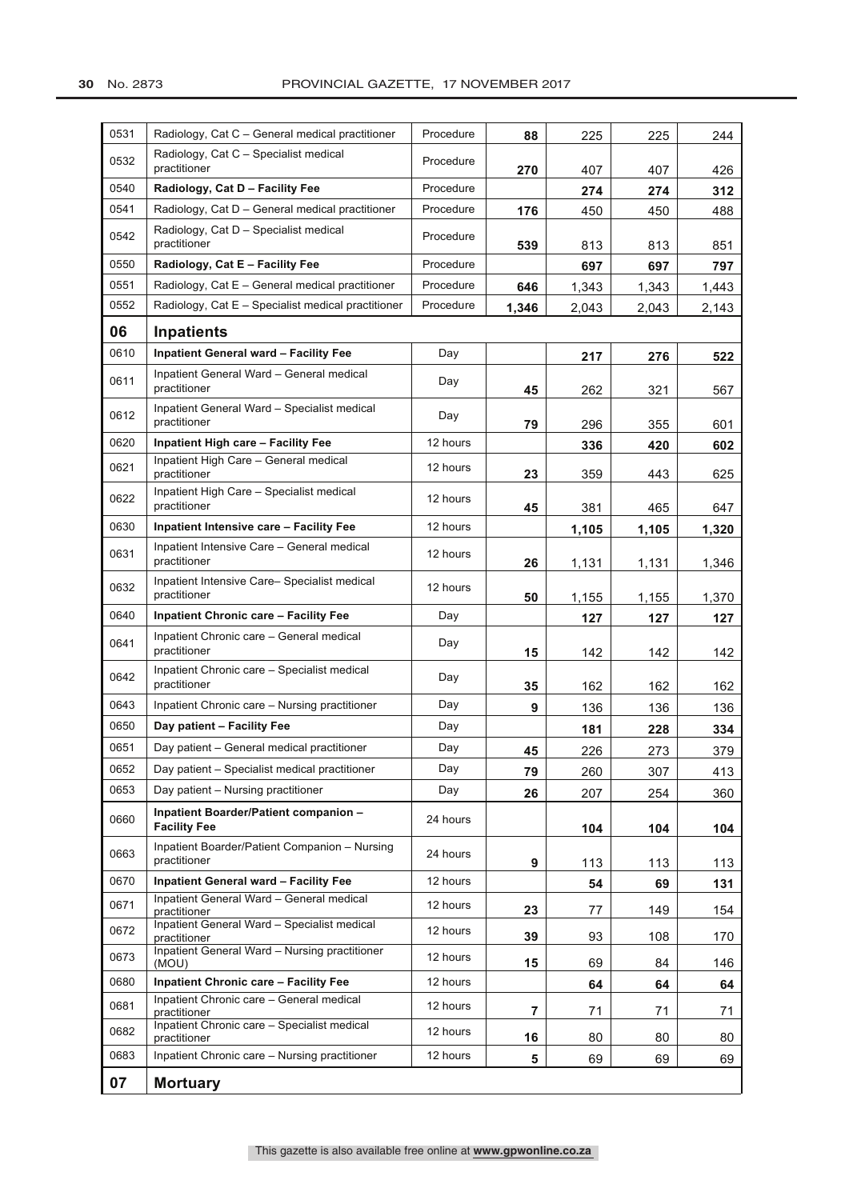| | | | | | | |
|---|---|---|---|---|---|---|
| 0531 | Radiology, Cat C – General medical practitioner | Procedure | **88** | 225 | 225 | 244 |
| 0532 | Radiology, Cat C – Specialist medical practitioner | Procedure | **270** | 407 | 407 | 426 |
| 0540 | **Radiology, Cat D – Facility Fee** | Procedure | | **274** | **274** | **312** |
| 0541 | Radiology, Cat D – General medical practitioner | Procedure | **176** | 450 | 450 | 488 |
| 0542 | Radiology, Cat D – Specialist medical practitioner | Procedure | **539** | 813 | 813 | 851 |
| 0550 | **Radiology, Cat E – Facility Fee** | Procedure | | **697** | **697** | **797** |
| 0551 | Radiology, Cat E – General medical practitioner | Procedure | **646** | 1,343 | 1,343 | 1,443 |
| 0552 | Radiology, Cat E – Specialist medical practitioner | Procedure | **1,346** | 2,043 | 2,043 | 2,143 |
| **06** | **Inpatients** | | | | | |
| 0610 | **Inpatient General ward – Facility Fee** | Day | | **217** | **276** | **522** |
| 0611 | Inpatient General Ward – General medical practitioner | Day | **45** | 262 | 321 | 567 |
| 0612 | Inpatient General Ward – Specialist medical practitioner | Day | **79** | 296 | 355 | 601 |
| 0620 | **Inpatient High care – Facility Fee** | 12 hours | | **336** | **420** | **602** |
| 0621 | Inpatient High Care – General medical practitioner | 12 hours | **23** | 359 | 443 | 625 |
| 0622 | Inpatient High Care – Specialist medical practitioner | 12 hours | **45** | 381 | 465 | 647 |
| 0630 | **Inpatient Intensive care – Facility Fee** | 12 hours | | **1,105** | **1,105** | **1,320** |
| 0631 | Inpatient Intensive Care – General medical practitioner | 12 hours | **26** | 1,131 | 1,131 | 1,346 |
| 0632 | Inpatient Intensive Care– Specialist medical practitioner | 12 hours | **50** | 1,155 | 1,155 | 1,370 |
| 0640 | **Inpatient Chronic care – Facility Fee** | Day | | **127** | **127** | **127** |
| 0641 | Inpatient Chronic care – General medical practitioner | Day | **15** | 142 | 142 | 142 |
| 0642 | Inpatient Chronic care – Specialist medical practitioner | Day | **35** | 162 | 162 | 162 |
| 0643 | Inpatient Chronic care – Nursing practitioner | Day | **9** | 136 | 136 | 136 |
| 0650 | **Day patient – Facility Fee** | Day | | **181** | **228** | **334** |
| 0651 | Day patient – General medical practitioner | Day | **45** | 226 | 273 | 379 |
| 0652 | Day patient – Specialist medical practitioner | Day | **79** | 260 | 307 | 413 |
| 0653 | Day patient – Nursing practitioner | Day | **26** | 207 | 254 | 360 |
| 0660 | **Inpatient Boarder/Patient companion – Facility Fee** | 24 hours | | **104** | **104** | **104** |
| 0663 | Inpatient Boarder/Patient Companion – Nursing practitioner | 24 hours | **9** | 113 | 113 | 113 |
| 0670 | **Inpatient General ward – Facility Fee** | 12 hours | | **54** | **69** | **131** |
| 0671 | Inpatient General Ward – General medical practitioner | 12 hours | **23** | 77 | 149 | 154 |
| 0672 | Inpatient General Ward – Specialist medical practitioner | 12 hours | **39** | 93 | 108 | 170 |
| 0673 | Inpatient General Ward – Nursing practitioner (MOU) | 12 hours | **15** | 69 | 84 | 146 |
| 0680 | **Inpatient Chronic care – Facility Fee** | 12 hours | | **64** | **64** | **64** |
| 0681 | Inpatient Chronic care – General medical practitioner | 12 hours | **7** | 71 | 71 | 71 |
| 0682 | Inpatient Chronic care – Specialist medical practitioner | 12 hours | **16** | 80 | 80 | 80 |
| 0683 | Inpatient Chronic care – Nursing practitioner | 12 hours | **5** | 69 | 69 | 69 |
| **07** | **Mortuary** | | | | | |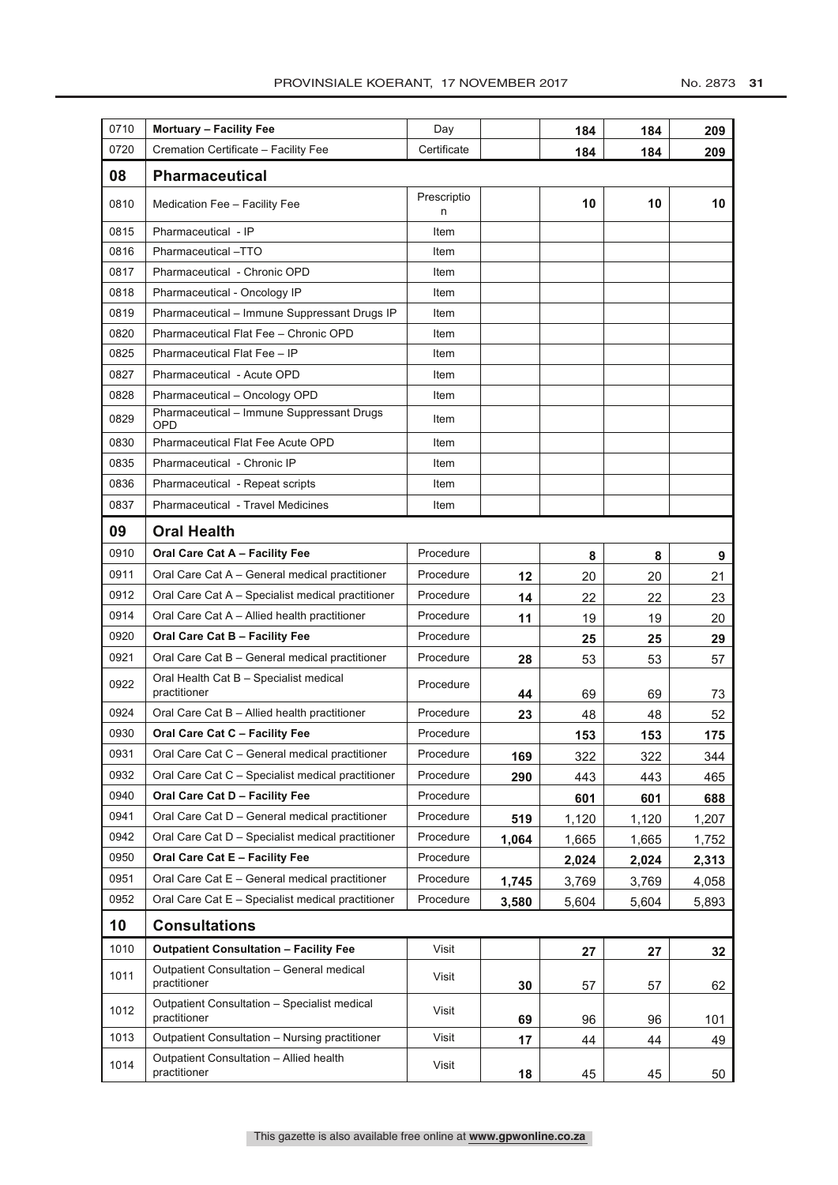| | | | | | | |
|---|---|---|---|---|---|---|
| 0710 | **Mortuary – Facility Fee** | Day | | **184** | **184** | **209** |
| 0720 | Cremation Certificate – Facility Fee | Certificate | | **184** | **184** | **209** |
| **08** | **Pharmaceutical** | | | | | |
| 0810 | Medication Fee – Facility Fee | Prescription | | **10** | **10** | **10** |
| 0815 | Pharmaceutical - IP | Item | | | | |
| 0816 | Pharmaceutical –TTO | Item | | | | |
| 0817 | Pharmaceutical - Chronic OPD | Item | | | | |
| 0818 | Pharmaceutical - Oncology IP | Item | | | | |
| 0819 | Pharmaceutical – Immune Suppressant Drugs IP | Item | | | | |
| 0820 | Pharmaceutical Flat Fee – Chronic OPD | Item | | | | |
| 0825 | Pharmaceutical Flat Fee – IP | Item | | | | |
| 0827 | Pharmaceutical - Acute OPD | Item | | | | |
| 0828 | Pharmaceutical – Oncology OPD | Item | | | | |
| 0829 | Pharmaceutical – Immune Suppressant Drugs OPD | Item | | | | |
| 0830 | Pharmaceutical Flat Fee Acute OPD | Item | | | | |
| 0835 | Pharmaceutical - Chronic IP | Item | | | | |
| 0836 | Pharmaceutical - Repeat scripts | Item | | | | |
| 0837 | Pharmaceutical - Travel Medicines | Item | | | | |
| **09** | **Oral Health** | | | | | |
| 0910 | **Oral Care Cat A – Facility Fee** | Procedure | | **8** | **8** | **9** |
| 0911 | Oral Care Cat A – General medical practitioner | Procedure | **12** | 20 | 20 | 21 |
| 0912 | Oral Care Cat A – Specialist medical practitioner | Procedure | **14** | 22 | 22 | 23 |
| 0914 | Oral Care Cat A – Allied health practitioner | Procedure | **11** | 19 | 19 | 20 |
| 0920 | **Oral Care Cat B – Facility Fee** | Procedure | | **25** | **25** | **29** |
| 0921 | Oral Care Cat B – General medical practitioner | Procedure | **28** | 53 | 53 | 57 |
| 0922 | Oral Health Cat B – Specialist medical practitioner | Procedure | **44** | 69 | 69 | 73 |
| 0924 | Oral Care Cat B – Allied health practitioner | Procedure | **23** | 48 | 48 | 52 |
| 0930 | **Oral Care Cat C – Facility Fee** | Procedure | | **153** | **153** | **175** |
| 0931 | Oral Care Cat C – General medical practitioner | Procedure | **169** | 322 | 322 | 344 |
| 0932 | Oral Care Cat C – Specialist medical practitioner | Procedure | **290** | 443 | 443 | 465 |
| 0940 | **Oral Care Cat D – Facility Fee** | Procedure | | **601** | **601** | **688** |
| 0941 | Oral Care Cat D – General medical practitioner | Procedure | **519** | 1,120 | 1,120 | 1,207 |
| 0942 | Oral Care Cat D – Specialist medical practitioner | Procedure | **1,064** | 1,665 | 1,665 | 1,752 |
| 0950 | **Oral Care Cat E – Facility Fee** | Procedure | | **2,024** | **2,024** | **2,313** |
| 0951 | Oral Care Cat E – General medical practitioner | Procedure | **1,745** | 3,769 | 3,769 | 4,058 |
| 0952 | Oral Care Cat E – Specialist medical practitioner | Procedure | **3,580** | 5,604 | 5,604 | 5,893 |
| **10** | **Consultations** | | | | | |
| 1010 | **Outpatient Consultation – Facility Fee** | Visit | | **27** | **27** | **32** |
| 1011 | Outpatient Consultation – General medical practitioner | Visit | **30** | 57 | 57 | 62 |
| 1012 | Outpatient Consultation – Specialist medical practitioner | Visit | **69** | 96 | 96 | 101 |
| 1013 | Outpatient Consultation – Nursing practitioner | Visit | **17** | 44 | 44 | 49 |
| 1014 | Outpatient Consultation – Allied health practitioner | Visit | **18** | 45 | 45 | 50 |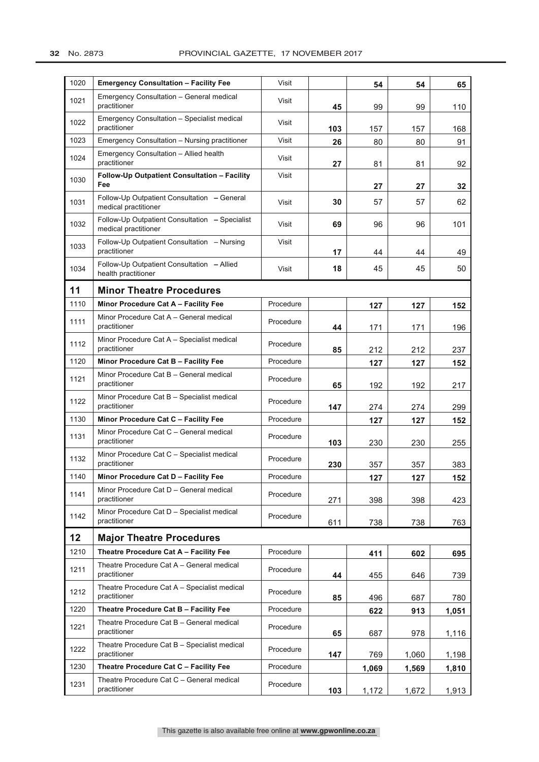| | | | | | | |
|---|---|---|---|---|---|---|
| 1020 | **Emergency Consultation – Facility Fee** | Visit | | **54** | **54** | **65** |
| 1021 | Emergency Consultation – General medical practitioner | Visit | **45** | 99 | 99 | 110 |
| 1022 | Emergency Consultation – Specialist medical practitioner | Visit | **103** | 157 | 157 | 168 |
| 1023 | Emergency Consultation – Nursing practitioner | Visit | **26** | 80 | 80 | 91 |
| 1024 | Emergency Consultation – Allied health practitioner | Visit | **27** | 81 | 81 | 92 |
| 1030 | **Follow-Up Outpatient Consultation – Facility Fee** | Visit | | **27** | **27** | **32** |
| 1031 | Follow-Up Outpatient Consultation **–** General medical practitioner | Visit | **30** | 57 | 57 | 62 |
| 1032 | Follow-Up Outpatient Consultation **–** Specialist medical practitioner | Visit | **69** | 96 | 96 | 101 |
| 1033 | Follow-Up Outpatient Consultation – Nursing practitioner | Visit | **17** | 44 | 44 | 49 |
| 1034 | Follow-Up Outpatient Consultation **–** Allied health practitioner | Visit | **18** | 45 | 45 | 50 |
| **11** | **Minor Theatre Procedures** | | | | | |
| 1110 | **Minor Procedure Cat A – Facility Fee** | Procedure | | **127** | **127** | **152** |
| 1111 | Minor Procedure Cat A – General medical practitioner | Procedure | **44** | 171 | 171 | 196 |
| 1112 | Minor Procedure Cat A – Specialist medical practitioner | Procedure | **85** | 212 | 212 | 237 |
| 1120 | **Minor Procedure Cat B – Facility Fee** | Procedure | | **127** | **127** | **152** |
| 1121 | Minor Procedure Cat B – General medical practitioner | Procedure | **65** | 192 | 192 | 217 |
| 1122 | Minor Procedure Cat B – Specialist medical practitioner | Procedure | **147** | 274 | 274 | 299 |
| 1130 | **Minor Procedure Cat C – Facility Fee** | Procedure | | **127** | **127** | **152** |
| 1131 | Minor Procedure Cat C – General medical practitioner | Procedure | **103** | 230 | 230 | 255 |
| 1132 | Minor Procedure Cat C – Specialist medical practitioner | Procedure | **230** | 357 | 357 | 383 |
| 1140 | **Minor Procedure Cat D – Facility Fee** | Procedure | | **127** | **127** | **152** |
| 1141 | Minor Procedure Cat D – General medical practitioner | Procedure | 271 | 398 | 398 | 423 |
| 1142 | Minor Procedure Cat D – Specialist medical practitioner | Procedure | 611 | 738 | 738 | 763 |
| **12** | **Major Theatre Procedures** | | | | | |
| 1210 | **Theatre Procedure Cat A – Facility Fee** | Procedure | | **411** | **602** | **695** |
| 1211 | Theatre Procedure Cat A – General medical practitioner | Procedure | **44** | 455 | 646 | 739 |
| 1212 | Theatre Procedure Cat A – Specialist medical practitioner | Procedure | **85** | 496 | 687 | 780 |
| 1220 | **Theatre Procedure Cat B – Facility Fee** | Procedure | | **622** | **913** | **1,051** |
| 1221 | Theatre Procedure Cat B – General medical practitioner | Procedure | **65** | 687 | 978 | 1,116 |
| 1222 | Theatre Procedure Cat B – Specialist medical practitioner | Procedure | **147** | 769 | 1,060 | 1,198 |
| 1230 | **Theatre Procedure Cat C – Facility Fee** | Procedure | | **1,069** | **1,569** | **1,810** |
| 1231 | Theatre Procedure Cat C – General medical practitioner | Procedure | **103** | 1,172 | 1,672 | 1,913 |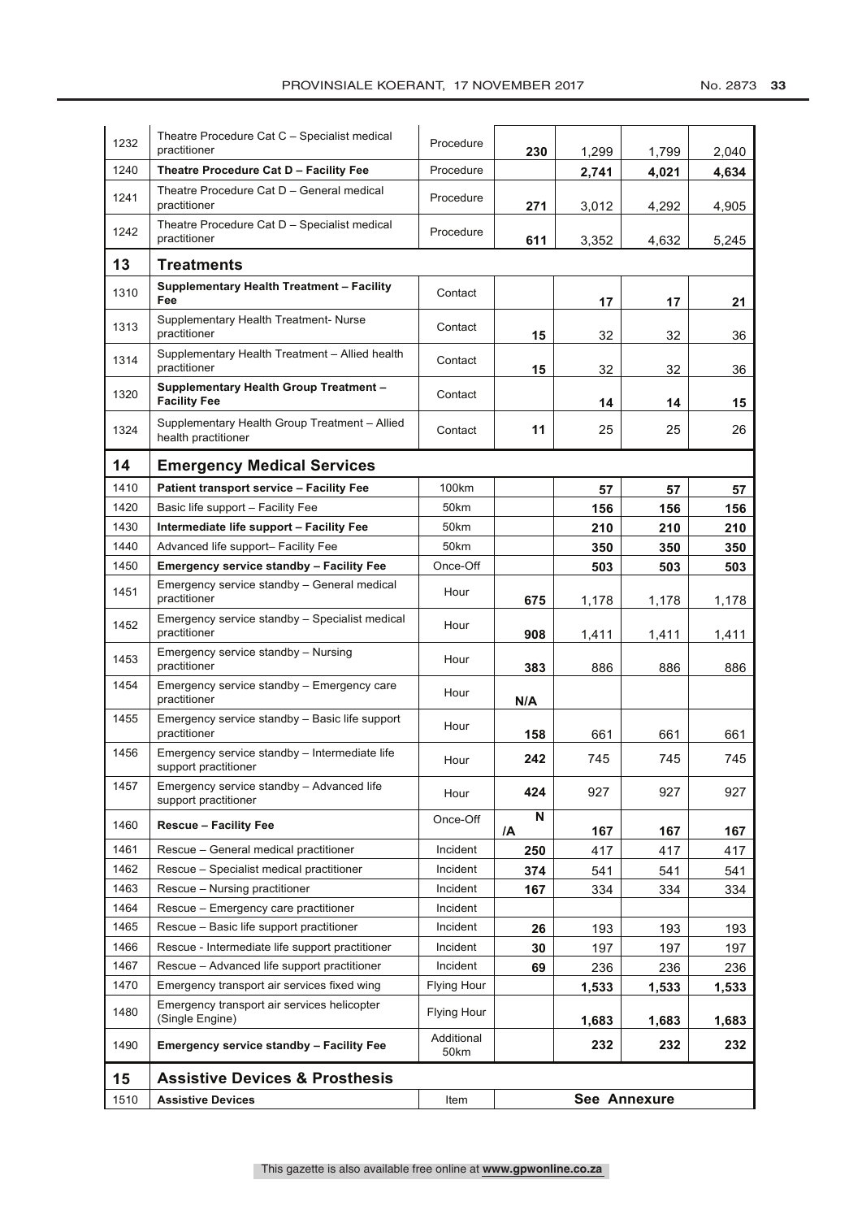| | | | | | | |
|---|---|---|---|---|---|---|
| 1232 | Theatre Procedure Cat C – Specialist medical practitioner | Procedure | **230** | 1,299 | 1,799 | 2,040 |
| 1240 | **Theatre Procedure Cat D – Facility Fee** | Procedure | | **2,741** | **4,021** | **4,634** |
| 1241 | Theatre Procedure Cat D – General medical practitioner | Procedure | **271** | 3,012 | 4,292 | 4,905 |
| 1242 | Theatre Procedure Cat D – Specialist medical practitioner | Procedure | **611** | 3,352 | 4,632 | 5,245 |
| **13** | **Treatments** | | | | | |
| 1310 | **Supplementary Health Treatment – Facility Fee** | Contact | | **17** | **17** | **21** |
| 1313 | Supplementary Health Treatment- Nurse practitioner | Contact | **15** | 32 | 32 | 36 |
| 1314 | Supplementary Health Treatment – Allied health practitioner | Contact | **15** | 32 | 32 | 36 |
| 1320 | **Supplementary Health Group Treatment – Facility Fee** | Contact | | **14** | **14** | **15** |
| 1324 | Supplementary Health Group Treatment – Allied health practitioner | Contact | **11** | 25 | 25 | 26 |
| **14** | **Emergency Medical Services** | | | | | |
| 1410 | **Patient transport service – Facility Fee** | 100km | | **57** | **57** | **57** |
| 1420 | Basic life support – Facility Fee | 50km | | **156** | **156** | **156** |
| 1430 | **Intermediate life support – Facility Fee** | 50km | | **210** | **210** | **210** |
| 1440 | Advanced life support– Facility Fee | 50km | | **350** | **350** | **350** |
| 1450 | **Emergency service standby – Facility Fee** | Once-Off | | **503** | **503** | **503** |
| 1451 | Emergency service standby – General medical practitioner | Hour | **675** | 1,178 | 1,178 | 1,178 |
| 1452 | Emergency service standby – Specialist medical practitioner | Hour | **908** | 1,411 | 1,411 | 1,411 |
| 1453 | Emergency service standby – Nursing practitioner | Hour | **383** | 886 | 886 | 886 |
| 1454 | Emergency service standby – Emergency care practitioner | Hour | **N/A** | | | |
| 1455 | Emergency service standby – Basic life support practitioner | Hour | **158** | 661 | 661 | 661 |
| 1456 | Emergency service standby – Intermediate life support practitioner | Hour | **242** | 745 | 745 | 745 |
| 1457 | Emergency service standby – Advanced life support practitioner | Hour | **424** | 927 | 927 | 927 |
| 1460 | **Rescue – Facility Fee** | Once-Off | **N/A** | **167** | **167** | **167** |
| 1461 | Rescue – General medical practitioner | Incident | **250** | 417 | 417 | 417 |
| 1462 | Rescue – Specialist medical practitioner | Incident | **374** | 541 | 541 | 541 |
| 1463 | Rescue – Nursing practitioner | Incident | **167** | 334 | 334 | 334 |
| 1464 | Rescue – Emergency care practitioner | Incident | | | | |
| 1465 | Rescue – Basic life support practitioner | Incident | **26** | 193 | 193 | 193 |
| 1466 | Rescue - Intermediate life support practitioner | Incident | **30** | 197 | 197 | 197 |
| 1467 | Rescue – Advanced life support practitioner | Incident | **69** | 236 | 236 | 236 |
| 1470 | Emergency transport air services fixed wing | Flying Hour | | **1,533** | **1,533** | **1,533** |
| 1480 | Emergency transport air services helicopter (Single Engine) | Flying Hour | | **1,683** | **1,683** | **1,683** |
| 1490 | **Emergency service standby – Facility Fee** | Additional 50km | | **232** | **232** | **232** |
| **15** | **Assistive Devices & Prosthesis** | | | | | |
| 1510 | **Assistive Devices** | Item | | **See Annexure** | | |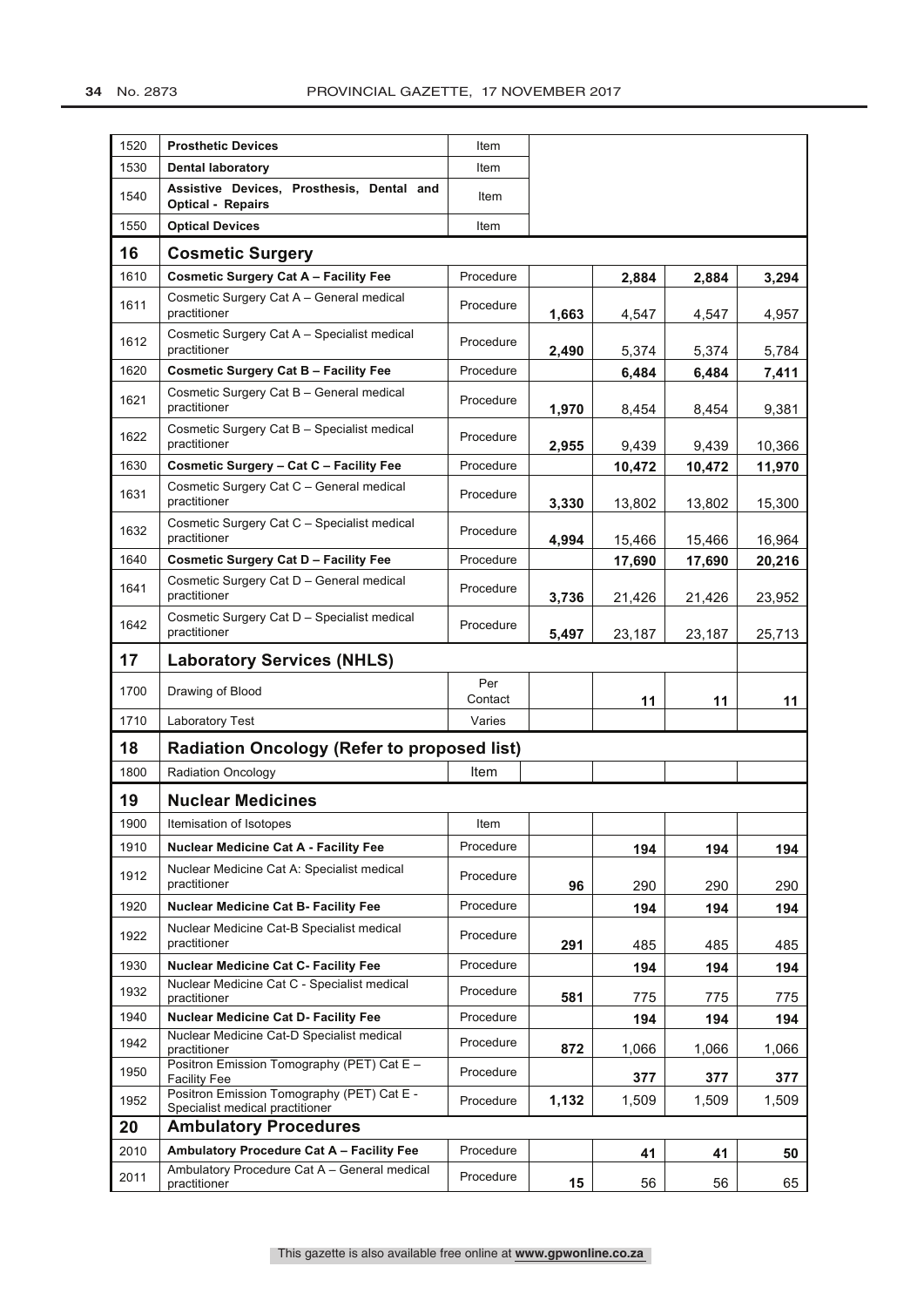| | | | | | | |
|---|---|---|---|---|---|---|
| 1520 | **Prosthetic Devices** | Item | | | | |
| 1530 | **Dental laboratory** | Item | | | | |
| 1540 | **Assistive Devices, Prosthesis, Dental and Optical - Repairs** | Item | | | | |
| 1550 | **Optical Devices** | Item | | | | |
| **16** | **Cosmetic Surgery** | | | | | |
| 1610 | **Cosmetic Surgery Cat A – Facility Fee** | Procedure | | **2,884** | **2,884** | **3,294** |
| 1611 | Cosmetic Surgery Cat A – General medical practitioner | Procedure | **1,663** | 4,547 | 4,547 | 4,957 |
| 1612 | Cosmetic Surgery Cat A – Specialist medical practitioner | Procedure | **2,490** | 5,374 | 5,374 | 5,784 |
| 1620 | **Cosmetic Surgery Cat B – Facility Fee** | Procedure | | **6,484** | **6,484** | **7,411** |
| 1621 | Cosmetic Surgery Cat B – General medical practitioner | Procedure | **1,970** | 8,454 | 8,454 | 9,381 |
| 1622 | Cosmetic Surgery Cat B – Specialist medical practitioner | Procedure | **2,955** | 9,439 | 9,439 | 10,366 |
| 1630 | **Cosmetic Surgery – Cat C – Facility Fee** | Procedure | | **10,472** | **10,472** | **11,970** |
| 1631 | Cosmetic Surgery Cat C – General medical practitioner | Procedure | **3,330** | 13,802 | 13,802 | 15,300 |
| 1632 | Cosmetic Surgery Cat C – Specialist medical practitioner | Procedure | **4,994** | 15,466 | 15,466 | 16,964 |
| 1640 | **Cosmetic Surgery Cat D – Facility Fee** | Procedure | | **17,690** | **17,690** | **20,216** |
| 1641 | Cosmetic Surgery Cat D – General medical practitioner | Procedure | **3,736** | 21,426 | 21,426 | 23,952 |
| 1642 | Cosmetic Surgery Cat D – Specialist medical practitioner | Procedure | **5,497** | 23,187 | 23,187 | 25,713 |
| **17** | **Laboratory Services (NHLS)** | | | | | |
| 1700 | Drawing of Blood | Per Contact | | **11** | **11** | **11** |
| 1710 | Laboratory Test | Varies | | | | |
| **18** | **Radiation Oncology (Refer to proposed list)** | | | | | |
| 1800 | Radiation Oncology | Item | | | | |
| **19** | **Nuclear Medicines** | | | | | |
| 1900 | Itemisation of Isotopes | Item | | | | |
| 1910 | **Nuclear Medicine Cat A - Facility Fee** | Procedure | | **194** | **194** | **194** |
| 1912 | Nuclear Medicine Cat A: Specialist medical practitioner | Procedure | **96** | 290 | 290 | 290 |
| 1920 | **Nuclear Medicine Cat B- Facility Fee** | Procedure | | **194** | **194** | **194** |
| 1922 | Nuclear Medicine Cat-B Specialist medical practitioner | Procedure | **291** | 485 | 485 | 485 |
| 1930 | **Nuclear Medicine Cat C- Facility Fee** | Procedure | | **194** | **194** | **194** |
| 1932 | Nuclear Medicine Cat C - Specialist medical practitioner | Procedure | **581** | 775 | 775 | 775 |
| 1940 | **Nuclear Medicine Cat D- Facility Fee** | Procedure | | **194** | **194** | **194** |
| 1942 | Nuclear Medicine Cat-D Specialist medical practitioner | Procedure | **872** | 1,066 | 1,066 | 1,066 |
| 1950 | Positron Emission Tomography (PET) Cat E – Facility Fee | Procedure | | **377** | **377** | **377** |
| 1952 | Positron Emission Tomography (PET) Cat E - Specialist medical practitioner | Procedure | **1,132** | 1,509 | 1,509 | 1,509 |
| **20** | **Ambulatory Procedures** | | | | | |
| 2010 | **Ambulatory Procedure Cat A – Facility Fee** | Procedure | | **41** | **41** | **50** |
| 2011 | Ambulatory Procedure Cat A – General medical practitioner | Procedure | **15** | 56 | 56 | 65 |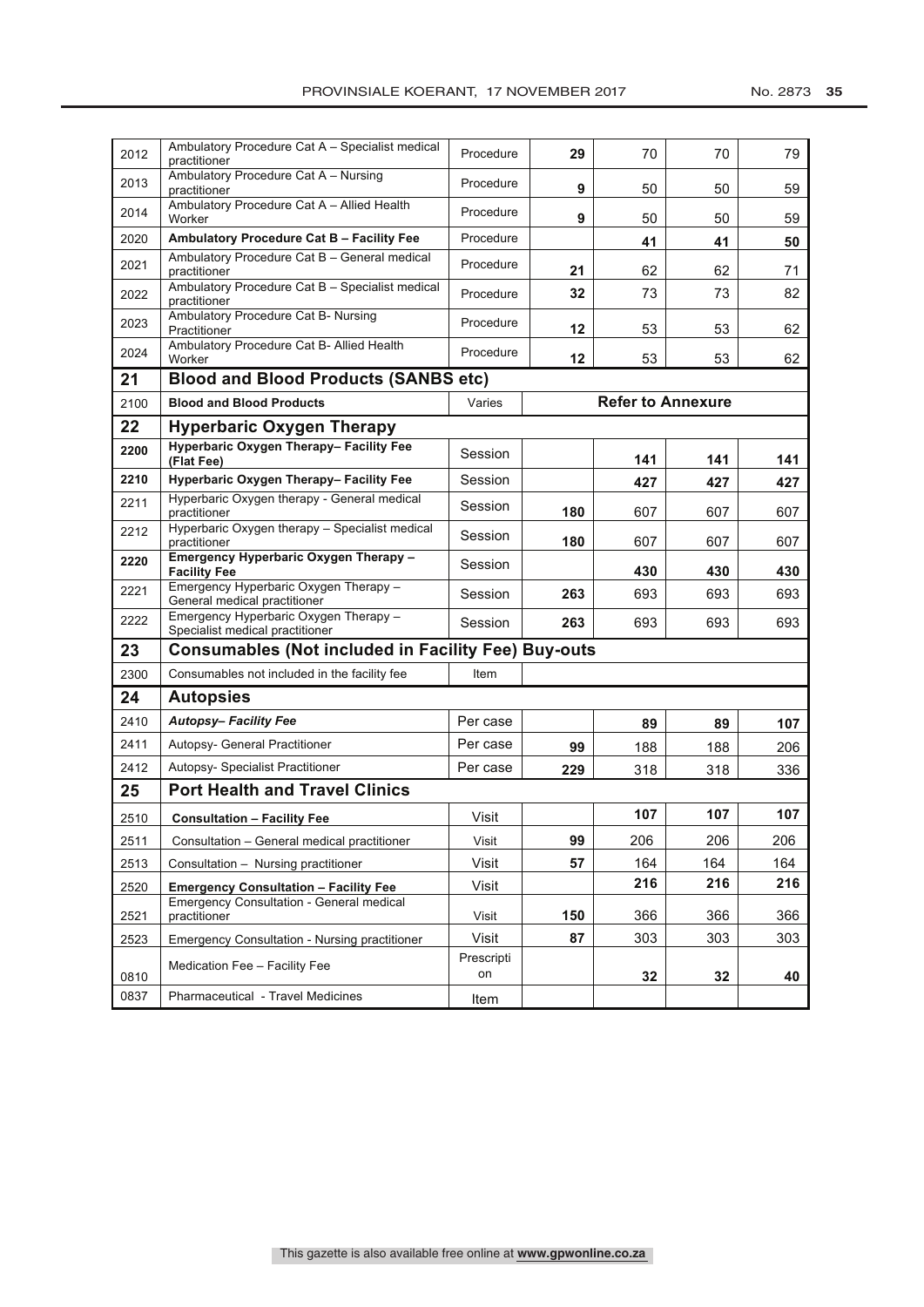| | | | | | | |
|---|---|---|---|---|---|---|
| 2012 | Ambulatory Procedure Cat A – Specialist medical practitioner | Procedure | **29** | 70 | 70 | 79 |
| 2013 | Ambulatory Procedure Cat A – Nursing practitioner | Procedure | **9** | 50 | 50 | 59 |
| 2014 | Ambulatory Procedure Cat A – Allied Health Worker | Procedure | **9** | 50 | 50 | 59 |
| 2020 | **Ambulatory Procedure Cat B – Facility Fee** | Procedure | | **41** | **41** | **50** |
| 2021 | Ambulatory Procedure Cat B – General medical practitioner | Procedure | **21** | 62 | 62 | 71 |
| 2022 | Ambulatory Procedure Cat B – Specialist medical practitioner | Procedure | **32** | 73 | 73 | 82 |
| 2023 | Ambulatory Procedure Cat B- Nursing Practitioner | Procedure | **12** | 53 | 53 | 62 |
| 2024 | Ambulatory Procedure Cat B- Allied Health Worker | Procedure | **12** | 53 | 53 | 62 |
| **21** | **Blood and Blood Products (SANBS etc)** | | | | | |
| 2100 | **Blood and Blood Products** | Varies | **Refer to Annexure** | | | |
| **22** | **Hyperbaric Oxygen Therapy** | | | | | |
| **2200** | **Hyperbaric Oxygen Therapy– Facility Fee (Flat Fee)** | Session | | **141** | **141** | **141** |
| **2210** | **Hyperbaric Oxygen Therapy– Facility Fee** | Session | | **427** | **427** | **427** |
| 2211 | Hyperbaric Oxygen therapy - General medical practitioner | Session | **180** | 607 | 607 | 607 |
| 2212 | Hyperbaric Oxygen therapy – Specialist medical practitioner | Session | **180** | 607 | 607 | 607 |
| **2220** | **Emergency Hyperbaric Oxygen Therapy – Facility Fee** | Session | | **430** | **430** | **430** |
| 2221 | Emergency Hyperbaric Oxygen Therapy – General medical practitioner | Session | **263** | 693 | 693 | 693 |
| 2222 | Emergency Hyperbaric Oxygen Therapy – Specialist medical practitioner | Session | **263** | 693 | 693 | 693 |
| **23** | **Consumables (Not included in Facility Fee) Buy-outs** | | | | | |
| 2300 | Consumables not included in the facility fee | Item | | | | |
| **24** | **Autopsies** | | | | | |
| 2410 | ***Autopsy– Facility Fee*** | Per case | | **89** | **89** | **107** |
| 2411 | Autopsy- General Practitioner | Per case | **99** | 188 | 188 | 206 |
| 2412 | Autopsy- Specialist Practitioner | Per case | **229** | 318 | 318 | 336 |
| **25** | **Port Health and Travel Clinics** | | | | | |
| 2510 | **Consultation – Facility Fee** | Visit | | **107** | **107** | **107** |
| 2511 | Consultation – General medical practitioner | Visit | **99** | 206 | 206 | 206 |
| 2513 | Consultation – Nursing practitioner | Visit | **57** | 164 | 164 | 164 |
| 2520 | **Emergency Consultation – Facility Fee** | Visit | | **216** | **216** | **216** |
| 2521 | Emergency Consultation - General medical practitioner | Visit | **150** | 366 | 366 | 366 |
| 2523 | Emergency Consultation - Nursing practitioner | Visit | **87** | 303 | 303 | 303 |
| 0810 | Medication Fee – Facility Fee | Prescription | | **32** | **32** | **40** |
| 0837 | Pharmaceutical - Travel Medicines | Item | | | | |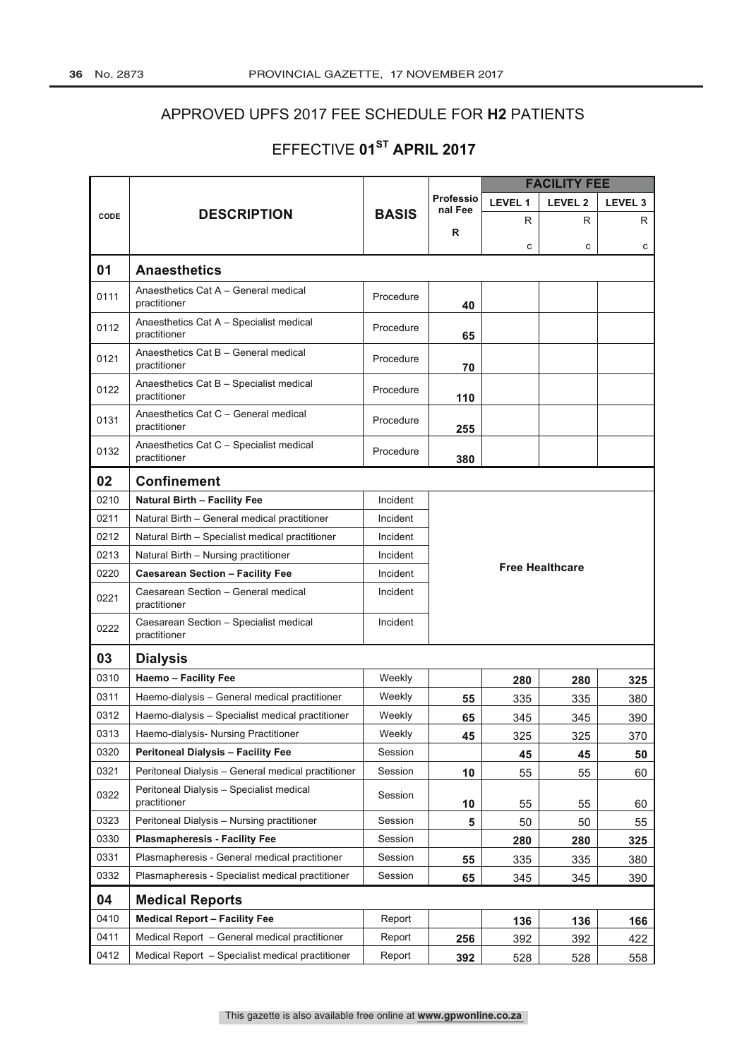## APPROVED UPFS 2017 FEE SCHEDULE FOR **H2** PATIENTS

## EFFECTIVE **01ST APRIL 2017**

| CODE | DESCRIPTION | BASIS | Professional Fee | FACILITY FEE | | |
|---|---|---|---|---|---|---|
| | | | | LEVEL 1 | LEVEL 2 | LEVEL 3 |
| | | | R | R c | R c | R c |
| **01** | **Anaesthetics** | | | | | |
| 0111 | Anaesthetics Cat A – General medical practitioner | Procedure | **40** | | | |
| 0112 | Anaesthetics Cat A – Specialist medical practitioner | Procedure | **65** | | | |
| 0121 | Anaesthetics Cat B – General medical practitioner | Procedure | **70** | | | |
| 0122 | Anaesthetics Cat B – Specialist medical practitioner | Procedure | **110** | | | |
| 0131 | Anaesthetics Cat C – General medical practitioner | Procedure | **255** | | | |
| 0132 | Anaesthetics Cat C – Specialist medical practitioner | Procedure | **380** | | | |
| **02** | **Confinement** | | | | | |
| 0210 | **Natural Birth – Facility Fee** | Incident | Free Healthcare | | | |
| 0211 | Natural Birth – General medical practitioner | Incident | Free Healthcare | | | |
| 0212 | Natural Birth – Specialist medical practitioner | Incident | Free Healthcare | | | |
| 0213 | Natural Birth – Nursing practitioner | Incident | Free Healthcare | | | |
| 0220 | **Caesarean Section – Facility Fee** | Incident | Free Healthcare | | | |
| 0221 | Caesarean Section – General medical practitioner | Incident | Free Healthcare | | | |
| 0222 | Caesarean Section – Specialist medical practitioner | Incident | Free Healthcare | | | |
| **03** | **Dialysis** | | | | | |
| 0310 | **Haemo – Facility Fee** | Weekly | | **280** | **280** | **325** |
| 0311 | Haemo-dialysis – General medical practitioner | Weekly | **55** | 335 | 335 | 380 |
| 0312 | Haemo-dialysis – Specialist medical practitioner | Weekly | **65** | 345 | 345 | 390 |
| 0313 | Haemo-dialysis- Nursing Practitioner | Weekly | **45** | 325 | 325 | 370 |
| 0320 | **Peritoneal Dialysis – Facility Fee** | Session | | **45** | **45** | **50** |
| 0321 | Peritoneal Dialysis – General medical practitioner | Session | **10** | 55 | 55 | 60 |
| 0322 | Peritoneal Dialysis – Specialist medical practitioner | Session | **10** | 55 | 55 | 60 |
| 0323 | Peritoneal Dialysis – Nursing practitioner | Session | **5** | 50 | 50 | 55 |
| 0330 | **Plasmapheresis - Facility Fee** | Session | | **280** | **280** | **325** |
| 0331 | Plasmapheresis - General medical practitioner | Session | **55** | 335 | 335 | 380 |
| 0332 | Plasmapheresis - Specialist medical practitioner | Session | **65** | 345 | 345 | 390 |
| **04** | **Medical Reports** | | | | | |
| 0410 | **Medical Report – Facility Fee** | Report | | **136** | **136** | **166** |
| 0411 | Medical Report – General medical practitioner | Report | **256** | 392 | 392 | 422 |
| 0412 | Medical Report – Specialist medical practitioner | Report | **392** | 528 | 528 | 558 |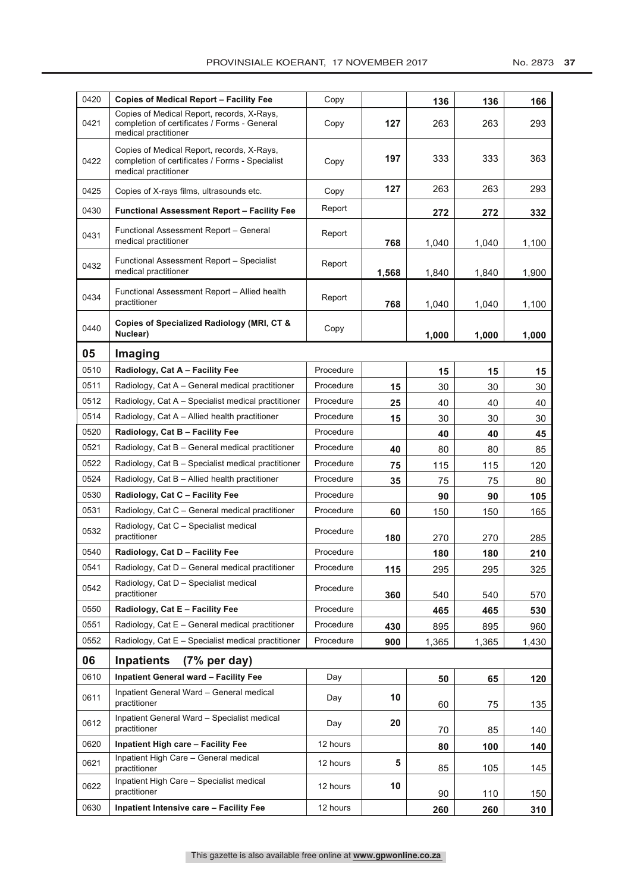| 0420 | **Copies of Medical Report – Facility Fee** | Copy | | **136** | **136** | **166** |
|---|---|---|---|---|---|---|
| 0421 | Copies of Medical Report, records, X-Rays, completion of certificates / Forms - General medical practitioner | Copy | **127** | 263 | 263 | 293 |
| 0422 | Copies of Medical Report, records, X-Rays, completion of certificates / Forms - Specialist medical practitioner | Copy | **197** | 333 | 333 | 363 |
| 0425 | Copies of X-rays films, ultrasounds etc. | Copy | **127** | 263 | 263 | 293 |
| 0430 | **Functional Assessment Report – Facility Fee** | Report | | **272** | **272** | **332** |
| 0431 | Functional Assessment Report – General medical practitioner | Report | **768** | 1,040 | 1,040 | 1,100 |
| 0432 | Functional Assessment Report – Specialist medical practitioner | Report | **1,568** | 1,840 | 1,840 | 1,900 |
| 0434 | Functional Assessment Report – Allied health practitioner | Report | **768** | 1,040 | 1,040 | 1,100 |
| 0440 | **Copies of Specialized Radiology (MRI, CT & Nuclear)** | Copy | | **1,000** | **1,000** | **1,000** |
| **05** | **Imaging** | | | | | |
| 0510 | **Radiology, Cat A – Facility Fee** | Procedure | | **15** | **15** | **15** |
| 0511 | Radiology, Cat A – General medical practitioner | Procedure | **15** | 30 | 30 | 30 |
| 0512 | Radiology, Cat A – Specialist medical practitioner | Procedure | **25** | 40 | 40 | 40 |
| 0514 | Radiology, Cat A – Allied health practitioner | Procedure | **15** | 30 | 30 | 30 |
| 0520 | **Radiology, Cat B – Facility Fee** | Procedure | | **40** | **40** | **45** |
| 0521 | Radiology, Cat B – General medical practitioner | Procedure | **40** | 80 | 80 | 85 |
| 0522 | Radiology, Cat B – Specialist medical practitioner | Procedure | **75** | 115 | 115 | 120 |
| 0524 | Radiology, Cat B – Allied health practitioner | Procedure | **35** | 75 | 75 | 80 |
| 0530 | **Radiology, Cat C – Facility Fee** | Procedure | | **90** | **90** | **105** |
| 0531 | Radiology, Cat C – General medical practitioner | Procedure | **60** | 150 | 150 | 165 |
| 0532 | Radiology, Cat C – Specialist medical practitioner | Procedure | **180** | 270 | 270 | 285 |
| 0540 | **Radiology, Cat D – Facility Fee** | Procedure | | **180** | **180** | **210** |
| 0541 | Radiology, Cat D – General medical practitioner | Procedure | **115** | 295 | 295 | 325 |
| 0542 | Radiology, Cat D – Specialist medical practitioner | Procedure | **360** | 540 | 540 | 570 |
| 0550 | **Radiology, Cat E – Facility Fee** | Procedure | | **465** | **465** | **530** |
| 0551 | Radiology, Cat E – General medical practitioner | Procedure | **430** | 895 | 895 | 960 |
| 0552 | Radiology, Cat E – Specialist medical practitioner | Procedure | **900** | 1,365 | 1,365 | 1,430 |
| **06** | **Inpatients (7% per day)** | | | | | |
| 0610 | **Inpatient General ward – Facility Fee** | Day | | **50** | **65** | **120** |
| 0611 | Inpatient General Ward – General medical practitioner | Day | **10** | 60 | 75 | 135 |
| 0612 | Inpatient General Ward – Specialist medical practitioner | Day | **20** | 70 | 85 | 140 |
| 0620 | **Inpatient High care – Facility Fee** | 12 hours | | **80** | **100** | **140** |
| 0621 | Inpatient High Care – General medical practitioner | 12 hours | **5** | 85 | 105 | 145 |
| 0622 | Inpatient High Care – Specialist medical practitioner | 12 hours | **10** | 90 | 110 | 150 |
| 0630 | **Inpatient Intensive care – Facility Fee** | 12 hours | | **260** | **260** | **310** |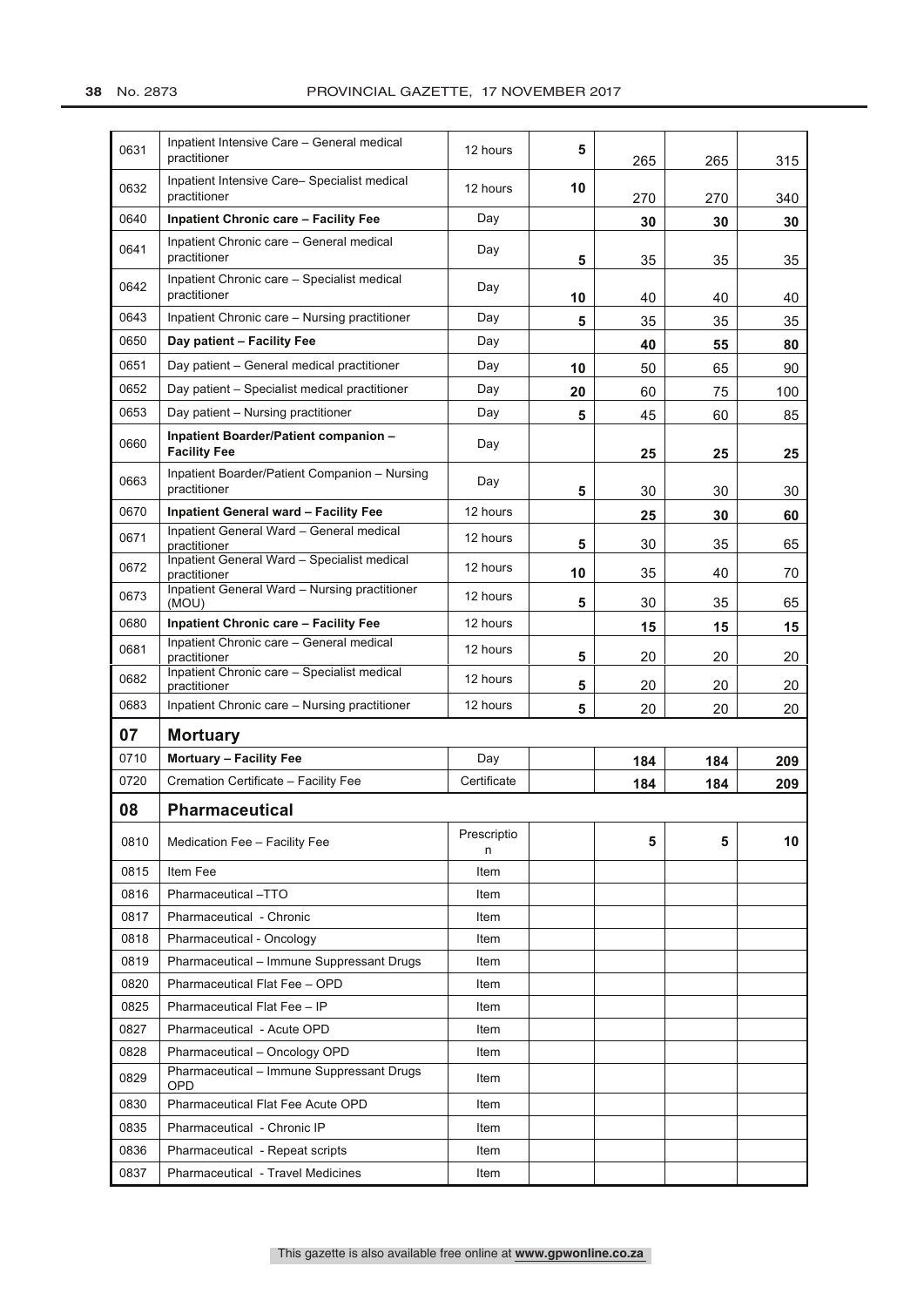| | | | | | | |
|---|---|---|---|---|---|---|
| 0631 | Inpatient Intensive Care – General medical practitioner | 12 hours | 5 | 265 | 265 | 315 |
| 0632 | Inpatient Intensive Care– Specialist medical practitioner | 12 hours | 10 | 270 | 270 | 340 |
| 0640 | **Inpatient Chronic care – Facility Fee** | Day | | **30** | **30** | **30** |
| 0641 | Inpatient Chronic care – General medical practitioner | Day | 5 | 35 | 35 | 35 |
| 0642 | Inpatient Chronic care – Specialist medical practitioner | Day | 10 | 40 | 40 | 40 |
| 0643 | Inpatient Chronic care – Nursing practitioner | Day | 5 | 35 | 35 | 35 |
| 0650 | **Day patient – Facility Fee** | Day | | **40** | **55** | **80** |
| 0651 | Day patient – General medical practitioner | Day | 10 | 50 | 65 | 90 |
| 0652 | Day patient – Specialist medical practitioner | Day | 20 | 60 | 75 | 100 |
| 0653 | Day patient – Nursing practitioner | Day | 5 | 45 | 60 | 85 |
| 0660 | **Inpatient Boarder/Patient companion – Facility Fee** | Day | | **25** | **25** | **25** |
| 0663 | Inpatient Boarder/Patient Companion – Nursing practitioner | Day | 5 | 30 | 30 | 30 |
| 0670 | **Inpatient General ward – Facility Fee** | 12 hours | | **25** | **30** | **60** |
| 0671 | Inpatient General Ward – General medical practitioner | 12 hours | 5 | 30 | 35 | 65 |
| 0672 | Inpatient General Ward – Specialist medical practitioner | 12 hours | 10 | 35 | 40 | 70 |
| 0673 | Inpatient General Ward – Nursing practitioner (MOU) | 12 hours | 5 | 30 | 35 | 65 |
| 0680 | **Inpatient Chronic care – Facility Fee** | 12 hours | | **15** | **15** | **15** |
| 0681 | Inpatient Chronic care – General medical practitioner | 12 hours | 5 | 20 | 20 | 20 |
| 0682 | Inpatient Chronic care – Specialist medical practitioner | 12 hours | 5 | 20 | 20 | 20 |
| 0683 | Inpatient Chronic care – Nursing practitioner | 12 hours | 5 | 20 | 20 | 20 |
| **07** | **Mortuary** | | | | | |
| 0710 | **Mortuary – Facility Fee** | Day | | **184** | **184** | **209** |
| 0720 | Cremation Certificate – Facility Fee | Certificate | | **184** | **184** | **209** |
| **08** | **Pharmaceutical** | | | | | |
| 0810 | Medication Fee – Facility Fee | Prescription | | **5** | **5** | **10** |
| 0815 | Item Fee | Item | | | | |
| 0816 | Pharmaceutical –TTO | Item | | | | |
| 0817 | Pharmaceutical - Chronic | Item | | | | |
| 0818 | Pharmaceutical - Oncology | Item | | | | |
| 0819 | Pharmaceutical – Immune Suppressant Drugs | Item | | | | |
| 0820 | Pharmaceutical Flat Fee – OPD | Item | | | | |
| 0825 | Pharmaceutical Flat Fee – IP | Item | | | | |
| 0827 | Pharmaceutical - Acute OPD | Item | | | | |
| 0828 | Pharmaceutical – Oncology OPD | Item | | | | |
| 0829 | Pharmaceutical – Immune Suppressant Drugs OPD | Item | | | | |
| 0830 | Pharmaceutical Flat Fee Acute OPD | Item | | | | |
| 0835 | Pharmaceutical - Chronic IP | Item | | | | |
| 0836 | Pharmaceutical - Repeat scripts | Item | | | | |
| 0837 | Pharmaceutical - Travel Medicines | Item | | | | |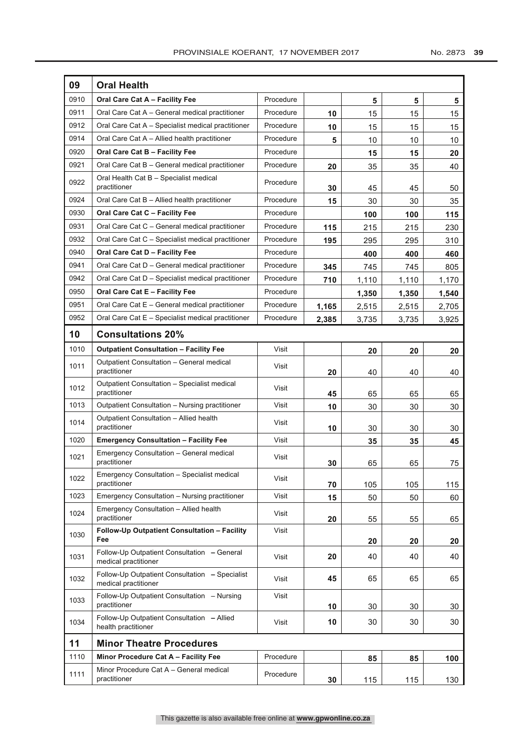| | | | | | | |
|---|---|---|---|---|---|---|
| **09** | **Oral Health** | | | | | |
| 0910 | **Oral Care Cat A – Facility Fee** | Procedure | | **5** | **5** | **5** |
| 0911 | Oral Care Cat A – General medical practitioner | Procedure | **10** | 15 | 15 | 15 |
| 0912 | Oral Care Cat A – Specialist medical practitioner | Procedure | **10** | 15 | 15 | 15 |
| 0914 | Oral Care Cat A – Allied health practitioner | Procedure | **5** | 10 | 10 | 10 |
| 0920 | **Oral Care Cat B – Facility Fee** | Procedure | | **15** | **15** | **20** |
| 0921 | Oral Care Cat B – General medical practitioner | Procedure | **20** | 35 | 35 | 40 |
| 0922 | Oral Health Cat B – Specialist medical practitioner | Procedure | **30** | 45 | 45 | 50 |
| 0924 | Oral Care Cat B – Allied health practitioner | Procedure | **15** | 30 | 30 | 35 |
| 0930 | **Oral Care Cat C – Facility Fee** | Procedure | | **100** | **100** | **115** |
| 0931 | Oral Care Cat C – General medical practitioner | Procedure | **115** | 215 | 215 | 230 |
| 0932 | Oral Care Cat C – Specialist medical practitioner | Procedure | **195** | 295 | 295 | 310 |
| 0940 | **Oral Care Cat D – Facility Fee** | Procedure | | **400** | **400** | **460** |
| 0941 | Oral Care Cat D – General medical practitioner | Procedure | **345** | 745 | 745 | 805 |
| 0942 | Oral Care Cat D – Specialist medical practitioner | Procedure | **710** | 1,110 | 1,110 | 1,170 |
| 0950 | **Oral Care Cat E – Facility Fee** | Procedure | | **1,350** | **1,350** | **1,540** |
| 0951 | Oral Care Cat E – General medical practitioner | Procedure | **1,165** | 2,515 | 2,515 | 2,705 |
| 0952 | Oral Care Cat E – Specialist medical practitioner | Procedure | **2,385** | 3,735 | 3,735 | 3,925 |
| **10** | **Consultations 20%** | | | | | |
| 1010 | **Outpatient Consultation – Facility Fee** | Visit | | **20** | **20** | **20** |
| 1011 | Outpatient Consultation – General medical practitioner | Visit | **20** | 40 | 40 | 40 |
| 1012 | Outpatient Consultation – Specialist medical practitioner | Visit | **45** | 65 | 65 | 65 |
| 1013 | Outpatient Consultation – Nursing practitioner | Visit | **10** | 30 | 30 | 30 |
| 1014 | Outpatient Consultation – Allied health practitioner | Visit | **10** | 30 | 30 | 30 |
| 1020 | **Emergency Consultation – Facility Fee** | Visit | | **35** | **35** | **45** |
| 1021 | Emergency Consultation – General medical practitioner | Visit | **30** | 65 | 65 | 75 |
| 1022 | Emergency Consultation – Specialist medical practitioner | Visit | **70** | 105 | 105 | 115 |
| 1023 | Emergency Consultation – Nursing practitioner | Visit | **15** | 50 | 50 | 60 |
| 1024 | Emergency Consultation – Allied health practitioner | Visit | **20** | 55 | 55 | 65 |
| 1030 | **Follow-Up Outpatient Consultation – Facility Fee** | Visit | | **20** | **20** | **20** |
| 1031 | Follow-Up Outpatient Consultation **– General** medical practitioner | Visit | **20** | 40 | 40 | 40 |
| 1032 | Follow-Up Outpatient Consultation **– Specialist** medical practitioner | Visit | **45** | 65 | 65 | 65 |
| 1033 | Follow-Up Outpatient Consultation – Nursing practitioner | Visit | **10** | 30 | 30 | 30 |
| 1034 | Follow-Up Outpatient Consultation **– Allied** health practitioner | Visit | **10** | 30 | 30 | 30 |
| **11** | **Minor Theatre Procedures** | | | | | |
| 1110 | **Minor Procedure Cat A – Facility Fee** | Procedure | | **85** | **85** | **100** |
| 1111 | Minor Procedure Cat A – General medical practitioner | Procedure | **30** | 115 | 115 | 130 |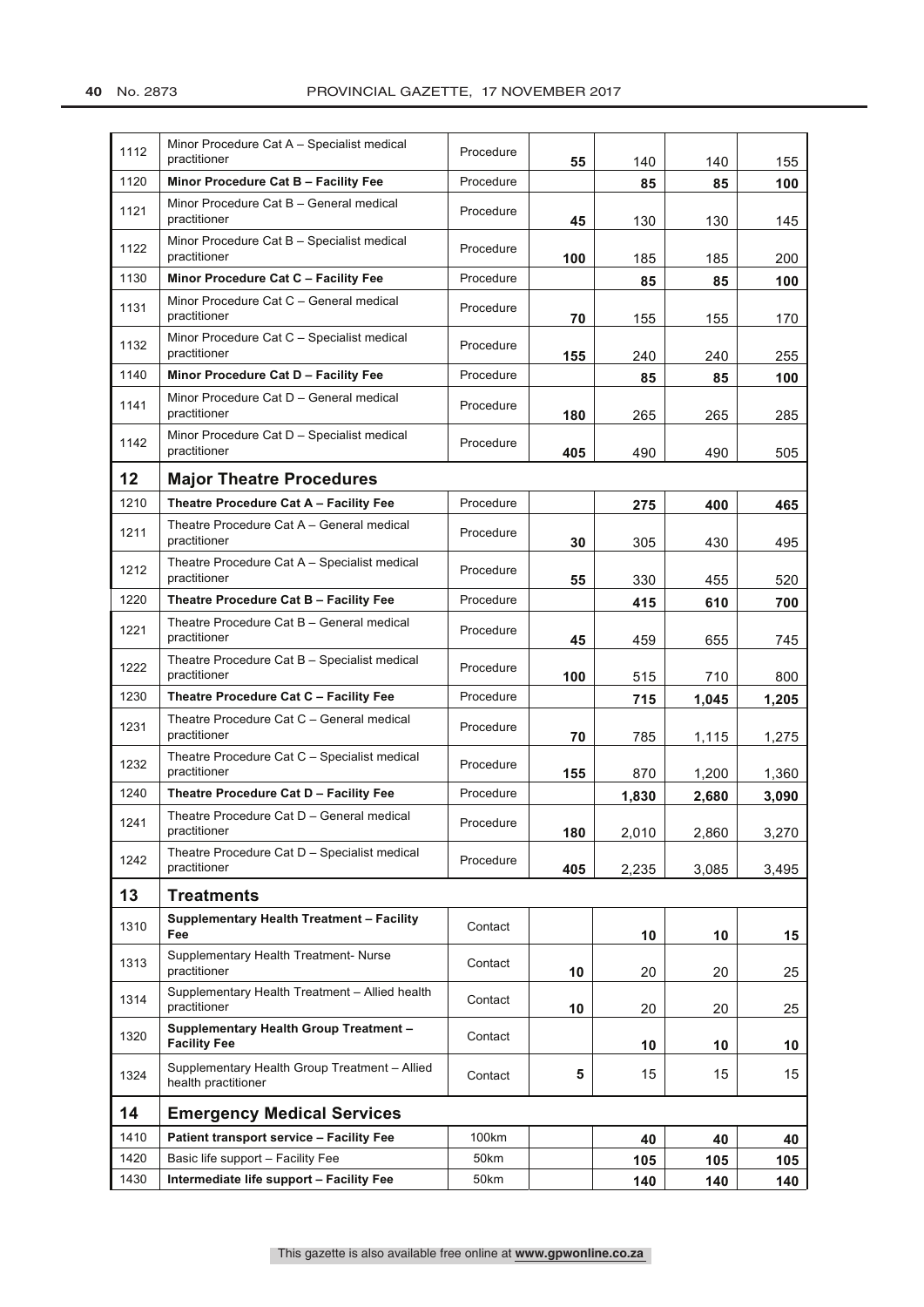| | | | | | | |
|---|---|---|---|---|---|---|
| 1112 | Minor Procedure Cat A – Specialist medical practitioner | Procedure | **55** | 140 | 140 | 155 |
| 1120 | **Minor Procedure Cat B – Facility Fee** | Procedure | | **85** | **85** | **100** |
| 1121 | Minor Procedure Cat B – General medical practitioner | Procedure | **45** | 130 | 130 | 145 |
| 1122 | Minor Procedure Cat B – Specialist medical practitioner | Procedure | **100** | 185 | 185 | 200 |
| 1130 | **Minor Procedure Cat C – Facility Fee** | Procedure | | **85** | **85** | **100** |
| 1131 | Minor Procedure Cat C – General medical practitioner | Procedure | **70** | 155 | 155 | 170 |
| 1132 | Minor Procedure Cat C – Specialist medical practitioner | Procedure | **155** | 240 | 240 | 255 |
| 1140 | **Minor Procedure Cat D – Facility Fee** | Procedure | | **85** | **85** | **100** |
| 1141 | Minor Procedure Cat D – General medical practitioner | Procedure | **180** | 265 | 265 | 285 |
| 1142 | Minor Procedure Cat D – Specialist medical practitioner | Procedure | **405** | 490 | 490 | 505 |
| **12** | **Major Theatre Procedures** | | | | | |
| 1210 | **Theatre Procedure Cat A – Facility Fee** | Procedure | | **275** | **400** | **465** |
| 1211 | Theatre Procedure Cat A – General medical practitioner | Procedure | **30** | 305 | 430 | 495 |
| 1212 | Theatre Procedure Cat A – Specialist medical practitioner | Procedure | **55** | 330 | 455 | 520 |
| 1220 | **Theatre Procedure Cat B – Facility Fee** | Procedure | | **415** | **610** | **700** |
| 1221 | Theatre Procedure Cat B – General medical practitioner | Procedure | **45** | 459 | 655 | 745 |
| 1222 | Theatre Procedure Cat B – Specialist medical practitioner | Procedure | **100** | 515 | 710 | 800 |
| 1230 | **Theatre Procedure Cat C – Facility Fee** | Procedure | | **715** | **1,045** | **1,205** |
| 1231 | Theatre Procedure Cat C – General medical practitioner | Procedure | **70** | 785 | 1,115 | 1,275 |
| 1232 | Theatre Procedure Cat C – Specialist medical practitioner | Procedure | **155** | 870 | 1,200 | 1,360 |
| 1240 | **Theatre Procedure Cat D – Facility Fee** | Procedure | | **1,830** | **2,680** | **3,090** |
| 1241 | Theatre Procedure Cat D – General medical practitioner | Procedure | **180** | 2,010 | 2,860 | 3,270 |
| 1242 | Theatre Procedure Cat D – Specialist medical practitioner | Procedure | **405** | 2,235 | 3,085 | 3,495 |
| **13** | **Treatments** | | | | | |
| 1310 | **Supplementary Health Treatment – Facility Fee** | Contact | | **10** | **10** | **15** |
| 1313 | Supplementary Health Treatment- Nurse practitioner | Contact | **10** | 20 | 20 | 25 |
| 1314 | Supplementary Health Treatment – Allied health practitioner | Contact | **10** | 20 | 20 | 25 |
| 1320 | **Supplementary Health Group Treatment – Facility Fee** | Contact | | **10** | **10** | **10** |
| 1324 | Supplementary Health Group Treatment – Allied health practitioner | Contact | **5** | 15 | 15 | 15 |
| **14** | **Emergency Medical Services** | | | | | |
| 1410 | **Patient transport service – Facility Fee** | 100km | | **40** | **40** | **40** |
| 1420 | Basic life support – Facility Fee | 50km | | **105** | **105** | **105** |
| 1430 | **Intermediate life support – Facility Fee** | 50km | | **140** | **140** | **140** |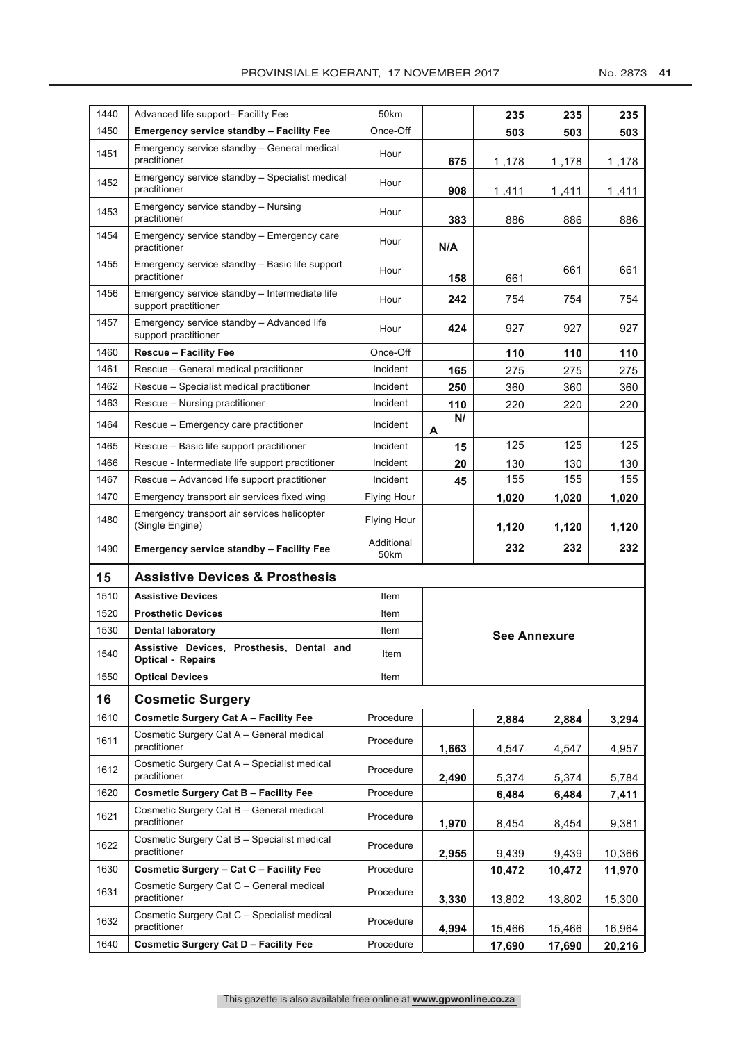| | | | | | | |
|---|---|---|---|---|---|---|
| 1440 | Advanced life support– Facility Fee | 50km | | **235** | **235** | **235** |
| 1450 | **Emergency service standby – Facility Fee** | Once-Off | | **503** | **503** | **503** |
| 1451 | Emergency service standby – General medical practitioner | Hour | **675** | 1 ,178 | 1 ,178 | 1 ,178 |
| 1452 | Emergency service standby – Specialist medical practitioner | Hour | **908** | 1 ,411 | 1 ,411 | 1 ,411 |
| 1453 | Emergency service standby – Nursing practitioner | Hour | **383** | 886 | 886 | 886 |
| 1454 | Emergency service standby – Emergency care practitioner | Hour | **N/A** | | | |
| 1455 | Emergency service standby – Basic life support practitioner | Hour | **158** | 661 | 661 | 661 |
| 1456 | Emergency service standby – Intermediate life support practitioner | Hour | **242** | 754 | 754 | 754 |
| 1457 | Emergency service standby – Advanced life support practitioner | Hour | **424** | 927 | 927 | 927 |
| 1460 | **Rescue – Facility Fee** | Once-Off | | **110** | **110** | **110** |
| 1461 | Rescue – General medical practitioner | Incident | **165** | 275 | 275 | 275 |
| 1462 | Rescue – Specialist medical practitioner | Incident | **250** | 360 | 360 | 360 |
| 1463 | Rescue – Nursing practitioner | Incident | **110** | 220 | 220 | 220 |
| 1464 | Rescue – Emergency care practitioner | Incident | **N/A** | | | |
| 1465 | Rescue – Basic life support practitioner | Incident | **15** | 125 | 125 | 125 |
| 1466 | Rescue - Intermediate life support practitioner | Incident | **20** | 130 | 130 | 130 |
| 1467 | Rescue – Advanced life support practitioner | Incident | **45** | 155 | 155 | 155 |
| 1470 | Emergency transport air services fixed wing | Flying Hour | | **1,020** | **1,020** | **1,020** |
| 1480 | Emergency transport air services helicopter (Single Engine) | Flying Hour | | **1,120** | **1,120** | **1,120** |
| 1490 | **Emergency service standby – Facility Fee** | Additional 50km | | **232** | **232** | **232** |
| **15** | **Assistive Devices & Prosthesis** | | | | | |
| 1510 | **Assistive Devices** | Item | **See Annexure** | | | |
| 1520 | **Prosthetic Devices** | Item | | | | |
| 1530 | **Dental laboratory** | Item | | | | |
| 1540 | **Assistive Devices, Prosthesis, Dental and Optical - Repairs** | Item | | | | |
| 1550 | **Optical Devices** | Item | | | | |
| **16** | **Cosmetic Surgery** | | | | | |
| 1610 | **Cosmetic Surgery Cat A – Facility Fee** | Procedure | | **2,884** | **2,884** | **3,294** |
| 1611 | Cosmetic Surgery Cat A – General medical practitioner | Procedure | **1,663** | 4,547 | 4,547 | 4,957 |
| 1612 | Cosmetic Surgery Cat A – Specialist medical practitioner | Procedure | **2,490** | 5,374 | 5,374 | 5,784 |
| 1620 | **Cosmetic Surgery Cat B – Facility Fee** | Procedure | | **6,484** | **6,484** | **7,411** |
| 1621 | Cosmetic Surgery Cat B – General medical practitioner | Procedure | **1,970** | 8,454 | 8,454 | 9,381 |
| 1622 | Cosmetic Surgery Cat B – Specialist medical practitioner | Procedure | **2,955** | 9,439 | 9,439 | 10,366 |
| 1630 | **Cosmetic Surgery – Cat C – Facility Fee** | Procedure | | **10,472** | **10,472** | **11,970** |
| 1631 | Cosmetic Surgery Cat C – General medical practitioner | Procedure | **3,330** | 13,802 | 13,802 | 15,300 |
| 1632 | Cosmetic Surgery Cat C – Specialist medical practitioner | Procedure | **4,994** | 15,466 | 15,466 | 16,964 |
| 1640 | **Cosmetic Surgery Cat D – Facility Fee** | Procedure | | **17,690** | **17,690** | **20,216** |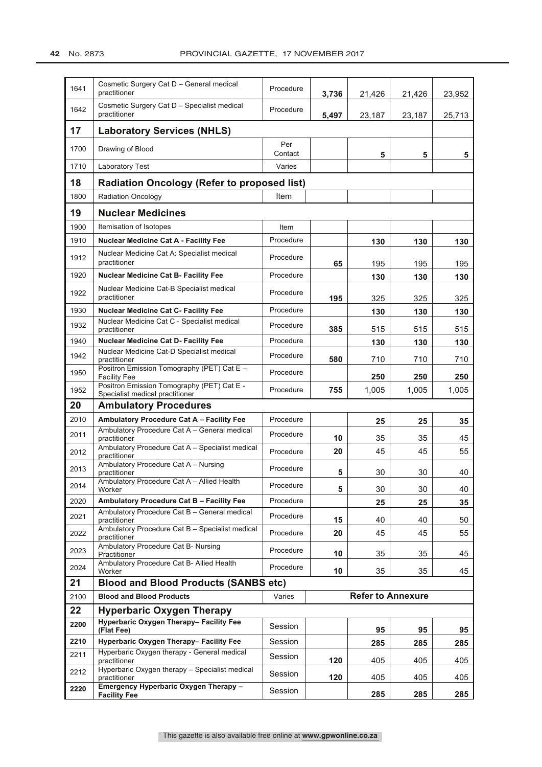| | | | | | | |
|---|---|---|---|---|---|---|
| 1641 | Cosmetic Surgery Cat D – General medical practitioner | Procedure | **3,736** | 21,426 | 21,426 | 23,952 |
| 1642 | Cosmetic Surgery Cat D – Specialist medical practitioner | Procedure | **5,497** | 23,187 | 23,187 | 25,713 |
| **17** | **Laboratory Services (NHLS)** | | | | | |
| 1700 | Drawing of Blood | Per Contact | | **5** | **5** | **5** |
| 1710 | Laboratory Test | Varies | | | | |
| **18** | **Radiation Oncology (Refer to proposed list)** | | | | | |
| 1800 | Radiation Oncology | Item | | | | |
| **19** | **Nuclear Medicines** | | | | | |
| 1900 | Itemisation of Isotopes | Item | | | | |
| 1910 | **Nuclear Medicine Cat A - Facility Fee** | Procedure | | **130** | **130** | **130** |
| 1912 | Nuclear Medicine Cat A: Specialist medical practitioner | Procedure | **65** | 195 | 195 | 195 |
| 1920 | **Nuclear Medicine Cat B- Facility Fee** | Procedure | | **130** | **130** | **130** |
| 1922 | Nuclear Medicine Cat-B Specialist medical practitioner | Procedure | **195** | 325 | 325 | 325 |
| 1930 | **Nuclear Medicine Cat C- Facility Fee** | Procedure | | **130** | **130** | **130** |
| 1932 | Nuclear Medicine Cat C - Specialist medical practitioner | Procedure | **385** | 515 | 515 | 515 |
| 1940 | **Nuclear Medicine Cat D- Facility Fee** | Procedure | | **130** | **130** | **130** |
| 1942 | Nuclear Medicine Cat-D Specialist medical practitioner | Procedure | **580** | 710 | 710 | 710 |
| 1950 | Positron Emission Tomography (PET) Cat E – Facility Fee | Procedure | | **250** | **250** | **250** |
| 1952 | Positron Emission Tomography (PET) Cat E - Specialist medical practitioner | Procedure | **755** | 1,005 | 1,005 | 1,005 |
| **20** | **Ambulatory Procedures** | | | | | |
| 2010 | **Ambulatory Procedure Cat A – Facility Fee** | Procedure | | **25** | **25** | **35** |
| 2011 | Ambulatory Procedure Cat A – General medical practitioner | Procedure | **10** | 35 | 35 | 45 |
| 2012 | Ambulatory Procedure Cat A – Specialist medical practitioner | Procedure | **20** | 45 | 45 | 55 |
| 2013 | Ambulatory Procedure Cat A – Nursing practitioner | Procedure | **5** | 30 | 30 | 40 |
| 2014 | Ambulatory Procedure Cat A – Allied Health Worker | Procedure | **5** | 30 | 30 | 40 |
| 2020 | **Ambulatory Procedure Cat B – Facility Fee** | Procedure | | **25** | **25** | **35** |
| 2021 | Ambulatory Procedure Cat B – General medical practitioner | Procedure | **15** | 40 | 40 | 50 |
| 2022 | Ambulatory Procedure Cat B – Specialist medical practitioner | Procedure | **20** | 45 | 45 | 55 |
| 2023 | Ambulatory Procedure Cat B- Nursing Practitioner | Procedure | **10** | 35 | 35 | 45 |
| 2024 | Ambulatory Procedure Cat B- Allied Health Worker | Procedure | **10** | 35 | 35 | 45 |
| **21** | **Blood and Blood Products (SANBS etc)** | | | | | |
| 2100 | **Blood and Blood Products** | Varies | **Refer to Annexure** | | | |
| **22** | **Hyperbaric Oxygen Therapy** | | | | | |
| **2200** | **Hyperbaric Oxygen Therapy– Facility Fee (Flat Fee)** | Session | | **95** | **95** | **95** |
| **2210** | **Hyperbaric Oxygen Therapy– Facility Fee** | Session | | **285** | **285** | **285** |
| 2211 | Hyperbaric Oxygen therapy - General medical practitioner | Session | **120** | 405 | 405 | 405 |
| 2212 | Hyperbaric Oxygen therapy – Specialist medical practitioner | Session | **120** | 405 | 405 | 405 |
| **2220** | **Emergency Hyperbaric Oxygen Therapy – Facility Fee** | Session | | **285** | **285** | **285** |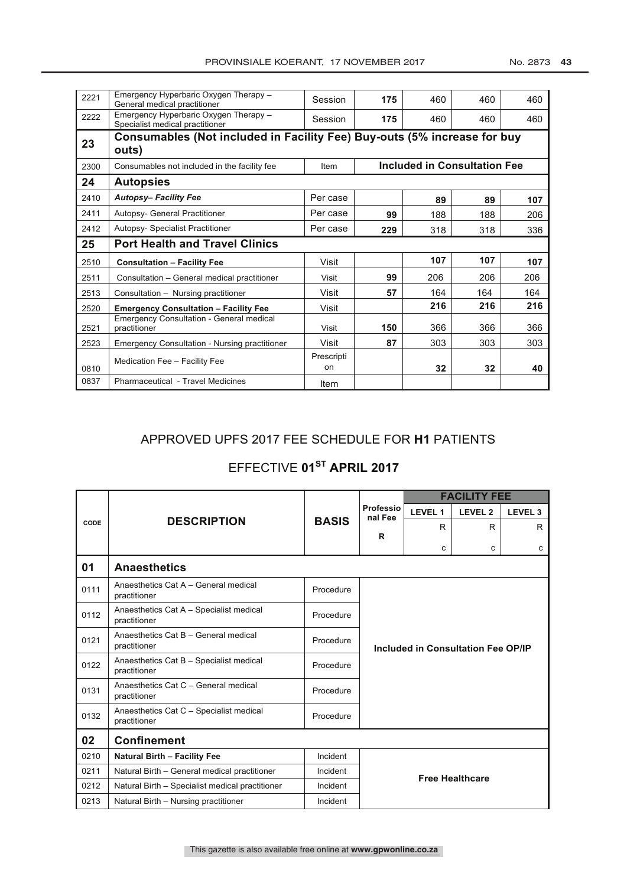| | | | | | | |
|---|---|---|---|---|---|---|
| 2221 | Emergency Hyperbaric Oxygen Therapy – General medical practitioner | Session | **175** | 460 | 460 | 460 |
| 2222 | Emergency Hyperbaric Oxygen Therapy – Specialist medical practitioner | Session | **175** | 460 | 460 | 460 |
| **23** | **Consumables (Not included in Facility Fee) Buy-outs (5% increase for buy outs)** | | | | | |
| 2300 | Consumables not included in the facility fee | Item | **Included in Consultation Fee** | | | |
| **24** | **Autopsies** | | | | | |
| 2410 | ***Autopsy– Facility Fee*** | Per case | | **89** | **89** | **107** |
| 2411 | Autopsy- General Practitioner | Per case | **99** | 188 | 188 | 206 |
| 2412 | Autopsy- Specialist Practitioner | Per case | **229** | 318 | 318 | 336 |
| **25** | **Port Health and Travel Clinics** | | | | | |
| 2510 | **Consultation – Facility Fee** | Visit | | **107** | **107** | **107** |
| 2511 | Consultation – General medical practitioner | Visit | **99** | 206 | 206 | 206 |
| 2513 | Consultation – Nursing practitioner | Visit | **57** | 164 | 164 | 164 |
| 2520 | **Emergency Consultation – Facility Fee** | Visit | | **216** | **216** | **216** |
| 2521 | Emergency Consultation - General medical practitioner | Visit | **150** | 366 | 366 | 366 |
| 2523 | Emergency Consultation - Nursing practitioner | Visit | **87** | 303 | 303 | 303 |
| 0810 | Medication Fee – Facility Fee | Prescription | | **32** | **32** | **40** |
| 0837 | Pharmaceutical - Travel Medicines | Item | | | | |

## APPROVED UPFS 2017 FEE SCHEDULE FOR **H1** PATIENTS

## EFFECTIVE **01ST APRIL 2017**

| CODE | DESCRIPTION | BASIS | Professional Fee | FACILITY FEE | | |
|---|---|---|---|---|---|---|
| | | | | LEVEL 1 | LEVEL 2 | LEVEL 3 |
| | | | R | R c | R c | R c |
| **01** | **Anaesthetics** | | | | | |
| 0111 | Anaesthetics Cat A – General medical practitioner | Procedure | Included in Consultation Fee OP/IP | | | |
| 0112 | Anaesthetics Cat A – Specialist medical practitioner | Procedure | Included in Consultation Fee OP/IP | | | |
| 0121 | Anaesthetics Cat B – General medical practitioner | Procedure | Included in Consultation Fee OP/IP | | | |
| 0122 | Anaesthetics Cat B – Specialist medical practitioner | Procedure | Included in Consultation Fee OP/IP | | | |
| 0131 | Anaesthetics Cat C – General medical practitioner | Procedure | Included in Consultation Fee OP/IP | | | |
| 0132 | Anaesthetics Cat C – Specialist medical practitioner | Procedure | Included in Consultation Fee OP/IP | | | |
| **02** | **Confinement** | | | | | |
| 0210 | **Natural Birth – Facility Fee** | Incident | Free Healthcare | | | |
| 0211 | Natural Birth – General medical practitioner | Incident | Free Healthcare | | | |
| 0212 | Natural Birth – Specialist medical practitioner | Incident | Free Healthcare | | | |
| 0213 | Natural Birth – Nursing practitioner | Incident | Free Healthcare | | | |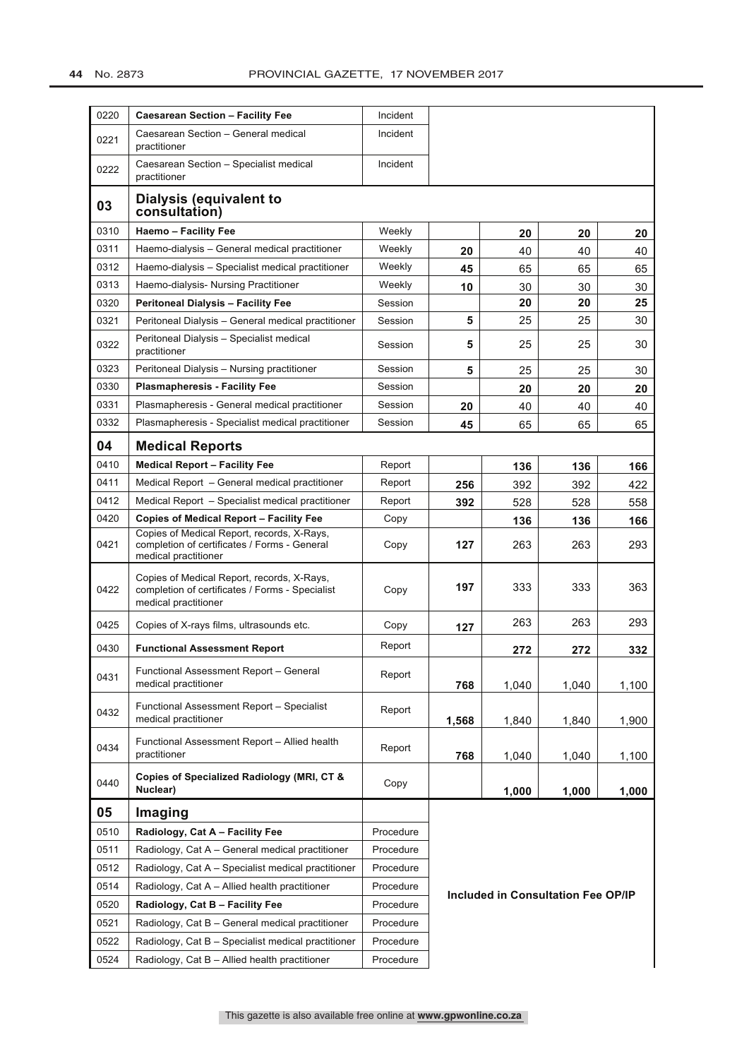| | | | | | | |
|---|---|---|---|---|---|---|
| 0220 | **Caesarean Section – Facility Fee** | Incident | | | | |
| 0221 | Caesarean Section – General medical practitioner | Incident | | | | |
| 0222 | Caesarean Section – Specialist medical practitioner | Incident | | | | |
| **03** | **Dialysis (equivalent to consultation)** | | | | | |
| 0310 | **Haemo – Facility Fee** | Weekly | | **20** | **20** | **20** |
| 0311 | Haemo-dialysis – General medical practitioner | Weekly | **20** | 40 | 40 | 40 |
| 0312 | Haemo-dialysis – Specialist medical practitioner | Weekly | **45** | 65 | 65 | 65 |
| 0313 | Haemo-dialysis- Nursing Practitioner | Weekly | **10** | 30 | 30 | 30 |
| 0320 | **Peritoneal Dialysis – Facility Fee** | Session | | **20** | **20** | **25** |
| 0321 | Peritoneal Dialysis – General medical practitioner | Session | **5** | 25 | 25 | 30 |
| 0322 | Peritoneal Dialysis – Specialist medical practitioner | Session | **5** | 25 | 25 | 30 |
| 0323 | Peritoneal Dialysis – Nursing practitioner | Session | **5** | 25 | 25 | 30 |
| 0330 | **Plasmapheresis - Facility Fee** | Session | | **20** | **20** | **20** |
| 0331 | Plasmapheresis - General medical practitioner | Session | **20** | 40 | 40 | 40 |
| 0332 | Plasmapheresis - Specialist medical practitioner | Session | **45** | 65 | 65 | 65 |
| **04** | **Medical Reports** | | | | | |
| 0410 | **Medical Report – Facility Fee** | Report | | **136** | **136** | **166** |
| 0411 | Medical Report – General medical practitioner | Report | **256** | 392 | 392 | 422 |
| 0412 | Medical Report – Specialist medical practitioner | Report | **392** | 528 | 528 | 558 |
| 0420 | **Copies of Medical Report – Facility Fee** | Copy | | **136** | **136** | **166** |
| 0421 | Copies of Medical Report, records, X-Rays, completion of certificates / Forms - General medical practitioner | Copy | **127** | 263 | 263 | 293 |
| 0422 | Copies of Medical Report, records, X-Rays, completion of certificates / Forms - Specialist medical practitioner | Copy | **197** | 333 | 333 | 363 |
| 0425 | Copies of X-rays films, ultrasounds etc. | Copy | **127** | 263 | 263 | 293 |
| 0430 | **Functional Assessment Report** | Report | | **272** | **272** | **332** |
| 0431 | Functional Assessment Report – General medical practitioner | Report | **768** | 1,040 | 1,040 | 1,100 |
| 0432 | Functional Assessment Report – Specialist medical practitioner | Report | **1,568** | 1,840 | 1,840 | 1,900 |
| 0434 | Functional Assessment Report – Allied health practitioner | Report | **768** | 1,040 | 1,040 | 1,100 |
| 0440 | **Copies of Specialized Radiology (MRI, CT & Nuclear)** | Copy | | **1,000** | **1,000** | **1,000** |
| **05** | **Imaging** | | | | | |
| 0510 | **Radiology, Cat A – Facility Fee** | Procedure | **Included in Consultation Fee OP/IP** | | | |
| 0511 | Radiology, Cat A – General medical practitioner | Procedure | | | | |
| 0512 | Radiology, Cat A – Specialist medical practitioner | Procedure | | | | |
| 0514 | Radiology, Cat A – Allied health practitioner | Procedure | | | | |
| 0520 | **Radiology, Cat B – Facility Fee** | Procedure | | | | |
| 0521 | Radiology, Cat B – General medical practitioner | Procedure | | | | |
| 0522 | Radiology, Cat B – Specialist medical practitioner | Procedure | | | | |
| 0524 | Radiology, Cat B – Allied health practitioner | Procedure | | | | |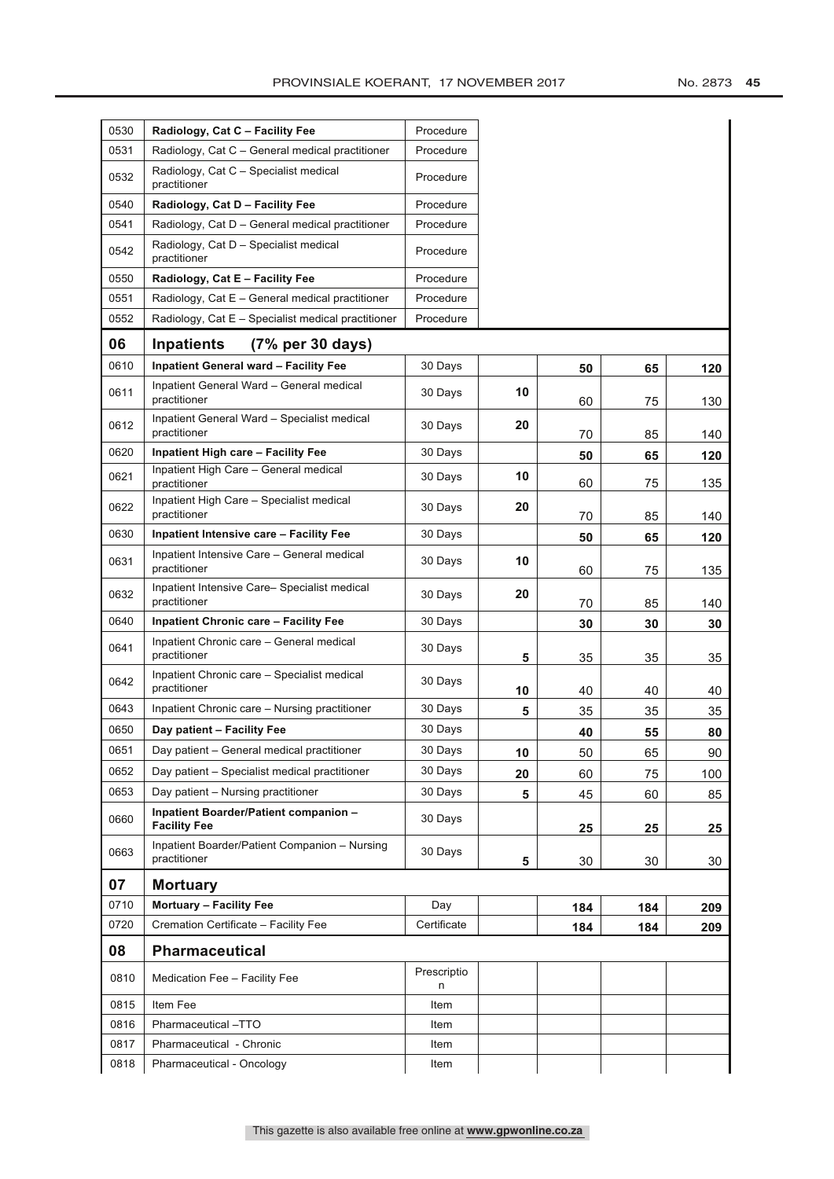| | | | | | | |
|---|---|---|---|---|---|---|
| 0530 | **Radiology, Cat C – Facility Fee** | Procedure | | | | |
| 0531 | Radiology, Cat C – General medical practitioner | Procedure | | | | |
| 0532 | Radiology, Cat C – Specialist medical practitioner | Procedure | | | | |
| 0540 | **Radiology, Cat D – Facility Fee** | Procedure | | | | |
| 0541 | Radiology, Cat D – General medical practitioner | Procedure | | | | |
| 0542 | Radiology, Cat D – Specialist medical practitioner | Procedure | | | | |
| 0550 | **Radiology, Cat E – Facility Fee** | Procedure | | | | |
| 0551 | Radiology, Cat E – General medical practitioner | Procedure | | | | |
| 0552 | Radiology, Cat E – Specialist medical practitioner | Procedure | | | | |
| **06** | **Inpatients (7% per 30 days)** | | | | | |
| 0610 | **Inpatient General ward – Facility Fee** | 30 Days | | **50** | **65** | **120** |
| 0611 | Inpatient General Ward – General medical practitioner | 30 Days | **10** | 60 | 75 | 130 |
| 0612 | Inpatient General Ward – Specialist medical practitioner | 30 Days | **20** | 70 | 85 | 140 |
| 0620 | **Inpatient High care – Facility Fee** | 30 Days | | **50** | **65** | **120** |
| 0621 | Inpatient High Care – General medical practitioner | 30 Days | **10** | 60 | 75 | 135 |
| 0622 | Inpatient High Care – Specialist medical practitioner | 30 Days | **20** | 70 | 85 | 140 |
| 0630 | **Inpatient Intensive care – Facility Fee** | 30 Days | | **50** | **65** | **120** |
| 0631 | Inpatient Intensive Care – General medical practitioner | 30 Days | **10** | 60 | 75 | 135 |
| 0632 | Inpatient Intensive Care– Specialist medical practitioner | 30 Days | **20** | 70 | 85 | 140 |
| 0640 | **Inpatient Chronic care – Facility Fee** | 30 Days | | **30** | **30** | **30** |
| 0641 | Inpatient Chronic care – General medical practitioner | 30 Days | **5** | 35 | 35 | 35 |
| 0642 | Inpatient Chronic care – Specialist medical practitioner | 30 Days | **10** | 40 | 40 | 40 |
| 0643 | Inpatient Chronic care – Nursing practitioner | 30 Days | **5** | 35 | 35 | 35 |
| 0650 | **Day patient – Facility Fee** | 30 Days | | **40** | **55** | **80** |
| 0651 | Day patient – General medical practitioner | 30 Days | **10** | 50 | 65 | 90 |
| 0652 | Day patient – Specialist medical practitioner | 30 Days | **20** | 60 | 75 | 100 |
| 0653 | Day patient – Nursing practitioner | 30 Days | **5** | 45 | 60 | 85 |
| 0660 | **Inpatient Boarder/Patient companion – Facility Fee** | 30 Days | | **25** | **25** | **25** |
| 0663 | Inpatient Boarder/Patient Companion – Nursing practitioner | 30 Days | **5** | 30 | 30 | 30 |
| **07** | **Mortuary** | | | | | |
| 0710 | **Mortuary – Facility Fee** | Day | | **184** | **184** | **209** |
| 0720 | Cremation Certificate – Facility Fee | Certificate | | **184** | **184** | **209** |
| **08** | **Pharmaceutical** | | | | | |
| 0810 | Medication Fee – Facility Fee | Prescription | | | | |
| 0815 | Item Fee | Item | | | | |
| 0816 | Pharmaceutical –TTO | Item | | | | |
| 0817 | Pharmaceutical - Chronic | Item | | | | |
| 0818 | Pharmaceutical - Oncology | Item | | | | |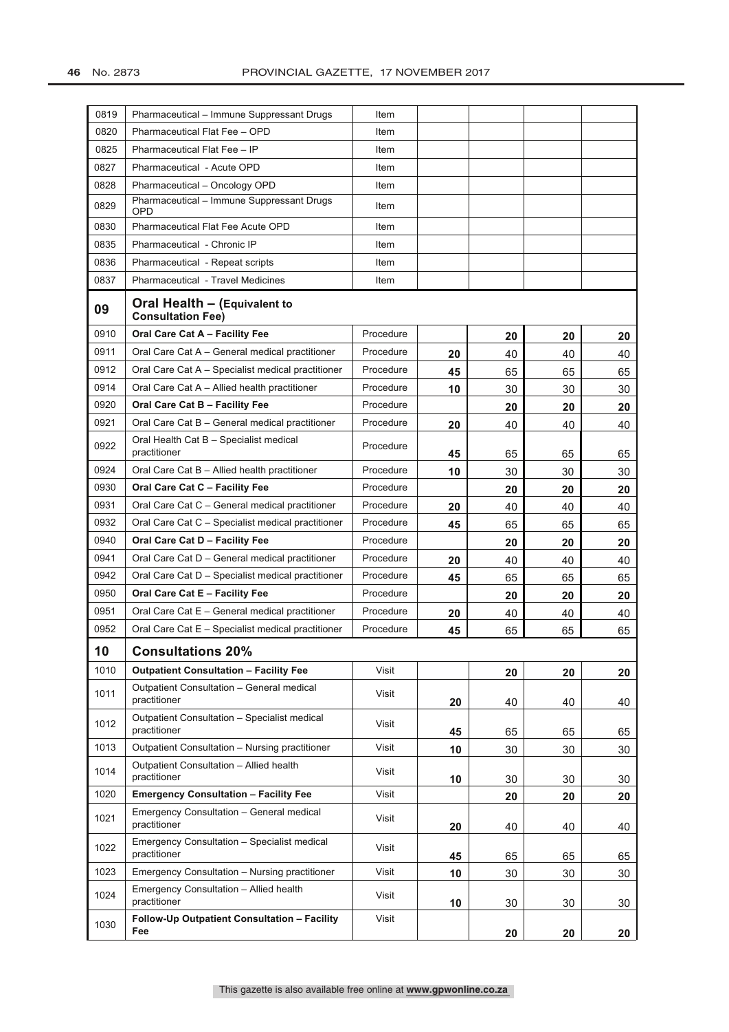| | | | | | | |
|---|---|---|---|---|---|---|
| 0819 | Pharmaceutical – Immune Suppressant Drugs | Item | | | | |
| 0820 | Pharmaceutical Flat Fee – OPD | Item | | | | |
| 0825 | Pharmaceutical Flat Fee – IP | Item | | | | |
| 0827 | Pharmaceutical - Acute OPD | Item | | | | |
| 0828 | Pharmaceutical – Oncology OPD | Item | | | | |
| 0829 | Pharmaceutical – Immune Suppressant Drugs OPD | Item | | | | |
| 0830 | Pharmaceutical Flat Fee Acute OPD | Item | | | | |
| 0835 | Pharmaceutical - Chronic IP | Item | | | | |
| 0836 | Pharmaceutical - Repeat scripts | Item | | | | |
| 0837 | Pharmaceutical - Travel Medicines | Item | | | | |
| **09** | **Oral Health – (Equivalent to Consultation Fee)** | | | | | |
| 0910 | **Oral Care Cat A – Facility Fee** | Procedure | | **20** | **20** | **20** |
| 0911 | Oral Care Cat A – General medical practitioner | Procedure | **20** | 40 | 40 | 40 |
| 0912 | Oral Care Cat A – Specialist medical practitioner | Procedure | **45** | 65 | 65 | 65 |
| 0914 | Oral Care Cat A – Allied health practitioner | Procedure | **10** | 30 | 30 | 30 |
| 0920 | **Oral Care Cat B – Facility Fee** | Procedure | | **20** | **20** | **20** |
| 0921 | Oral Care Cat B – General medical practitioner | Procedure | **20** | 40 | 40 | 40 |
| 0922 | Oral Health Cat B – Specialist medical practitioner | Procedure | **45** | 65 | 65 | 65 |
| 0924 | Oral Care Cat B – Allied health practitioner | Procedure | **10** | 30 | 30 | 30 |
| 0930 | **Oral Care Cat C – Facility Fee** | Procedure | | **20** | **20** | **20** |
| 0931 | Oral Care Cat C – General medical practitioner | Procedure | **20** | 40 | 40 | 40 |
| 0932 | Oral Care Cat C – Specialist medical practitioner | Procedure | **45** | 65 | 65 | 65 |
| 0940 | **Oral Care Cat D – Facility Fee** | Procedure | | **20** | **20** | **20** |
| 0941 | Oral Care Cat D – General medical practitioner | Procedure | **20** | 40 | 40 | 40 |
| 0942 | Oral Care Cat D – Specialist medical practitioner | Procedure | **45** | 65 | 65 | 65 |
| 0950 | **Oral Care Cat E – Facility Fee** | Procedure | | **20** | **20** | **20** |
| 0951 | Oral Care Cat E – General medical practitioner | Procedure | **20** | 40 | 40 | 40 |
| 0952 | Oral Care Cat E – Specialist medical practitioner | Procedure | **45** | 65 | 65 | 65 |
| **10** | **Consultations 20%** | | | | | |
| 1010 | **Outpatient Consultation – Facility Fee** | Visit | | **20** | **20** | **20** |
| 1011 | Outpatient Consultation – General medical practitioner | Visit | **20** | 40 | 40 | 40 |
| 1012 | Outpatient Consultation – Specialist medical practitioner | Visit | **45** | 65 | 65 | 65 |
| 1013 | Outpatient Consultation – Nursing practitioner | Visit | **10** | 30 | 30 | 30 |
| 1014 | Outpatient Consultation – Allied health practitioner | Visit | **10** | 30 | 30 | 30 |
| 1020 | **Emergency Consultation – Facility Fee** | Visit | | **20** | **20** | **20** |
| 1021 | Emergency Consultation – General medical practitioner | Visit | **20** | 40 | 40 | 40 |
| 1022 | Emergency Consultation – Specialist medical practitioner | Visit | **45** | 65 | 65 | 65 |
| 1023 | Emergency Consultation – Nursing practitioner | Visit | **10** | 30 | 30 | 30 |
| 1024 | Emergency Consultation – Allied health practitioner | Visit | **10** | 30 | 30 | 30 |
| 1030 | **Follow-Up Outpatient Consultation – Facility Fee** | Visit | | **20** | **20** | **20** |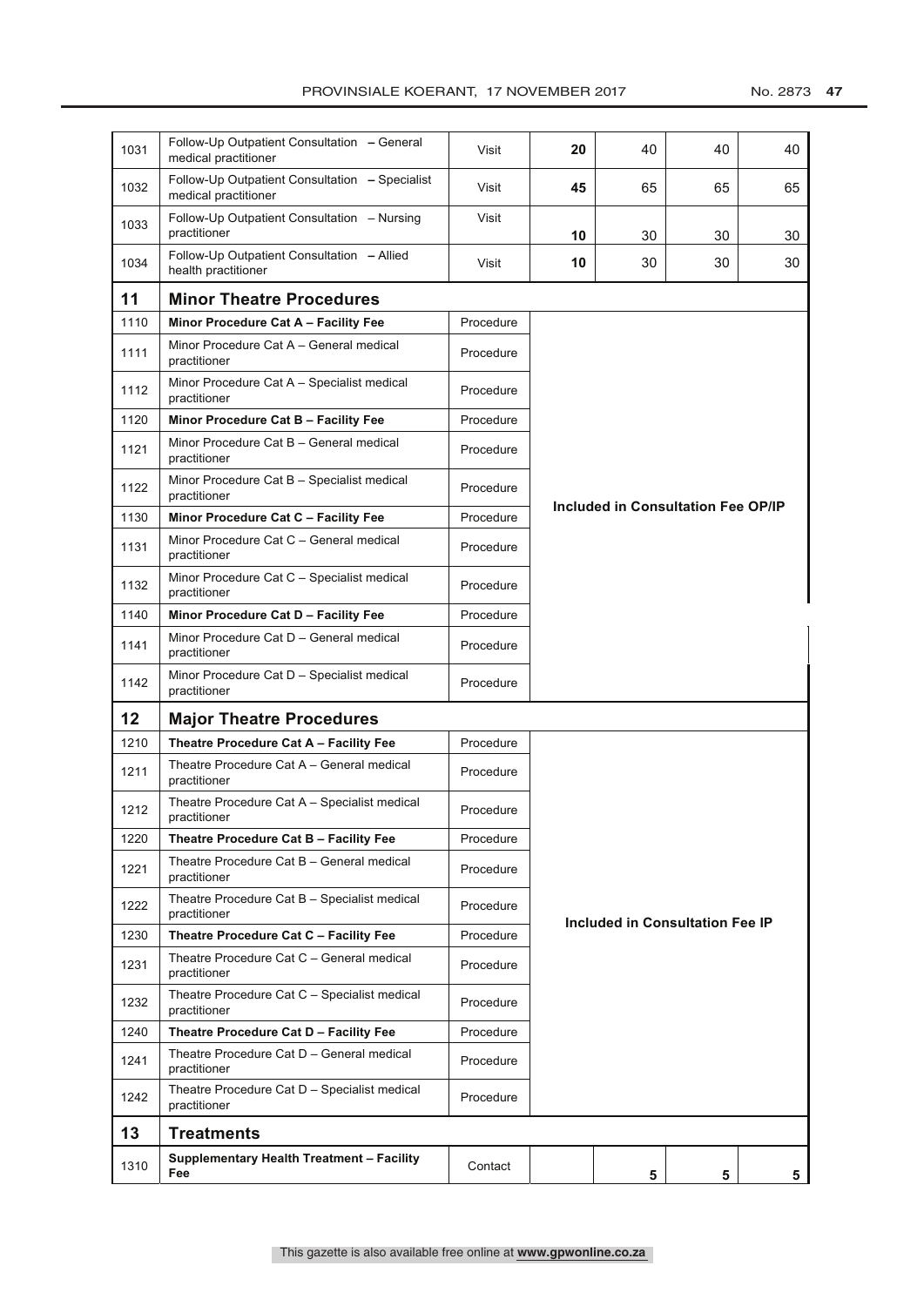| | | | | | | |
|---|---|---|---|---|---|---|
| 1031 | Follow-Up Outpatient Consultation **–** General medical practitioner | Visit | **20** | 40 | 40 | 40 |
| 1032 | Follow-Up Outpatient Consultation **–** Specialist medical practitioner | Visit | **45** | 65 | 65 | 65 |
| 1033 | Follow-Up Outpatient Consultation – Nursing practitioner | Visit | **10** | 30 | 30 | 30 |
| 1034 | Follow-Up Outpatient Consultation **–** Allied health practitioner | Visit | **10** | 30 | 30 | 30 |
| **11** | **Minor Theatre Procedures** | | | | | |
| 1110 | **Minor Procedure Cat A – Facility Fee** | Procedure | **Included in Consultation Fee OP/IP** | | | |
| 1111 | Minor Procedure Cat A – General medical practitioner | Procedure | | | | |
| 1112 | Minor Procedure Cat A – Specialist medical practitioner | Procedure | | | | |
| 1120 | **Minor Procedure Cat B – Facility Fee** | Procedure | | | | |
| 1121 | Minor Procedure Cat B – General medical practitioner | Procedure | | | | |
| 1122 | Minor Procedure Cat B – Specialist medical practitioner | Procedure | | | | |
| 1130 | **Minor Procedure Cat C – Facility Fee** | Procedure | | | | |
| 1131 | Minor Procedure Cat C – General medical practitioner | Procedure | | | | |
| 1132 | Minor Procedure Cat C – Specialist medical practitioner | Procedure | | | | |
| 1140 | **Minor Procedure Cat D – Facility Fee** | Procedure | | | | |
| 1141 | Minor Procedure Cat D – General medical practitioner | Procedure | | | | |
| 1142 | Minor Procedure Cat D – Specialist medical practitioner | Procedure | | | | |
| **12** | **Major Theatre Procedures** | | | | | |
| 1210 | **Theatre Procedure Cat A – Facility Fee** | Procedure | **Included in Consultation Fee IP** | | | |
| 1211 | Theatre Procedure Cat A – General medical practitioner | Procedure | | | | |
| 1212 | Theatre Procedure Cat A – Specialist medical practitioner | Procedure | | | | |
| 1220 | **Theatre Procedure Cat B – Facility Fee** | Procedure | | | | |
| 1221 | Theatre Procedure Cat B – General medical practitioner | Procedure | | | | |
| 1222 | Theatre Procedure Cat B – Specialist medical practitioner | Procedure | | | | |
| 1230 | **Theatre Procedure Cat C – Facility Fee** | Procedure | | | | |
| 1231 | Theatre Procedure Cat C – General medical practitioner | Procedure | | | | |
| 1232 | Theatre Procedure Cat C – Specialist medical practitioner | Procedure | | | | |
| 1240 | **Theatre Procedure Cat D – Facility Fee** | Procedure | | | | |
| 1241 | Theatre Procedure Cat D – General medical practitioner | Procedure | | | | |
| 1242 | Theatre Procedure Cat D – Specialist medical practitioner | Procedure | | | | |
| **13** | **Treatments** | | | | | |
| 1310 | **Supplementary Health Treatment – Facility Fee** | Contact | | **5** | **5** | **5** |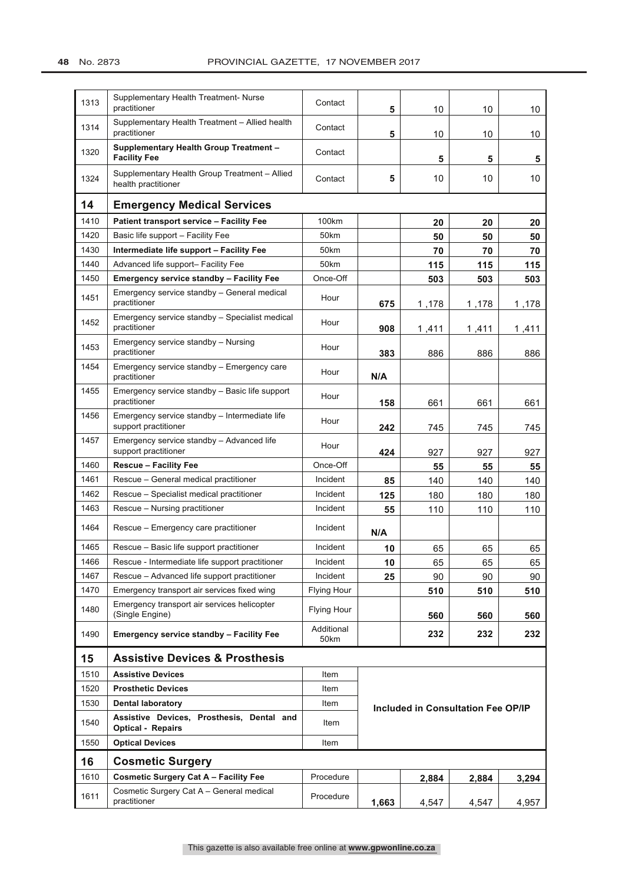| | | | | | | |
|---|---|---|---|---|---|---|
| 1313 | Supplementary Health Treatment- Nurse practitioner | Contact | **5** | 10 | 10 | 10 |
| 1314 | Supplementary Health Treatment – Allied health practitioner | Contact | **5** | 10 | 10 | 10 |
| 1320 | **Supplementary Health Group Treatment – Facility Fee** | Contact | | **5** | **5** | **5** |
| 1324 | Supplementary Health Group Treatment – Allied health practitioner | Contact | **5** | 10 | 10 | 10 |
| **14** | **Emergency Medical Services** | | | | | |
| 1410 | **Patient transport service – Facility Fee** | 100km | | **20** | **20** | **20** |
| 1420 | Basic life support – Facility Fee | 50km | | **50** | **50** | **50** |
| 1430 | **Intermediate life support – Facility Fee** | 50km | | **70** | **70** | **70** |
| 1440 | Advanced life support– Facility Fee | 50km | | **115** | **115** | **115** |
| 1450 | **Emergency service standby – Facility Fee** | Once-Off | | **503** | **503** | **503** |
| 1451 | Emergency service standby – General medical practitioner | Hour | **675** | 1 ,178 | 1 ,178 | 1 ,178 |
| 1452 | Emergency service standby – Specialist medical practitioner | Hour | **908** | 1 ,411 | 1 ,411 | 1 ,411 |
| 1453 | Emergency service standby – Nursing practitioner | Hour | **383** | 886 | 886 | 886 |
| 1454 | Emergency service standby – Emergency care practitioner | Hour | **N/A** | | | |
| 1455 | Emergency service standby – Basic life support practitioner | Hour | **158** | 661 | 661 | 661 |
| 1456 | Emergency service standby – Intermediate life support practitioner | Hour | **242** | 745 | 745 | 745 |
| 1457 | Emergency service standby – Advanced life support practitioner | Hour | **424** | 927 | 927 | 927 |
| 1460 | **Rescue – Facility Fee** | Once-Off | | **55** | **55** | **55** |
| 1461 | Rescue – General medical practitioner | Incident | **85** | 140 | 140 | 140 |
| 1462 | Rescue – Specialist medical practitioner | Incident | **125** | 180 | 180 | 180 |
| 1463 | Rescue – Nursing practitioner | Incident | **55** | 110 | 110 | 110 |
| 1464 | Rescue – Emergency care practitioner | Incident | **N/A** | | | |
| 1465 | Rescue – Basic life support practitioner | Incident | **10** | 65 | 65 | 65 |
| 1466 | Rescue - Intermediate life support practitioner | Incident | **10** | 65 | 65 | 65 |
| 1467 | Rescue – Advanced life support practitioner | Incident | **25** | 90 | 90 | 90 |
| 1470 | Emergency transport air services fixed wing | Flying Hour | | **510** | **510** | **510** |
| 1480 | Emergency transport air services helicopter (Single Engine) | Flying Hour | | **560** | **560** | **560** |
| 1490 | **Emergency service standby – Facility Fee** | Additional 50km | | **232** | **232** | **232** |
| **15** | **Assistive Devices & Prosthesis** | | | | | |
| 1510 | **Assistive Devices** | Item | **Included in Consultation Fee OP/IP** | | | |
| 1520 | **Prosthetic Devices** | Item | | | | |
| 1530 | **Dental laboratory** | Item | | | | |
| 1540 | **Assistive Devices, Prosthesis, Dental and Optical - Repairs** | Item | | | | |
| 1550 | **Optical Devices** | Item | | | | |
| **16** | **Cosmetic Surgery** | | | | | |
| 1610 | **Cosmetic Surgery Cat A – Facility Fee** | Procedure | | **2,884** | **2,884** | **3,294** |
| 1611 | Cosmetic Surgery Cat A – General medical practitioner | Procedure | **1,663** | 4,547 | 4,547 | 4,957 |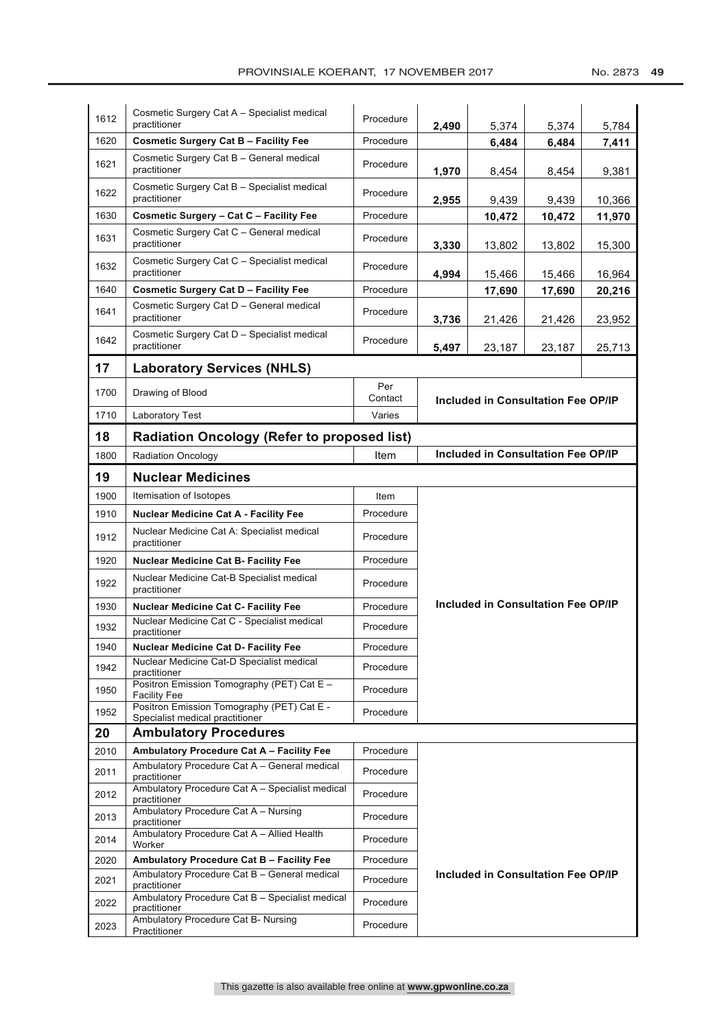| | | | | | | |
|---|---|---|---|---|---|---|
| 1612 | Cosmetic Surgery Cat A – Specialist medical practitioner | Procedure | **2,490** | 5,374 | 5,374 | 5,784 |
| 1620 | **Cosmetic Surgery Cat B – Facility Fee** | Procedure | | **6,484** | **6,484** | **7,411** |
| 1621 | Cosmetic Surgery Cat B – General medical practitioner | Procedure | **1,970** | 8,454 | 8,454 | 9,381 |
| 1622 | Cosmetic Surgery Cat B – Specialist medical practitioner | Procedure | **2,955** | 9,439 | 9,439 | 10,366 |
| 1630 | **Cosmetic Surgery – Cat C – Facility Fee** | Procedure | | **10,472** | **10,472** | **11,970** |
| 1631 | Cosmetic Surgery Cat C – General medical practitioner | Procedure | **3,330** | 13,802 | 13,802 | 15,300 |
| 1632 | Cosmetic Surgery Cat C – Specialist medical practitioner | Procedure | **4,994** | 15,466 | 15,466 | 16,964 |
| 1640 | **Cosmetic Surgery Cat D – Facility Fee** | Procedure | | **17,690** | **17,690** | **20,216** |
| 1641 | Cosmetic Surgery Cat D – General medical practitioner | Procedure | **3,736** | 21,426 | 21,426 | 23,952 |
| 1642 | Cosmetic Surgery Cat D – Specialist medical practitioner | Procedure | **5,497** | 23,187 | 23,187 | 25,713 |
| **17** | **Laboratory Services (NHLS)** | | | | | |
| 1700 | Drawing of Blood | Per Contact | **Included in Consultation Fee OP/IP** | | | |
| 1710 | Laboratory Test | Varies | | | | |
| **18** | **Radiation Oncology (Refer to proposed list)** | | | | | |
| 1800 | Radiation Oncology | Item | **Included in Consultation Fee OP/IP** | | | |
| **19** | **Nuclear Medicines** | | | | | |
| 1900 | Itemisation of Isotopes | Item | **Included in Consultation Fee OP/IP** | | | |
| 1910 | **Nuclear Medicine Cat A - Facility Fee** | Procedure | | | | |
| 1912 | Nuclear Medicine Cat A: Specialist medical practitioner | Procedure | | | | |
| 1920 | **Nuclear Medicine Cat B- Facility Fee** | Procedure | | | | |
| 1922 | Nuclear Medicine Cat-B Specialist medical practitioner | Procedure | | | | |
| 1930 | **Nuclear Medicine Cat C- Facility Fee** | Procedure | | | | |
| 1932 | Nuclear Medicine Cat C - Specialist medical practitioner | Procedure | | | | |
| 1940 | **Nuclear Medicine Cat D- Facility Fee** | Procedure | | | | |
| 1942 | Nuclear Medicine Cat-D Specialist medical practitioner | Procedure | | | | |
| 1950 | Positron Emission Tomography (PET) Cat E – Facility Fee | Procedure | | | | |
| 1952 | Positron Emission Tomography (PET) Cat E - Specialist medical practitioner | Procedure | | | | |
| **20** | **Ambulatory Procedures** | | | | | |
| 2010 | **Ambulatory Procedure Cat A – Facility Fee** | Procedure | **Included in Consultation Fee OP/IP** | | | |
| 2011 | Ambulatory Procedure Cat A – General medical practitioner | Procedure | | | | |
| 2012 | Ambulatory Procedure Cat A – Specialist medical practitioner | Procedure | | | | |
| 2013 | Ambulatory Procedure Cat A – Nursing practitioner | Procedure | | | | |
| 2014 | Ambulatory Procedure Cat A – Allied Health Worker | Procedure | | | | |
| 2020 | **Ambulatory Procedure Cat B – Facility Fee** | Procedure | | | | |
| 2021 | Ambulatory Procedure Cat B – General medical practitioner | Procedure | | | | |
| 2022 | Ambulatory Procedure Cat B – Specialist medical practitioner | Procedure | | | | |
| 2023 | Ambulatory Procedure Cat B- Nursing Practitioner | Procedure | | | | |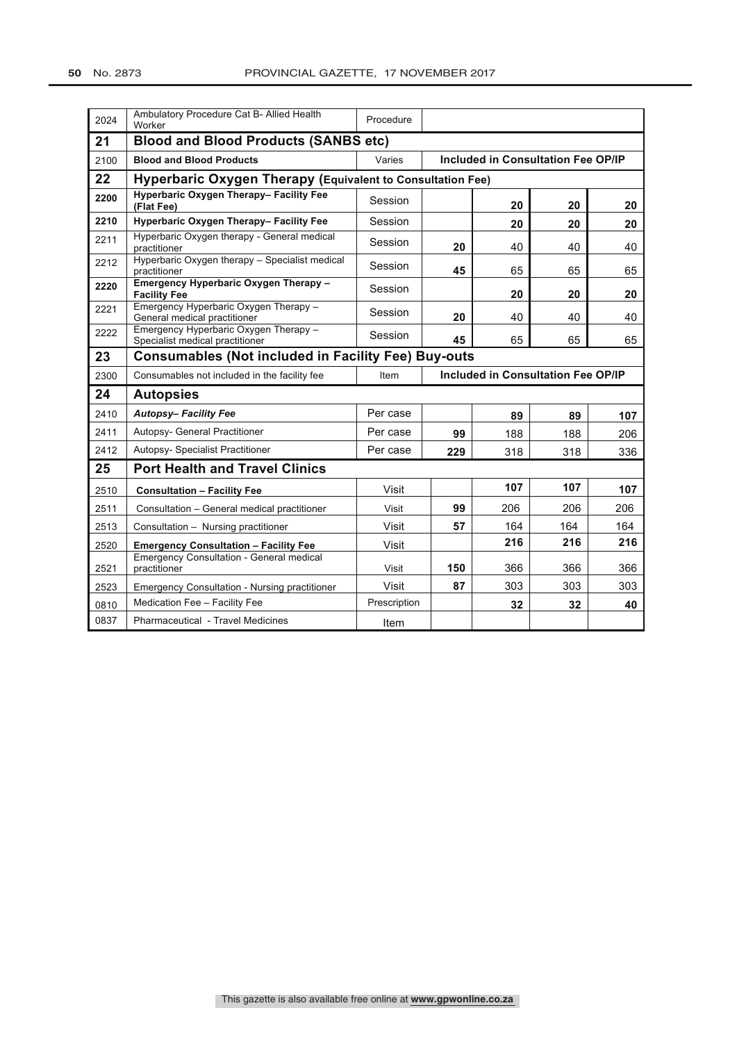| | | | | | | |
|---|---|---|---|---|---|---|
| 2024 | Ambulatory Procedure Cat B- Allied Health Worker | Procedure | | | | |
| **21** | **Blood and Blood Products (SANBS etc)** | | | | | |
| 2100 | **Blood and Blood Products** | Varies | **Included in Consultation Fee OP/IP** | | | |
| **22** | **Hyperbaric Oxygen Therapy (Equivalent to Consultation Fee)** | | | | | |
| **2200** | **Hyperbaric Oxygen Therapy– Facility Fee (Flat Fee)** | Session | | **20** | **20** | **20** |
| **2210** | **Hyperbaric Oxygen Therapy– Facility Fee** | Session | | **20** | **20** | **20** |
| 2211 | Hyperbaric Oxygen therapy - General medical practitioner | Session | **20** | 40 | 40 | 40 |
| 2212 | Hyperbaric Oxygen therapy – Specialist medical practitioner | Session | **45** | 65 | 65 | 65 |
| **2220** | **Emergency Hyperbaric Oxygen Therapy – Facility Fee** | Session | | **20** | **20** | **20** |
| 2221 | Emergency Hyperbaric Oxygen Therapy – General medical practitioner | Session | **20** | 40 | 40 | 40 |
| 2222 | Emergency Hyperbaric Oxygen Therapy – Specialist medical practitioner | Session | **45** | 65 | 65 | 65 |
| **23** | **Consumables (Not included in Facility Fee) Buy-outs** | | | | | |
| 2300 | Consumables not included in the facility fee | Item | **Included in Consultation Fee OP/IP** | | | |
| **24** | **Autopsies** | | | | | |
| 2410 | ***Autopsy– Facility Fee*** | Per case | | **89** | **89** | **107** |
| 2411 | Autopsy- General Practitioner | Per case | **99** | 188 | 188 | 206 |
| 2412 | Autopsy- Specialist Practitioner | Per case | **229** | 318 | 318 | 336 |
| **25** | **Port Health and Travel Clinics** | | | | | |
| 2510 | **Consultation – Facility Fee** | Visit | | **107** | **107** | **107** |
| 2511 | Consultation – General medical practitioner | Visit | **99** | 206 | 206 | 206 |
| 2513 | Consultation – Nursing practitioner | Visit | **57** | 164 | 164 | 164 |
| 2520 | **Emergency Consultation – Facility Fee** | Visit | | **216** | **216** | **216** |
| 2521 | Emergency Consultation - General medical practitioner | Visit | **150** | 366 | 366 | 366 |
| 2523 | Emergency Consultation - Nursing practitioner | Visit | **87** | 303 | 303 | 303 |
| 0810 | Medication Fee – Facility Fee | Prescription | | **32** | **32** | **40** |
| 0837 | Pharmaceutical - Travel Medicines | Item | | | | |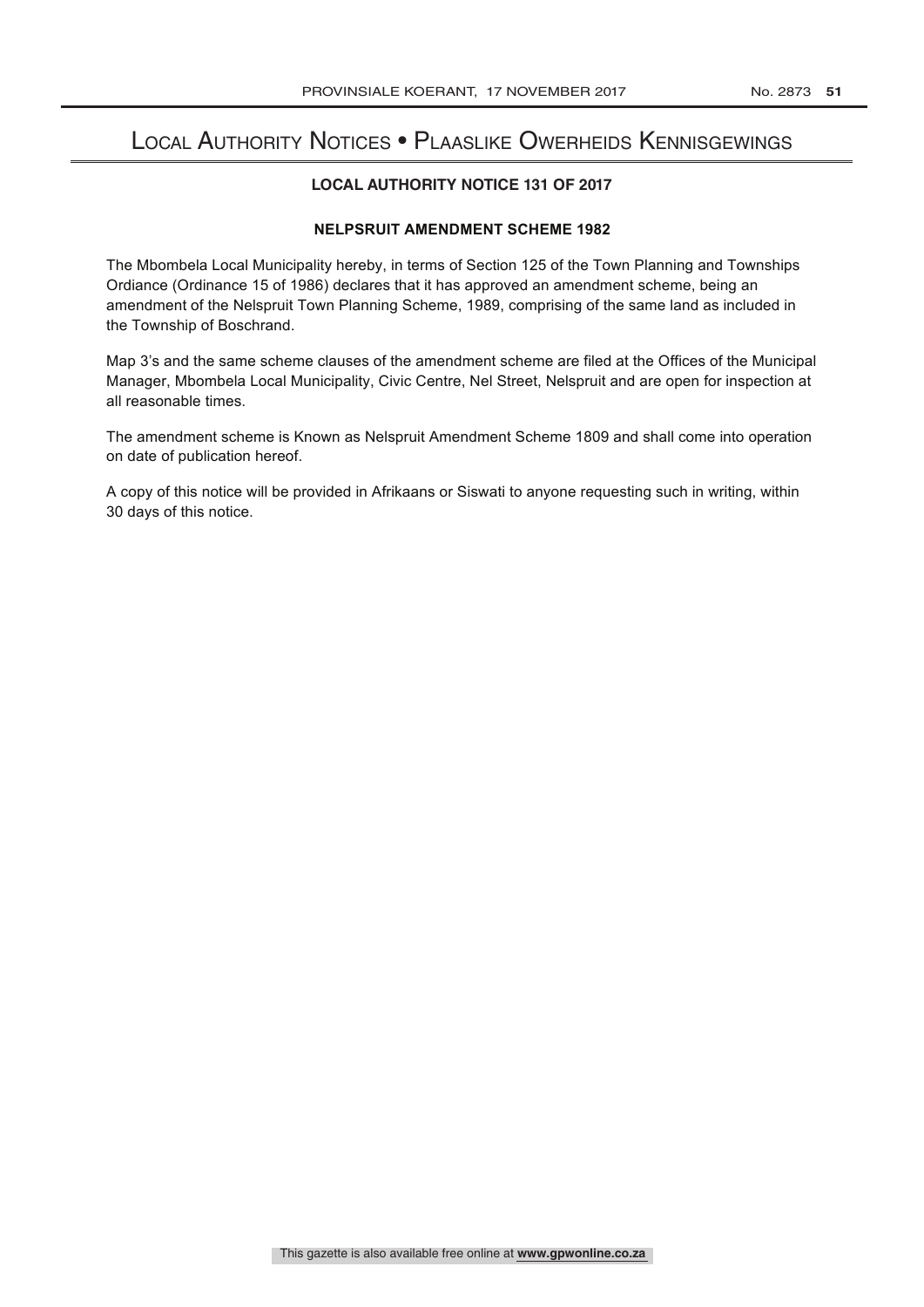# Local Authority Notices • Plaaslike Owerheids Kennisgewings

### LOCAL AUTHORITY NOTICE 131 OF 2017

### NELPSRUIT AMENDMENT SCHEME 1982

The Mbombela Local Municipality hereby, in terms of Section 125 of the Town Planning and Townships Ordiance (Ordinance 15 of 1986) declares that it has approved an amendment scheme, being an amendment of the Nelspruit Town Planning Scheme, 1989, comprising of the same land as included in the Township of Boschrand.

Map 3's and the same scheme clauses of the amendment scheme are filed at the Offices of the Municipal Manager, Mbombela Local Municipality, Civic Centre, Nel Street, Nelspruit and are open for inspection at all reasonable times.

The amendment scheme is Known as Nelspruit Amendment Scheme 1809 and shall come into operation on date of publication hereof.

A copy of this notice will be provided in Afrikaans or Siswati to anyone requesting such in writing, within 30 days of this notice.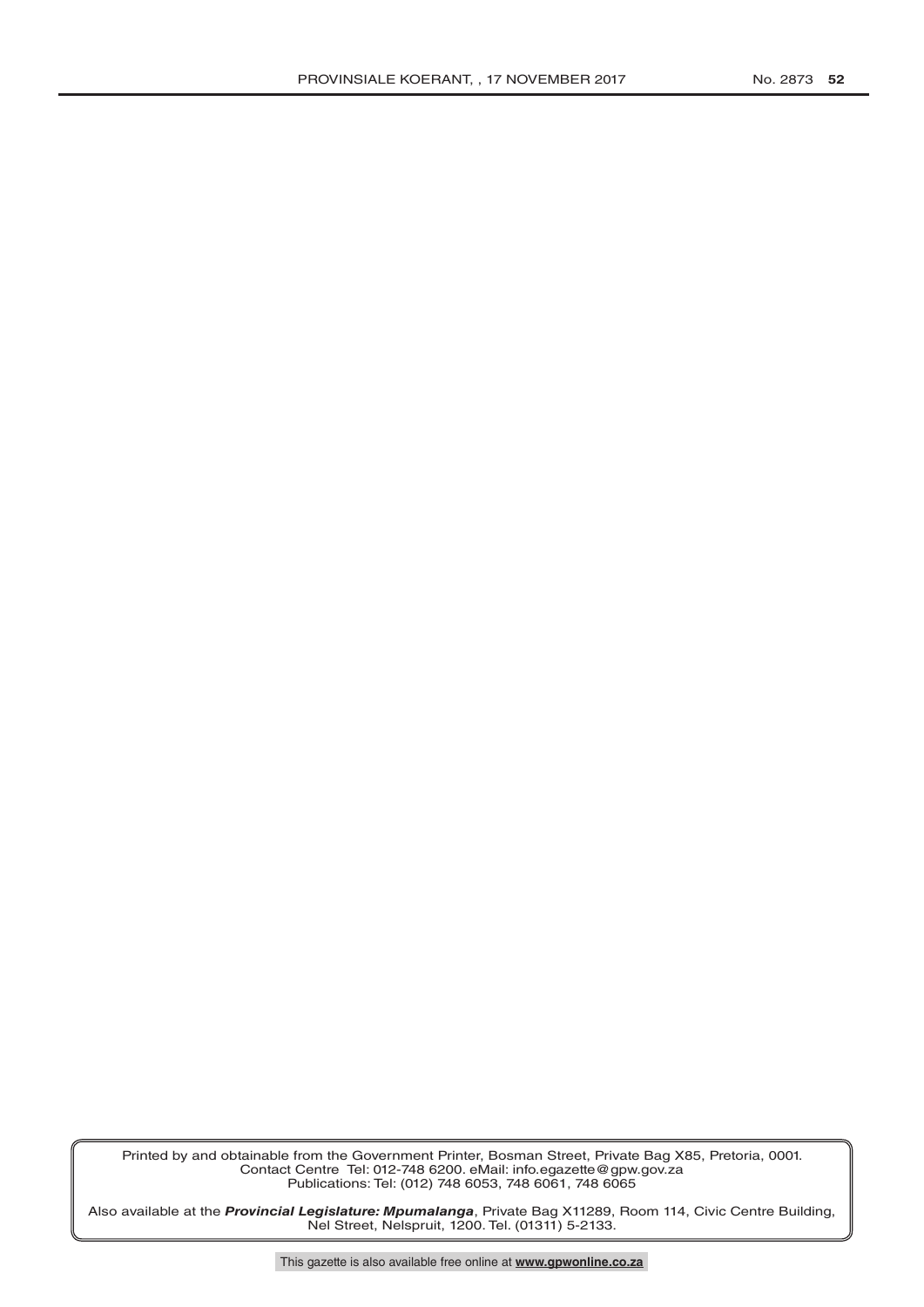Printed by and obtainable from the Government Printer, Bosman Street, Private Bag X85, Pretoria, 0001.
Contact Centre Tel: 012-748 6200. eMail: info.egazette@gpw.gov.za
Publications: Tel: (012) 748 6053, 748 6061, 748 6065

Also available at the ***Provincial Legislature: Mpumalanga***, Private Bag X11289, Room 114, Civic Centre Building, Nel Street, Nelspruit, 1200. Tel. (01311) 5-2133.

This gazette is also available free online at **www.gpwonline.co.za**